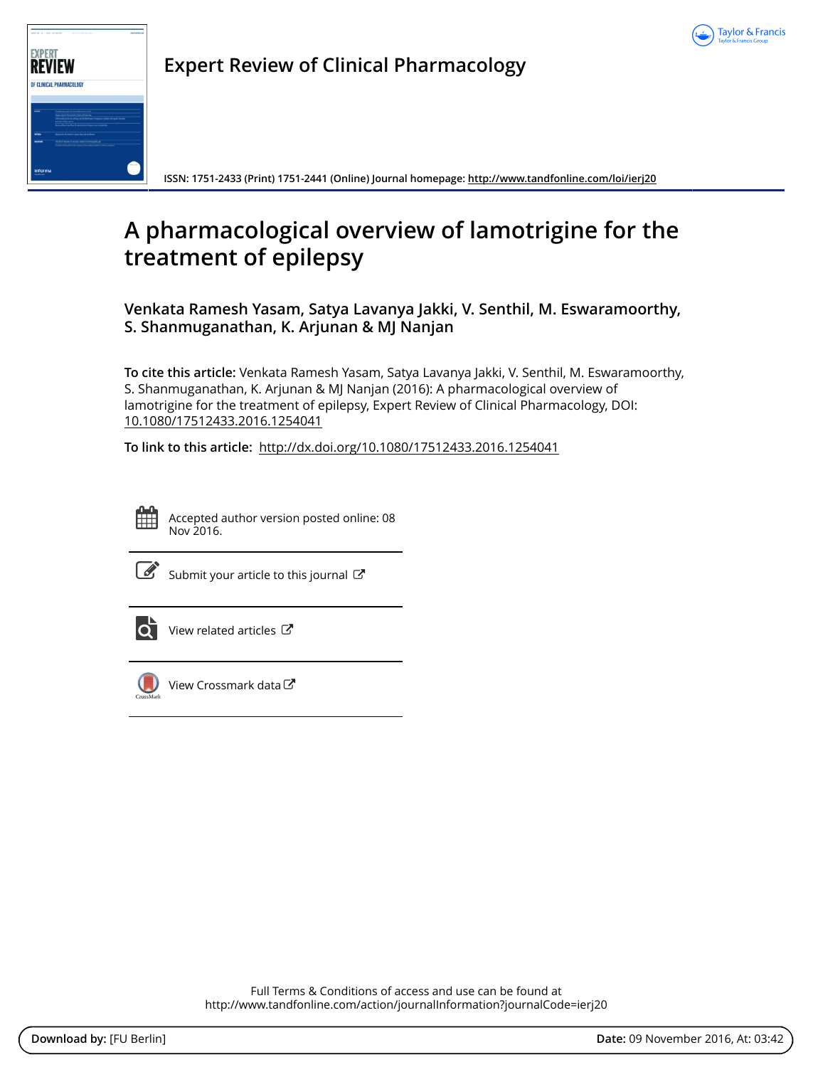# Expert Review of Clinical Pharmacology

ISSN: 1751-2433 (Print) 1751-2441 (Online) Journal homepage: http://www.tandfonline.com/loi/ierj20

# A pharmacological overview of lamotrigine for the treatment of epilepsy

**Venkata Ramesh Yasam, Satya Lavanya Jakki, V. Senthil, M. Eswaramoorthy, S. Shanmuganathan, K. Arjunan & MJ Nanjan**

**To cite this article:** Venkata Ramesh Yasam, Satya Lavanya Jakki, V. Senthil, M. Eswaramoorthy, S. Shanmuganathan, K. Arjunan & MJ Nanjan (2016): A pharmacological overview of lamotrigine for the treatment of epilepsy, Expert Review of Clinical Pharmacology, DOI: 10.1080/17512433.2016.1254041

**To link to this article:** http://dx.doi.org/10.1080/17512433.2016.1254041

Accepted author version posted online: 08 Nov 2016.

Submit your article to this journal

View related articles

View Crossmark data

Full Terms & Conditions of access and use can be found at http://www.tandfonline.com/action/journalInformation?journalCode=ierj20

**Download by:** [FU Berlin] **Date:** 09 November 2016, At: 03:42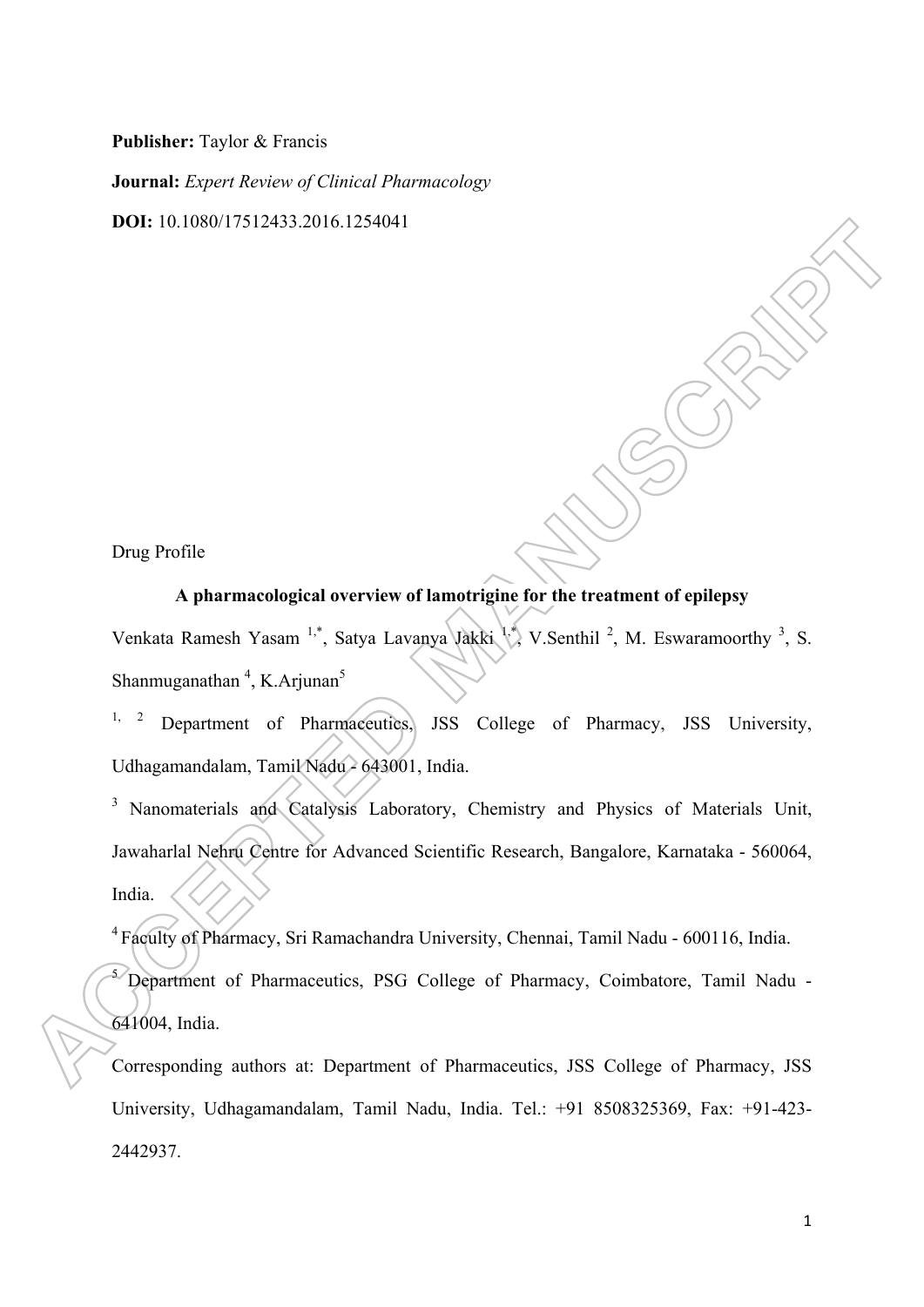**Publisher:** Taylor & Francis

**Journal:** *Expert Review of Clinical Pharmacology*

**DOI:** 10.1080/17512433.2016.1254041

Drug Profile

## A pharmacological overview of lamotrigine for the treatment of epilepsy

Venkata Ramesh Yasam [1,*], Satya Lavanya Jakki [1,*], V.Senthil [2], M. Eswaramoorthy [3], S. Shanmuganathan [4], K.Arjunan[5]

[1, 2] Department of Pharmaceutics, JSS College of Pharmacy, JSS University, Udhagamandalam, Tamil Nadu - 643001, India.

[3] Nanomaterials and Catalysis Laboratory, Chemistry and Physics of Materials Unit, Jawaharlal Nehru Centre for Advanced Scientific Research, Bangalore, Karnataka - 560064, India.

[4] Faculty of Pharmacy, Sri Ramachandra University, Chennai, Tamil Nadu - 600116, India.

[5] Department of Pharmaceutics, PSG College of Pharmacy, Coimbatore, Tamil Nadu - 641004, India.

Corresponding authors at: Department of Pharmaceutics, JSS College of Pharmacy, JSS University, Udhagamandalam, Tamil Nadu, India. Tel.: +91 8508325369, Fax: +91-423-2442937.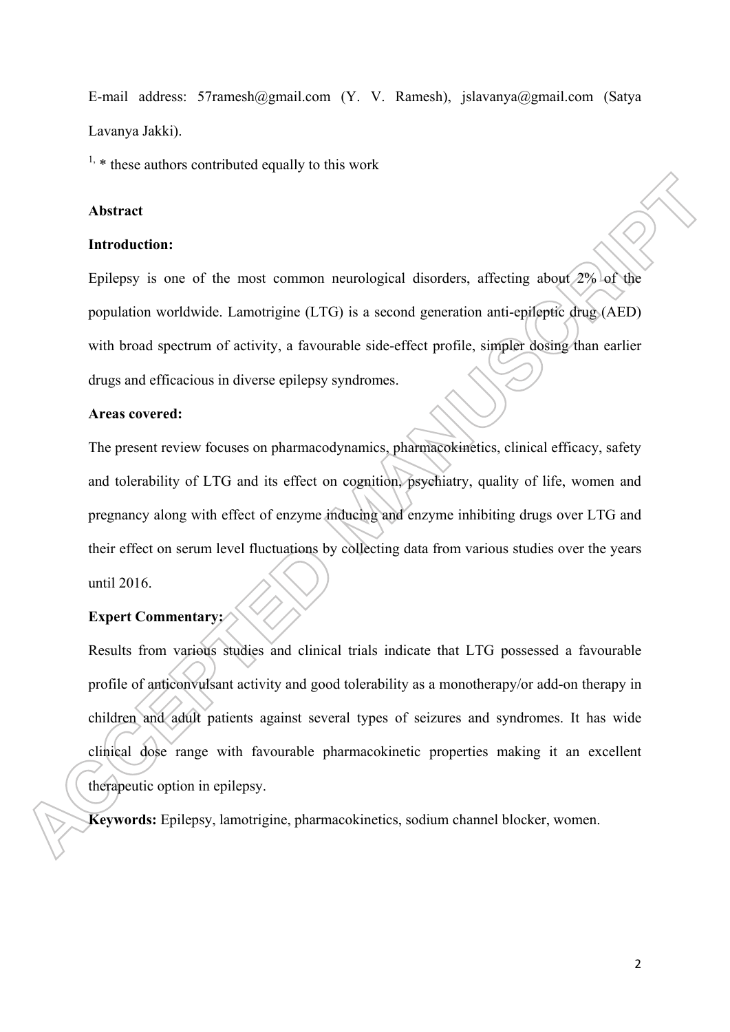E-mail address: 57ramesh@gmail.com (Y. V. Ramesh), jslavanya@gmail.com (Satya Lavanya Jakki).

[1,] * these authors contributed equally to this work

**Abstract**

**Introduction:**

Epilepsy is one of the most common neurological disorders, affecting about 2% of the population worldwide. Lamotrigine (LTG) is a second generation anti-epileptic drug (AED) with broad spectrum of activity, a favourable side-effect profile, simpler dosing than earlier drugs and efficacious in diverse epilepsy syndromes.

**Areas covered:**

The present review focuses on pharmacodynamics, pharmacokinetics, clinical efficacy, safety and tolerability of LTG and its effect on cognition, psychiatry, quality of life, women and pregnancy along with effect of enzyme inducing and enzyme inhibiting drugs over LTG and their effect on serum level fluctuations by collecting data from various studies over the years until 2016.

**Expert Commentary:**

Results from various studies and clinical trials indicate that LTG possessed a favourable profile of anticonvulsant activity and good tolerability as a monotherapy/or add-on therapy in children and adult patients against several types of seizures and syndromes. It has wide clinical dose range with favourable pharmacokinetic properties making it an excellent therapeutic option in epilepsy.

**Keywords:** Epilepsy, lamotrigine, pharmacokinetics, sodium channel blocker, women.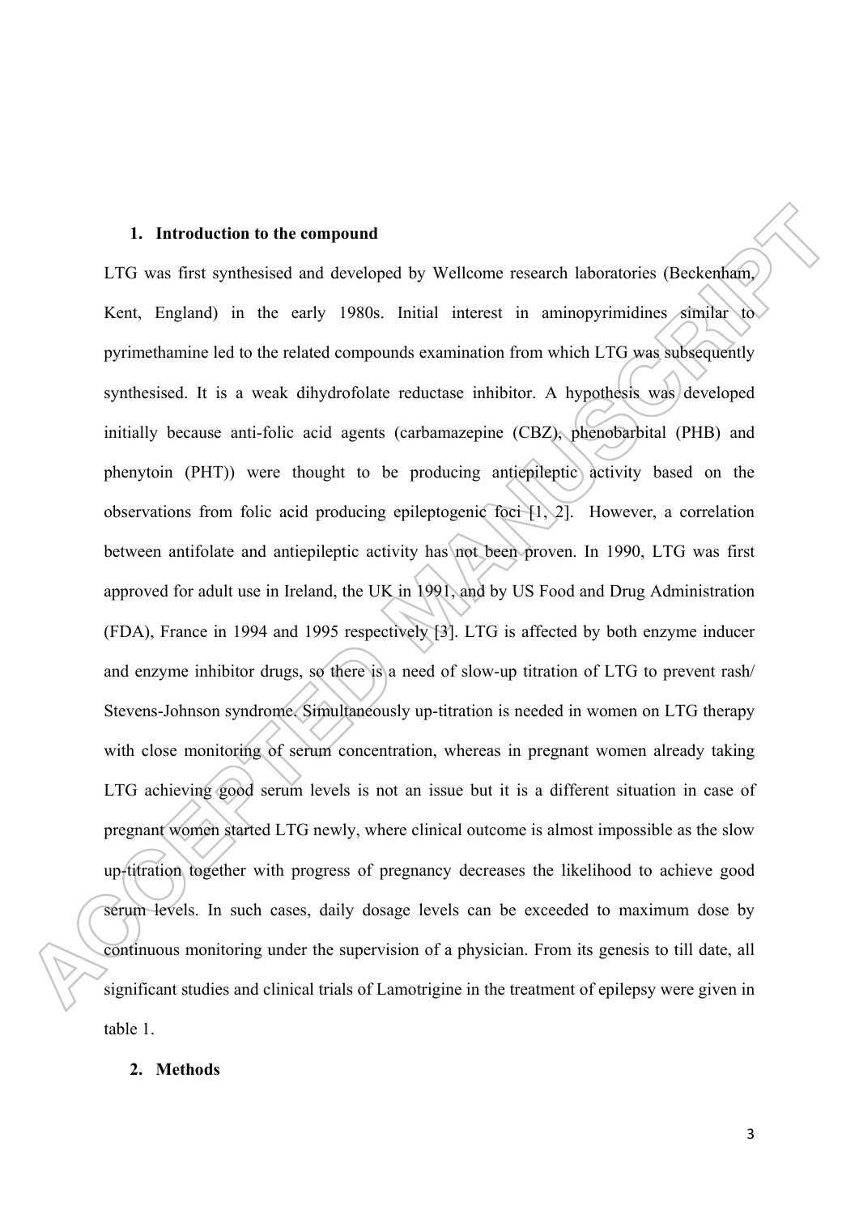## 1. Introduction to the compound

LTG was first synthesised and developed by Wellcome research laboratories (Beckenham, Kent, England) in the early 1980s. Initial interest in aminopyrimidines similar to pyrimethamine led to the related compounds examination from which LTG was subsequently synthesised. It is a weak dihydrofolate reductase inhibitor. A hypothesis was developed initially because anti-folic acid agents (carbamazepine (CBZ), phenobarbital (PHB) and phenytoin (PHT)) were thought to be producing antiepileptic activity based on the observations from folic acid producing epileptogenic foci [1, 2]. However, a correlation between antifolate and antiepileptic activity has not been proven. In 1990, LTG was first approved for adult use in Ireland, the UK in 1991, and by US Food and Drug Administration (FDA), France in 1994 and 1995 respectively [3]. LTG is affected by both enzyme inducer and enzyme inhibitor drugs, so there is a need of slow-up titration of LTG to prevent rash/ Stevens-Johnson syndrome. Simultaneously up-titration is needed in women on LTG therapy with close monitoring of serum concentration, whereas in pregnant women already taking LTG achieving good serum levels is not an issue but it is a different situation in case of pregnant women started LTG newly, where clinical outcome is almost impossible as the slow up-titration together with progress of pregnancy decreases the likelihood to achieve good serum levels. In such cases, daily dosage levels can be exceeded to maximum dose by continuous monitoring under the supervision of a physician. From its genesis to till date, all significant studies and clinical trials of Lamotrigine in the treatment of epilepsy were given in table 1.

## 2. Methods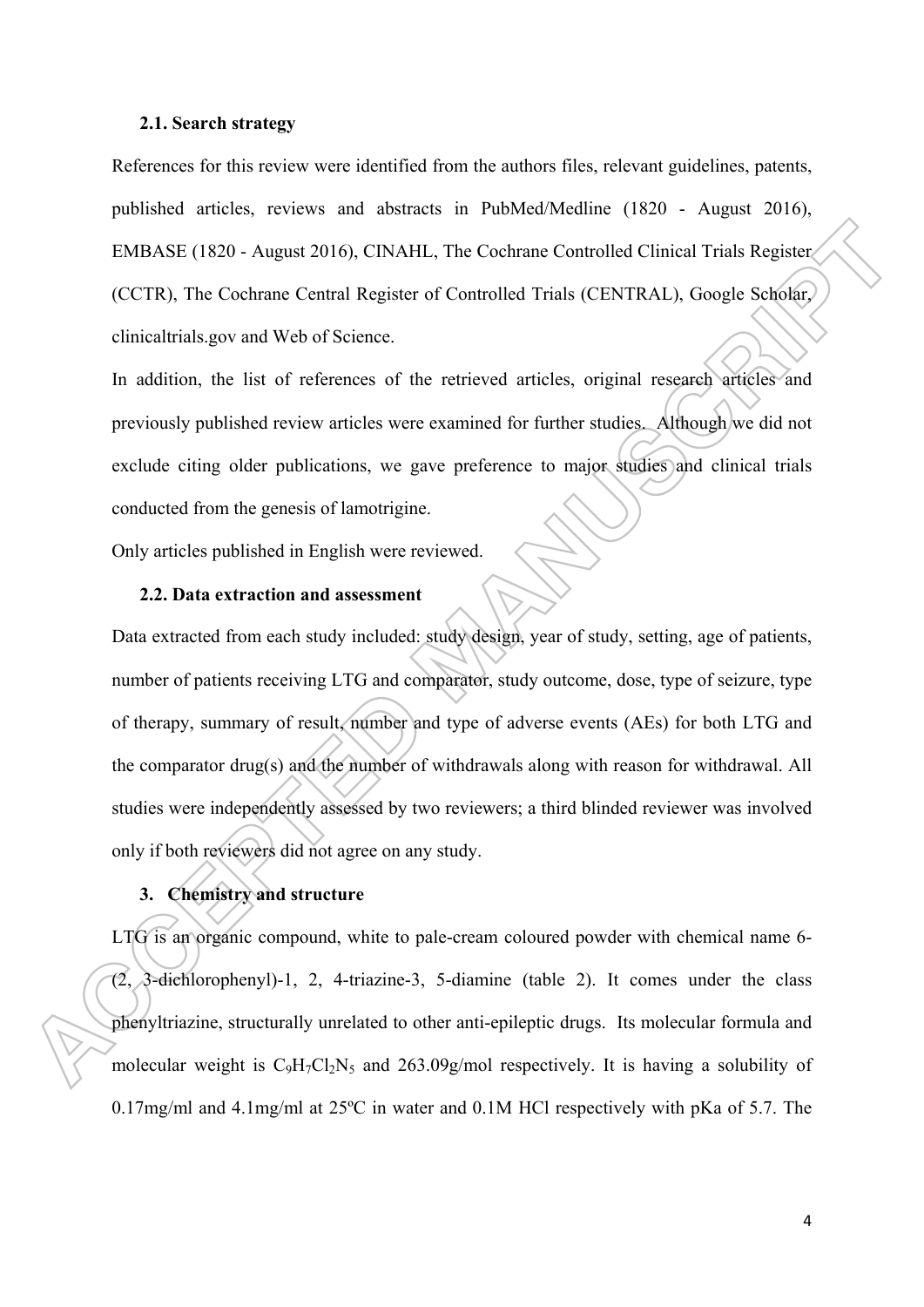### 2.1. Search strategy

References for this review were identified from the authors files, relevant guidelines, patents, published articles, reviews and abstracts in PubMed/Medline (1820 - August 2016), EMBASE (1820 - August 2016), CINAHL, The Cochrane Controlled Clinical Trials Register (CCTR), The Cochrane Central Register of Controlled Trials (CENTRAL), Google Scholar, clinicaltrials.gov and Web of Science.

In addition, the list of references of the retrieved articles, original research articles and previously published review articles were examined for further studies. Although we did not exclude citing older publications, we gave preference to major studies and clinical trials conducted from the genesis of lamotrigine.

Only articles published in English were reviewed.

### 2.2. Data extraction and assessment

Data extracted from each study included: study design, year of study, setting, age of patients, number of patients receiving LTG and comparator, study outcome, dose, type of seizure, type of therapy, summary of result, number and type of adverse events (AEs) for both LTG and the comparator drug(s) and the number of withdrawals along with reason for withdrawal. All studies were independently assessed by two reviewers; a third blinded reviewer was involved only if both reviewers did not agree on any study.

## 3. Chemistry and structure

LTG is an organic compound, white to pale-cream coloured powder with chemical name 6-(2, 3-dichlorophenyl)-1, 2, 4-triazine-3, 5-diamine (table 2). It comes under the class phenyltriazine, structurally unrelated to other anti-epileptic drugs. Its molecular formula and molecular weight is $C_9H_7Cl_2N_5$ and 263.09g/mol respectively. It is having a solubility of 0.17mg/ml and 4.1mg/ml at 25ºC in water and 0.1M HCl respectively with pKa of 5.7. The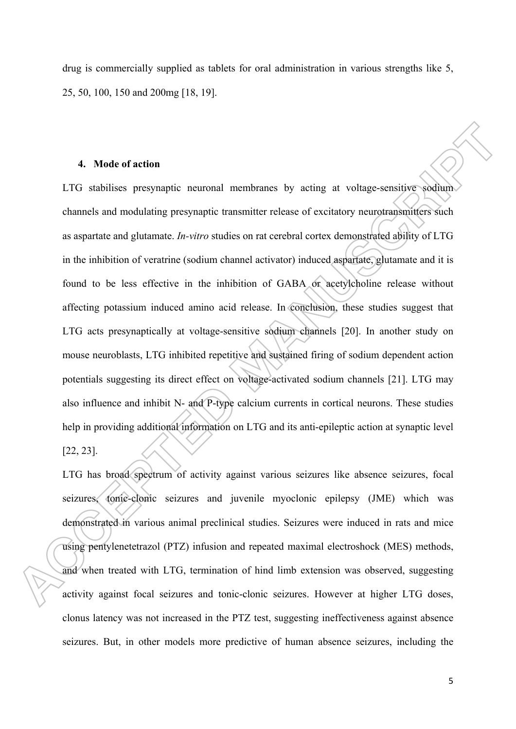drug is commercially supplied as tablets for oral administration in various strengths like 5, 25, 50, 100, 150 and 200mg [18, 19].

## 4. Mode of action

LTG stabilises presynaptic neuronal membranes by acting at voltage-sensitive sodium channels and modulating presynaptic transmitter release of excitatory neurotransmitters such as aspartate and glutamate. *In-vitro* studies on rat cerebral cortex demonstrated ability of LTG in the inhibition of veratrine (sodium channel activator) induced aspartate, glutamate and it is found to be less effective in the inhibition of GABA or acetylcholine release without affecting potassium induced amino acid release. In conclusion, these studies suggest that LTG acts presynaptically at voltage-sensitive sodium channels [20]. In another study on mouse neuroblasts, LTG inhibited repetitive and sustained firing of sodium dependent action potentials suggesting its direct effect on voltage-activated sodium channels [21]. LTG may also influence and inhibit N- and P-type calcium currents in cortical neurons. These studies help in providing additional information on LTG and its anti-epileptic action at synaptic level [22, 23].

LTG has broad spectrum of activity against various seizures like absence seizures, focal seizures, tonic-clonic seizures and juvenile myoclonic epilepsy (JME) which was demonstrated in various animal preclinical studies. Seizures were induced in rats and mice using pentylenetetrazol (PTZ) infusion and repeated maximal electroshock (MES) methods, and when treated with LTG, termination of hind limb extension was observed, suggesting activity against focal seizures and tonic-clonic seizures. However at higher LTG doses, clonus latency was not increased in the PTZ test, suggesting ineffectiveness against absence seizures. But, in other models more predictive of human absence seizures, including the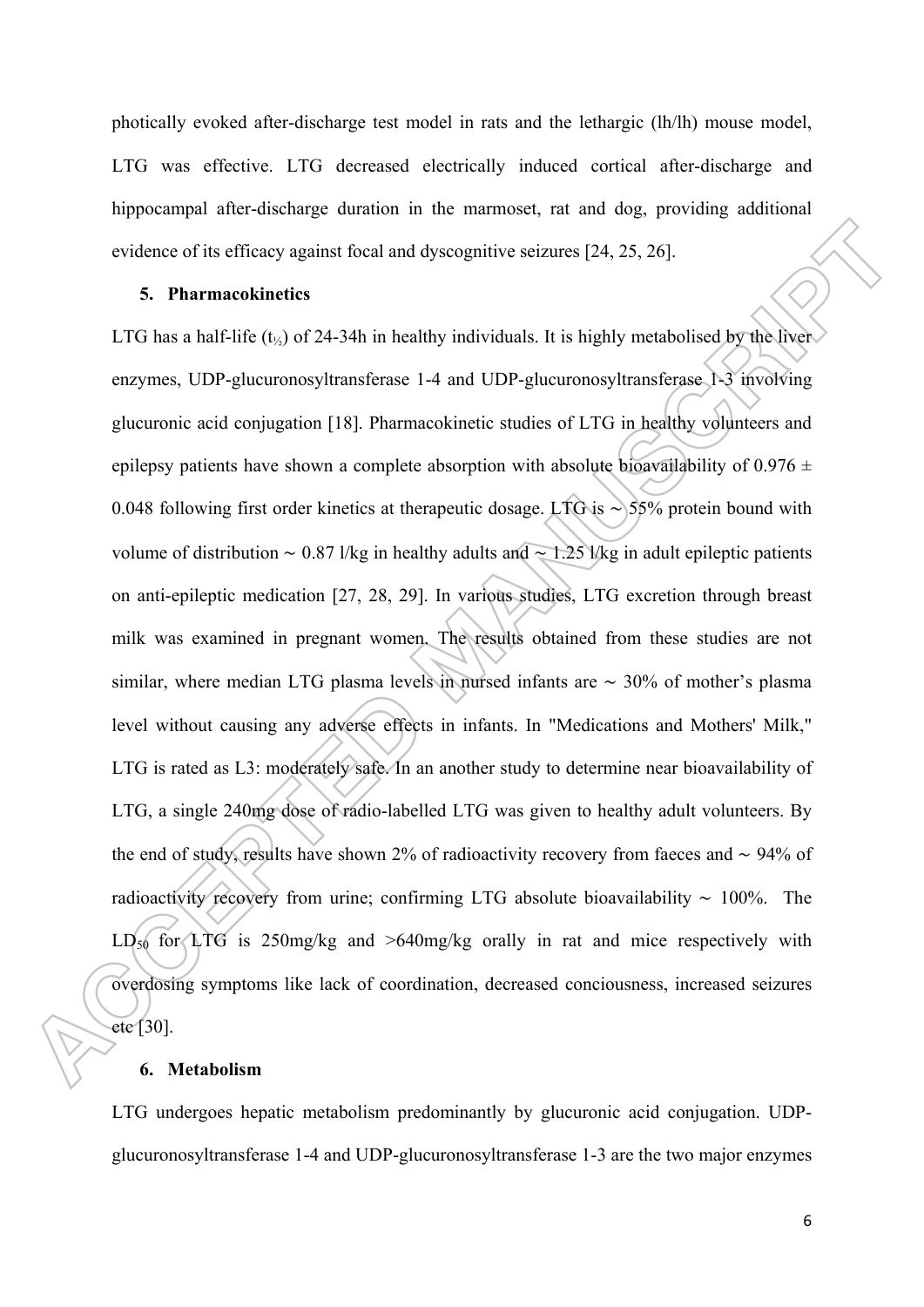photically evoked after-discharge test model in rats and the lethargic (lh/lh) mouse model, LTG was effective. LTG decreased electrically induced cortical after-discharge and hippocampal after-discharge duration in the marmoset, rat and dog, providing additional evidence of its efficacy against focal and dyscognitive seizures [24, 25, 26].

## 5. Pharmacokinetics

LTG has a half-life ($t_{½}$) of 24-34h in healthy individuals. It is highly metabolised by the liver enzymes, UDP-glucuronosyltransferase 1-4 and UDP-glucuronosyltransferase 1-3 involving glucuronic acid conjugation [18]. Pharmacokinetic studies of LTG in healthy volunteers and epilepsy patients have shown a complete absorption with absolute bioavailability of $0.976 \pm 0.048$ following first order kinetics at therapeutic dosage. LTG is ~ 55% protein bound with volume of distribution ~ 0.87 l/kg in healthy adults and ~ 1.25 l/kg in adult epileptic patients on anti-epileptic medication [27, 28, 29]. In various studies, LTG excretion through breast milk was examined in pregnant women. The results obtained from these studies are not similar, where median LTG plasma levels in nursed infants are ~ 30% of mother's plasma level without causing any adverse effects in infants. In "Medications and Mothers' Milk," LTG is rated as L3: moderately safe. In an another study to determine near bioavailability of LTG, a single 240mg dose of radio-labelled LTG was given to healthy adult volunteers. By the end of study, results have shown 2% of radioactivity recovery from faeces and ~ 94% of radioactivity recovery from urine; confirming LTG absolute bioavailability ~ 100%. The $LD_{50}$ for LTG is 250mg/kg and >640mg/kg orally in rat and mice respectively with overdosing symptoms like lack of coordination, decreased conciousness, increased seizures etc [30].

## 6. Metabolism

LTG undergoes hepatic metabolism predominantly by glucuronic acid conjugation. UDP-glucuronosyltransferase 1-4 and UDP-glucuronosyltransferase 1-3 are the two major enzymes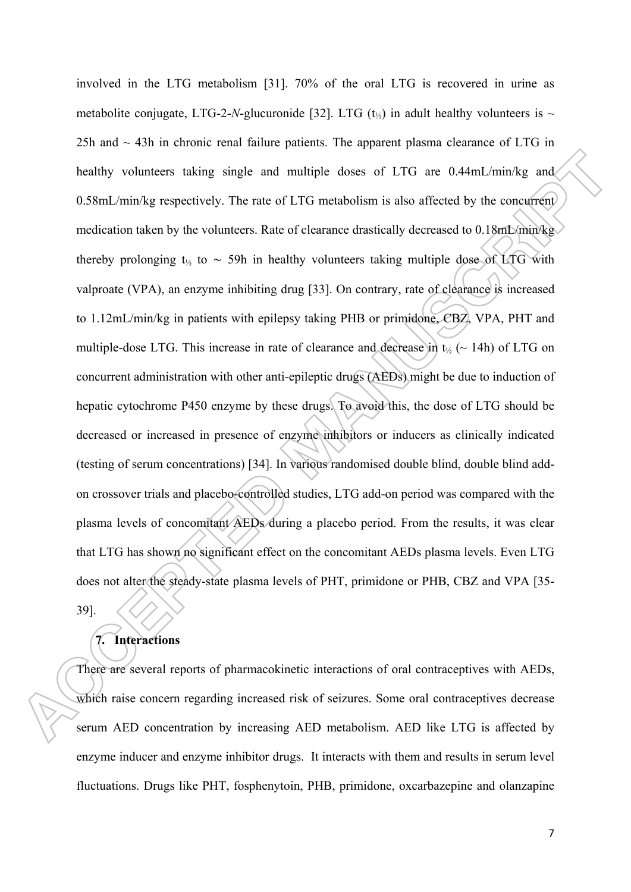involved in the LTG metabolism [31]. 70% of the oral LTG is recovered in urine as metabolite conjugate, LTG-2-*N*-glucuronide [32]. LTG ($t_{½}$) in adult healthy volunteers is ~ 25h and ~ 43h in chronic renal failure patients. The apparent plasma clearance of LTG in healthy volunteers taking single and multiple doses of LTG are 0.44mL/min/kg and 0.58mL/min/kg respectively. The rate of LTG metabolism is also affected by the concurrent medication taken by the volunteers. Rate of clearance drastically decreased to 0.18mL/min/kg thereby prolonging $t_{½}$ to ~ 59h in healthy volunteers taking multiple dose of LTG with valproate (VPA), an enzyme inhibiting drug [33]. On contrary, rate of clearance is increased to 1.12mL/min/kg in patients with epilepsy taking PHB or primidone, CBZ, VPA, PHT and multiple-dose LTG. This increase in rate of clearance and decrease in $t_{½}$ (~ 14h) of LTG on concurrent administration with other anti-epileptic drugs (AEDs) might be due to induction of hepatic cytochrome P450 enzyme by these drugs. To avoid this, the dose of LTG should be decreased or increased in presence of enzyme inhibitors or inducers as clinically indicated (testing of serum concentrations) [34]. In various randomised double blind, double blind add-on crossover trials and placebo-controlled studies, LTG add-on period was compared with the plasma levels of concomitant AEDs during a placebo period. From the results, it was clear that LTG has shown no significant effect on the concomitant AEDs plasma levels. Even LTG does not alter the steady-state plasma levels of PHT, primidone or PHB, CBZ and VPA [35-39].

## 7. Interactions

There are several reports of pharmacokinetic interactions of oral contraceptives with AEDs, which raise concern regarding increased risk of seizures. Some oral contraceptives decrease serum AED concentration by increasing AED metabolism. AED like LTG is affected by enzyme inducer and enzyme inhibitor drugs. It interacts with them and results in serum level fluctuations. Drugs like PHT, fosphenytoin, PHB, primidone, oxcarbazepine and olanzapine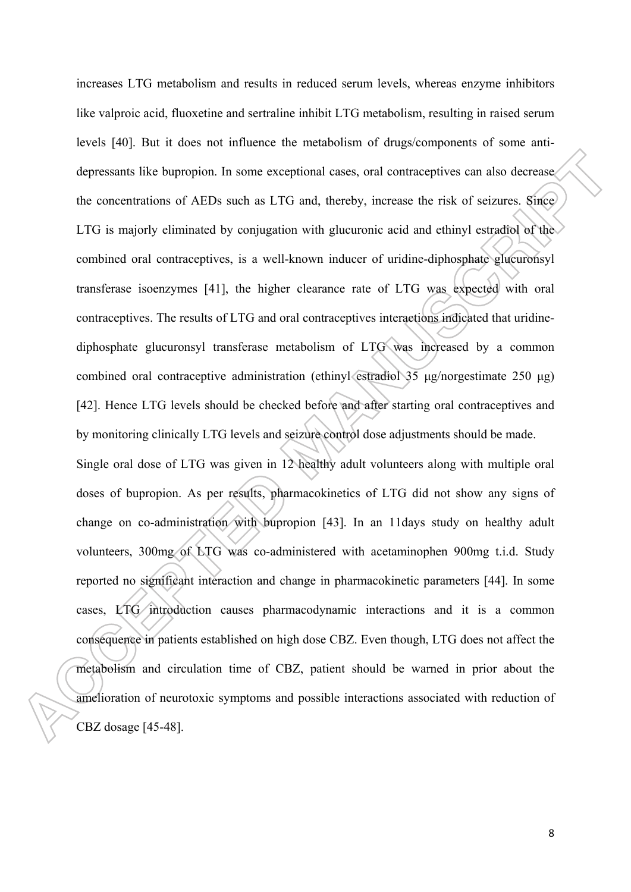increases LTG metabolism and results in reduced serum levels, whereas enzyme inhibitors like valproic acid, fluoxetine and sertraline inhibit LTG metabolism, resulting in raised serum levels [40]. But it does not influence the metabolism of drugs/components of some anti-depressants like bupropion. In some exceptional cases, oral contraceptives can also decrease the concentrations of AEDs such as LTG and, thereby, increase the risk of seizures. Since LTG is majorly eliminated by conjugation with glucuronic acid and ethinyl estradiol of the combined oral contraceptives, is a well-known inducer of uridine-diphosphate glucuronsyl transferase isoenzymes [41], the higher clearance rate of LTG was expected with oral contraceptives. The results of LTG and oral contraceptives interactions indicated that uridine-diphosphate glucuronsyl transferase metabolism of LTG was increased by a common combined oral contraceptive administration (ethinyl estradiol 35 μg/norgestimate 250 μg) [42]. Hence LTG levels should be checked before and after starting oral contraceptives and by monitoring clinically LTG levels and seizure control dose adjustments should be made.

Single oral dose of LTG was given in 12 healthy adult volunteers along with multiple oral doses of bupropion. As per results, pharmacokinetics of LTG did not show any signs of change on co-administration with bupropion [43]. In an 11days study on healthy adult volunteers, 300mg of LTG was co-administered with acetaminophen 900mg t.i.d. Study reported no significant interaction and change in pharmacokinetic parameters [44]. In some cases, LTG introduction causes pharmacodynamic interactions and it is a common consequence in patients established on high dose CBZ. Even though, LTG does not affect the metabolism and circulation time of CBZ, patient should be warned in prior about the amelioration of neurotoxic symptoms and possible interactions associated with reduction of CBZ dosage [45-48].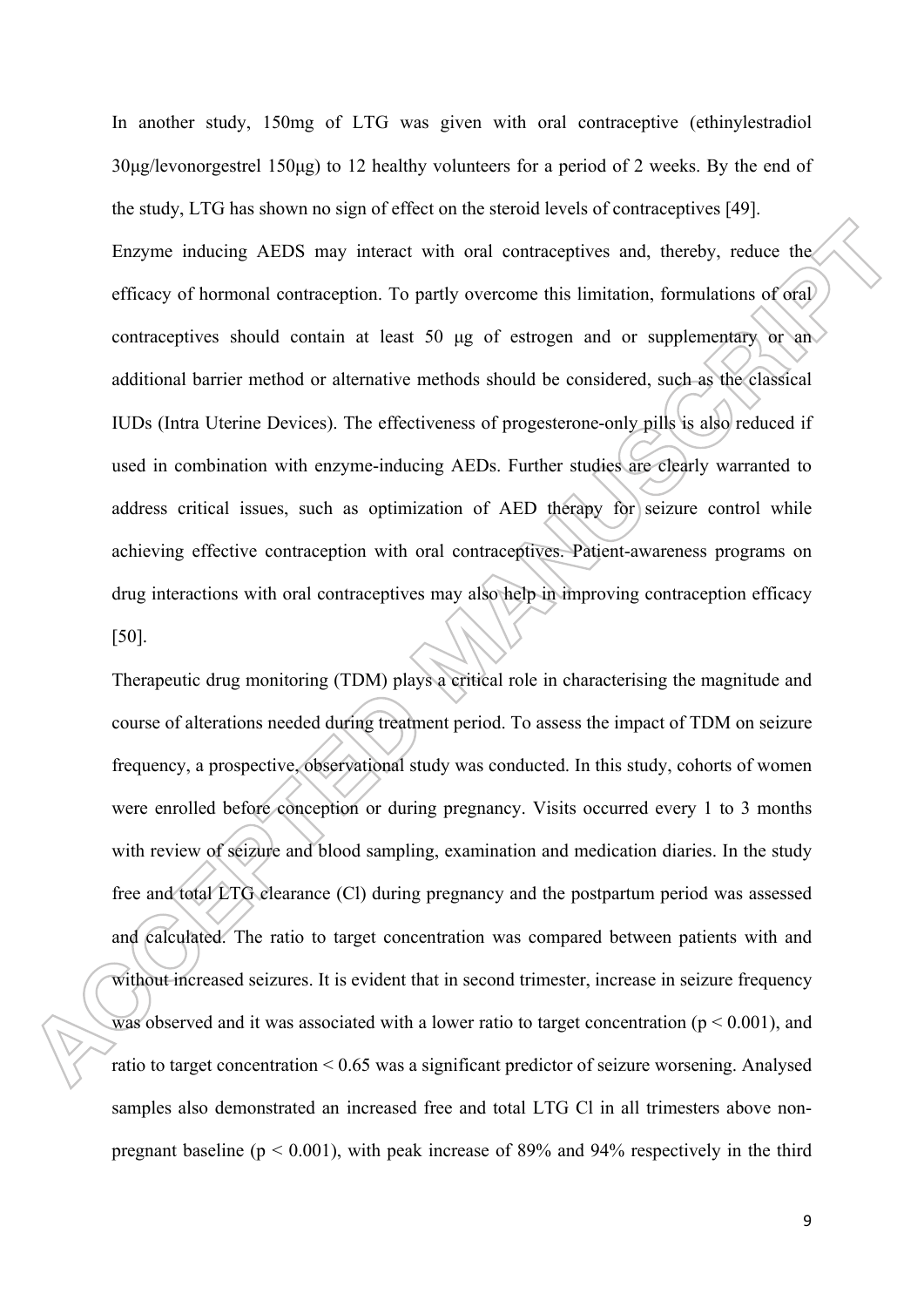In another study, 150mg of LTG was given with oral contraceptive (ethinylestradiol 30μg/levonorgestrel 150μg) to 12 healthy volunteers for a period of 2 weeks. By the end of the study, LTG has shown no sign of effect on the steroid levels of contraceptives [49].

Enzyme inducing AEDS may interact with oral contraceptives and, thereby, reduce the efficacy of hormonal contraception. To partly overcome this limitation, formulations of oral contraceptives should contain at least 50 μg of estrogen and or supplementary or an additional barrier method or alternative methods should be considered, such as the classical IUDs (Intra Uterine Devices). The effectiveness of progesterone-only pills is also reduced if used in combination with enzyme-inducing AEDs. Further studies are clearly warranted to address critical issues, such as optimization of AED therapy for seizure control while achieving effective contraception with oral contraceptives. Patient-awareness programs on drug interactions with oral contraceptives may also help in improving contraception efficacy [50].

Therapeutic drug monitoring (TDM) plays a critical role in characterising the magnitude and course of alterations needed during treatment period. To assess the impact of TDM on seizure frequency, a prospective, observational study was conducted. In this study, cohorts of women were enrolled before conception or during pregnancy. Visits occurred every 1 to 3 months with review of seizure and blood sampling, examination and medication diaries. In the study free and total LTG clearance (Cl) during pregnancy and the postpartum period was assessed and calculated. The ratio to target concentration was compared between patients with and without increased seizures. It is evident that in second trimester, increase in seizure frequency was observed and it was associated with a lower ratio to target concentration ($p < 0.001$), and ratio to target concentration < 0.65 was a significant predictor of seizure worsening. Analysed samples also demonstrated an increased free and total LTG Cl in all trimesters above non-pregnant baseline ($p < 0.001$), with peak increase of 89% and 94% respectively in the third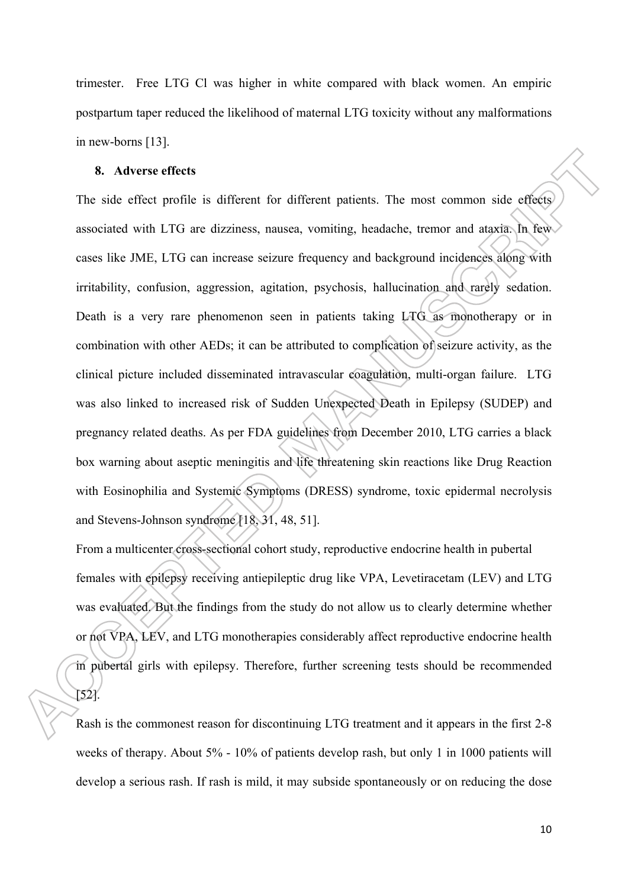trimester. Free LTG Cl was higher in white compared with black women. An empiric postpartum taper reduced the likelihood of maternal LTG toxicity without any malformations in new-borns [13].

## 8. Adverse effects

The side effect profile is different for different patients. The most common side effects associated with LTG are dizziness, nausea, vomiting, headache, tremor and ataxia. In few cases like JME, LTG can increase seizure frequency and background incidences along with irritability, confusion, aggression, agitation, psychosis, hallucination and rarely sedation. Death is a very rare phenomenon seen in patients taking LTG as monotherapy or in combination with other AEDs; it can be attributed to complication of seizure activity, as the clinical picture included disseminated intravascular coagulation, multi-organ failure. LTG was also linked to increased risk of Sudden Unexpected Death in Epilepsy (SUDEP) and pregnancy related deaths. As per FDA guidelines from December 2010, LTG carries a black box warning about aseptic meningitis and life threatening skin reactions like Drug Reaction with Eosinophilia and Systemic Symptoms (DRESS) syndrome, toxic epidermal necrolysis and Stevens-Johnson syndrome [18, 31, 48, 51].

From a multicenter cross-sectional cohort study, reproductive endocrine health in pubertal females with epilepsy receiving antiepileptic drug like VPA, Levetiracetam (LEV) and LTG was evaluated. But the findings from the study do not allow us to clearly determine whether or not VPA, LEV, and LTG monotherapies considerably affect reproductive endocrine health in pubertal girls with epilepsy. Therefore, further screening tests should be recommended [52].

Rash is the commonest reason for discontinuing LTG treatment and it appears in the first 2-8 weeks of therapy. About 5% - 10% of patients develop rash, but only 1 in 1000 patients will develop a serious rash. If rash is mild, it may subside spontaneously or on reducing the dose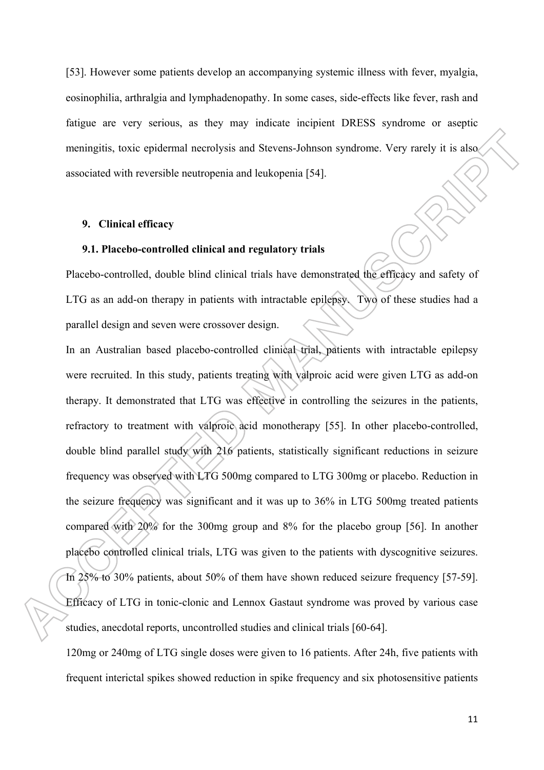[53]. However some patients develop an accompanying systemic illness with fever, myalgia, eosinophilia, arthralgia and lymphadenopathy. In some cases, side-effects like fever, rash and fatigue are very serious, as they may indicate incipient DRESS syndrome or aseptic meningitis, toxic epidermal necrolysis and Stevens-Johnson syndrome. Very rarely it is also associated with reversible neutropenia and leukopenia [54].

## 9. Clinical efficacy

### 9.1. Placebo-controlled clinical and regulatory trials

Placebo-controlled, double blind clinical trials have demonstrated the efficacy and safety of LTG as an add-on therapy in patients with intractable epilepsy. Two of these studies had a parallel design and seven were crossover design.

In an Australian based placebo-controlled clinical trial, patients with intractable epilepsy were recruited. In this study, patients treating with valproic acid were given LTG as add-on therapy. It demonstrated that LTG was effective in controlling the seizures in the patients, refractory to treatment with valproic acid monotherapy [55]. In other placebo-controlled, double blind parallel study with 216 patients, statistically significant reductions in seizure frequency was observed with LTG 500mg compared to LTG 300mg or placebo. Reduction in the seizure frequency was significant and it was up to 36% in LTG 500mg treated patients compared with 20% for the 300mg group and 8% for the placebo group [56]. In another placebo controlled clinical trials, LTG was given to the patients with dyscognitive seizures. In 25% to 30% patients, about 50% of them have shown reduced seizure frequency [57-59]. Efficacy of LTG in tonic-clonic and Lennox Gastaut syndrome was proved by various case studies, anecdotal reports, uncontrolled studies and clinical trials [60-64].

120mg or 240mg of LTG single doses were given to 16 patients. After 24h, five patients with frequent interictal spikes showed reduction in spike frequency and six photosensitive patients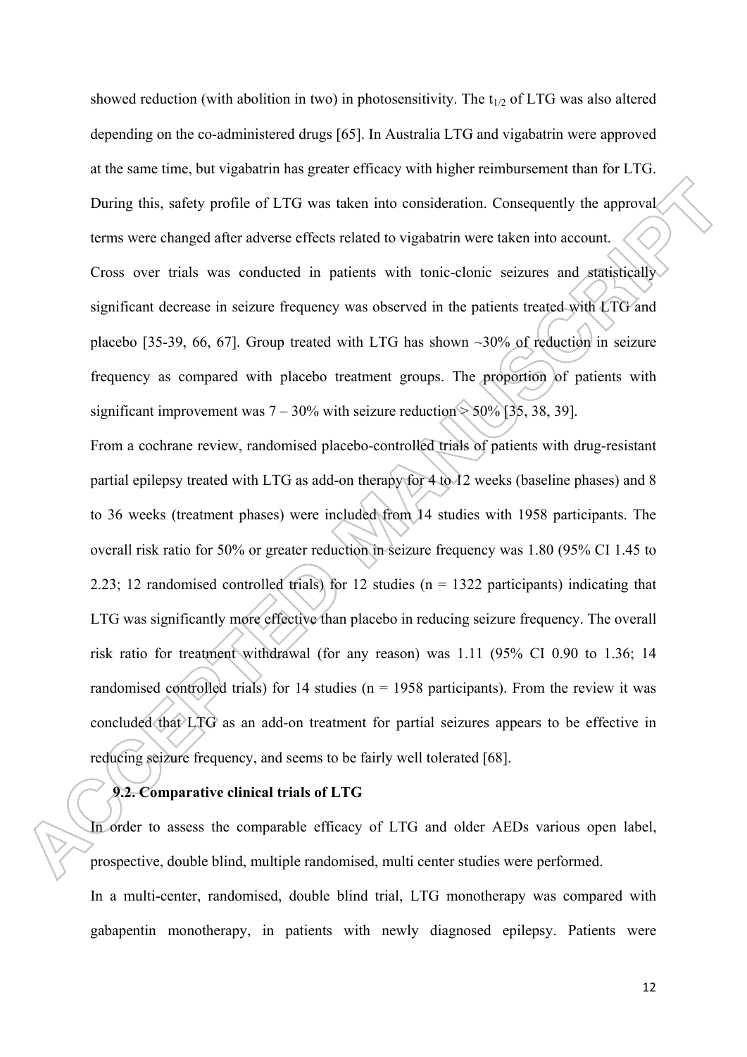showed reduction (with abolition in two) in photosensitivity. The $t_{1/2}$ of LTG was also altered depending on the co-administered drugs [65]. In Australia LTG and vigabatrin were approved at the same time, but vigabatrin has greater efficacy with higher reimbursement than for LTG. During this, safety profile of LTG was taken into consideration. Consequently the approval terms were changed after adverse effects related to vigabatrin were taken into account.

Cross over trials was conducted in patients with tonic-clonic seizures and statistically significant decrease in seizure frequency was observed in the patients treated with LTG and placebo [35-39, 66, 67]. Group treated with LTG has shown ~30% of reduction in seizure frequency as compared with placebo treatment groups. The proportion of patients with significant improvement was 7 – 30% with seizure reduction > 50% [35, 38, 39].

From a cochrane review, randomised placebo-controlled trials of patients with drug-resistant partial epilepsy treated with LTG as add-on therapy for 4 to 12 weeks (baseline phases) and 8 to 36 weeks (treatment phases) were included from 14 studies with 1958 participants. The overall risk ratio for 50% or greater reduction in seizure frequency was 1.80 (95% CI 1.45 to 2.23; 12 randomised controlled trials) for 12 studies (n = 1322 participants) indicating that LTG was significantly more effective than placebo in reducing seizure frequency. The overall risk ratio for treatment withdrawal (for any reason) was 1.11 (95% CI 0.90 to 1.36; 14 randomised controlled trials) for 14 studies (n = 1958 participants). From the review it was concluded that LTG as an add-on treatment for partial seizures appears to be effective in reducing seizure frequency, and seems to be fairly well tolerated [68].

### 9.2. Comparative clinical trials of LTG

In order to assess the comparable efficacy of LTG and older AEDs various open label, prospective, double blind, multiple randomised, multi center studies were performed.

In a multi-center, randomised, double blind trial, LTG monotherapy was compared with gabapentin monotherapy, in patients with newly diagnosed epilepsy. Patients were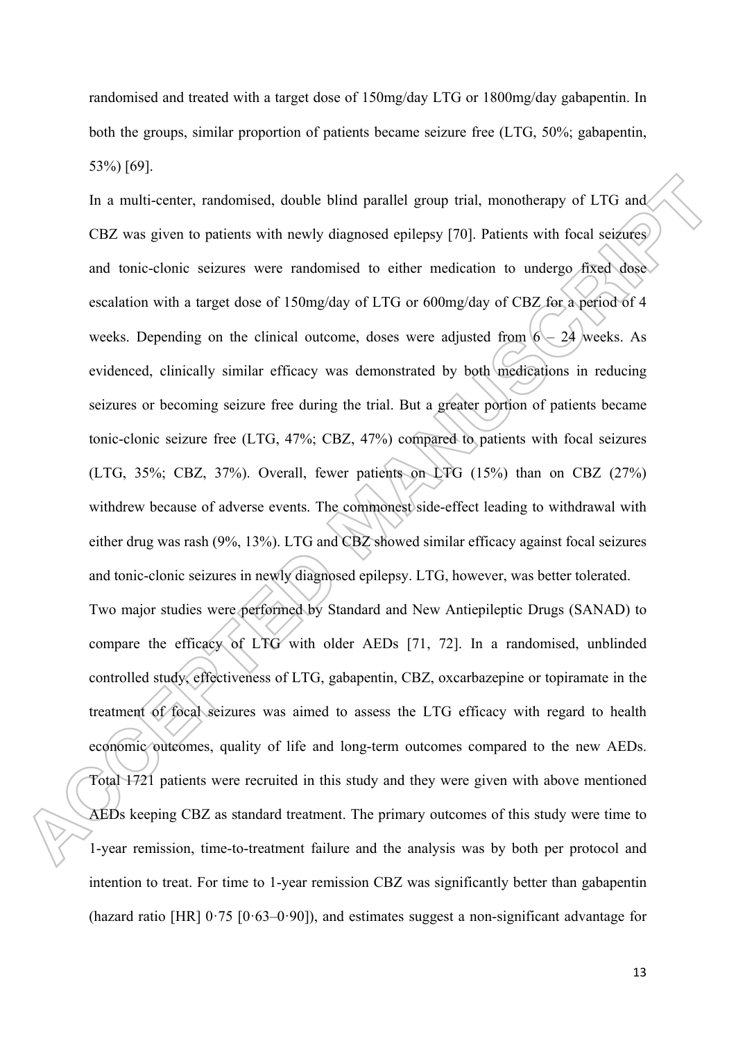randomised and treated with a target dose of 150mg/day LTG or 1800mg/day gabapentin. In both the groups, similar proportion of patients became seizure free (LTG, 50%; gabapentin, 53%) [69].

In a multi-center, randomised, double blind parallel group trial, monotherapy of LTG and CBZ was given to patients with newly diagnosed epilepsy [70]. Patients with focal seizures and tonic-clonic seizures were randomised to either medication to undergo fixed dose escalation with a target dose of 150mg/day of LTG or 600mg/day of CBZ for a period of 4 weeks. Depending on the clinical outcome, doses were adjusted from 6 – 24 weeks. As evidenced, clinically similar efficacy was demonstrated by both medications in reducing seizures or becoming seizure free during the trial. But a greater portion of patients became tonic-clonic seizure free (LTG, 47%; CBZ, 47%) compared to patients with focal seizures (LTG, 35%; CBZ, 37%). Overall, fewer patients on LTG (15%) than on CBZ (27%) withdrew because of adverse events. The commonest side-effect leading to withdrawal with either drug was rash (9%, 13%). LTG and CBZ showed similar efficacy against focal seizures and tonic-clonic seizures in newly diagnosed epilepsy. LTG, however, was better tolerated.

Two major studies were performed by Standard and New Antiepileptic Drugs (SANAD) to compare the efficacy of LTG with older AEDs [71, 72]. In a randomised, unblinded controlled study, effectiveness of LTG, gabapentin, CBZ, oxcarbazepine or topiramate in the treatment of focal seizures was aimed to assess the LTG efficacy with regard to health economic outcomes, quality of life and long-term outcomes compared to the new AEDs. Total 1721 patients were recruited in this study and they were given with above mentioned AEDs keeping CBZ as standard treatment. The primary outcomes of this study were time to 1-year remission, time-to-treatment failure and the analysis was by both per protocol and intention to treat. For time to 1-year remission CBZ was significantly better than gabapentin (hazard ratio [HR] 0·75 [0·63–0·90]), and estimates suggest a non-significant advantage for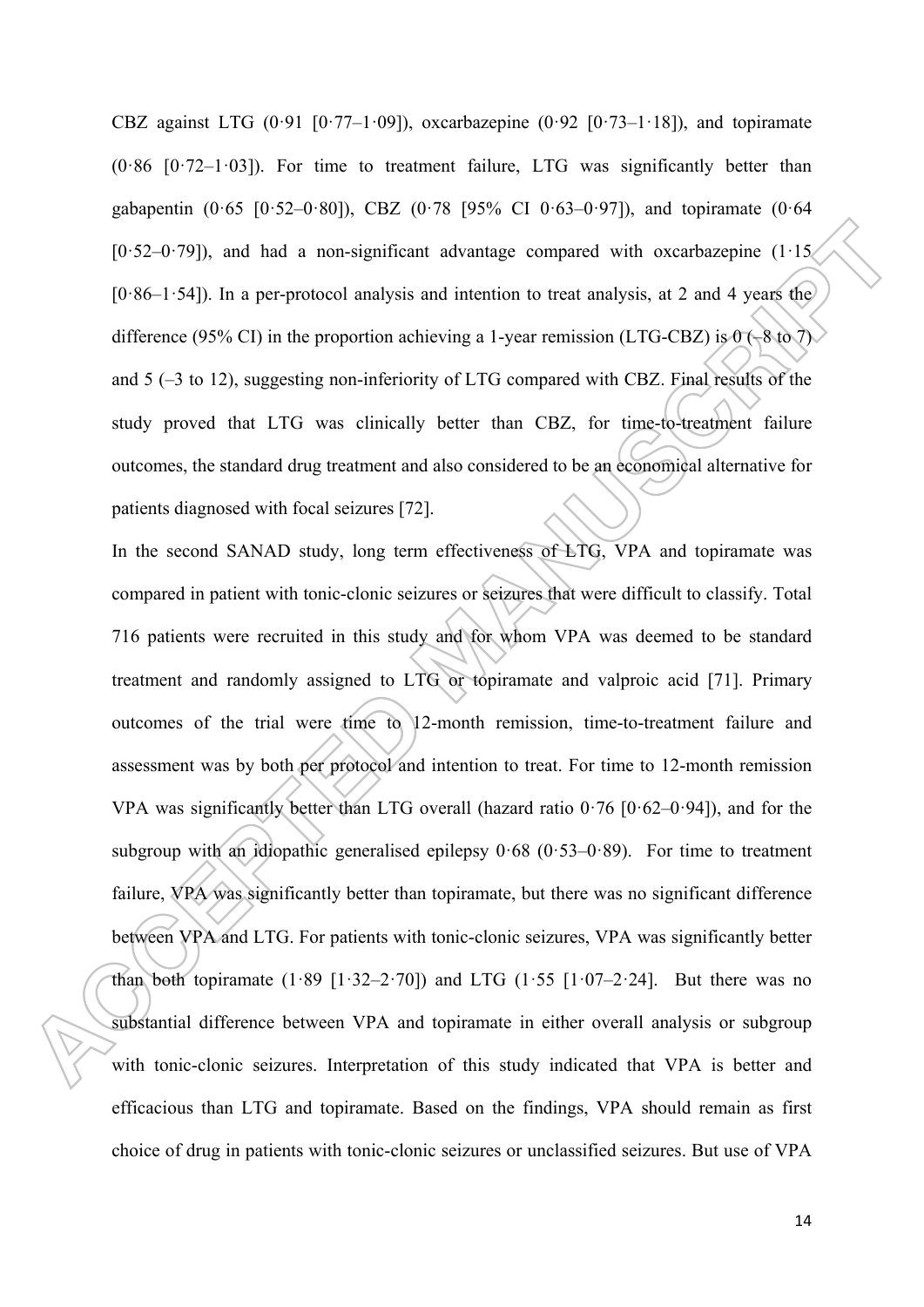CBZ against LTG (0·91 [0·77–1·09]), oxcarbazepine (0·92 [0·73–1·18]), and topiramate (0·86 [0·72–1·03]). For time to treatment failure, LTG was significantly better than gabapentin (0·65 [0·52–0·80]), CBZ (0·78 [95% CI 0·63–0·97]), and topiramate (0·64 [0·52–0·79]), and had a non-significant advantage compared with oxcarbazepine (1·15 [0·86–1·54]). In a per-protocol analysis and intention to treat analysis, at 2 and 4 years the difference (95% CI) in the proportion achieving a 1-year remission (LTG-CBZ) is 0 (–8 to 7) and 5 (–3 to 12), suggesting non-inferiority of LTG compared with CBZ. Final results of the study proved that LTG was clinically better than CBZ, for time-to-treatment failure outcomes, the standard drug treatment and also considered to be an economical alternative for patients diagnosed with focal seizures [72].

In the second SANAD study, long term effectiveness of LTG, VPA and topiramate was compared in patient with tonic-clonic seizures or seizures that were difficult to classify. Total 716 patients were recruited in this study and for whom VPA was deemed to be standard treatment and randomly assigned to LTG or topiramate and valproic acid [71]. Primary outcomes of the trial were time to 12-month remission, time-to-treatment failure and assessment was by both per protocol and intention to treat. For time to 12-month remission VPA was significantly better than LTG overall (hazard ratio 0·76 [0·62–0·94]), and for the subgroup with an idiopathic generalised epilepsy 0·68 (0·53–0·89). For time to treatment failure, VPA was significantly better than topiramate, but there was no significant difference between VPA and LTG. For patients with tonic-clonic seizures, VPA was significantly better than both topiramate (1·89 [1·32–2·70]) and LTG (1·55 [1·07–2·24]. But there was no substantial difference between VPA and topiramate in either overall analysis or subgroup with tonic-clonic seizures. Interpretation of this study indicated that VPA is better and efficacious than LTG and topiramate. Based on the findings, VPA should remain as first choice of drug in patients with tonic-clonic seizures or unclassified seizures. But use of VPA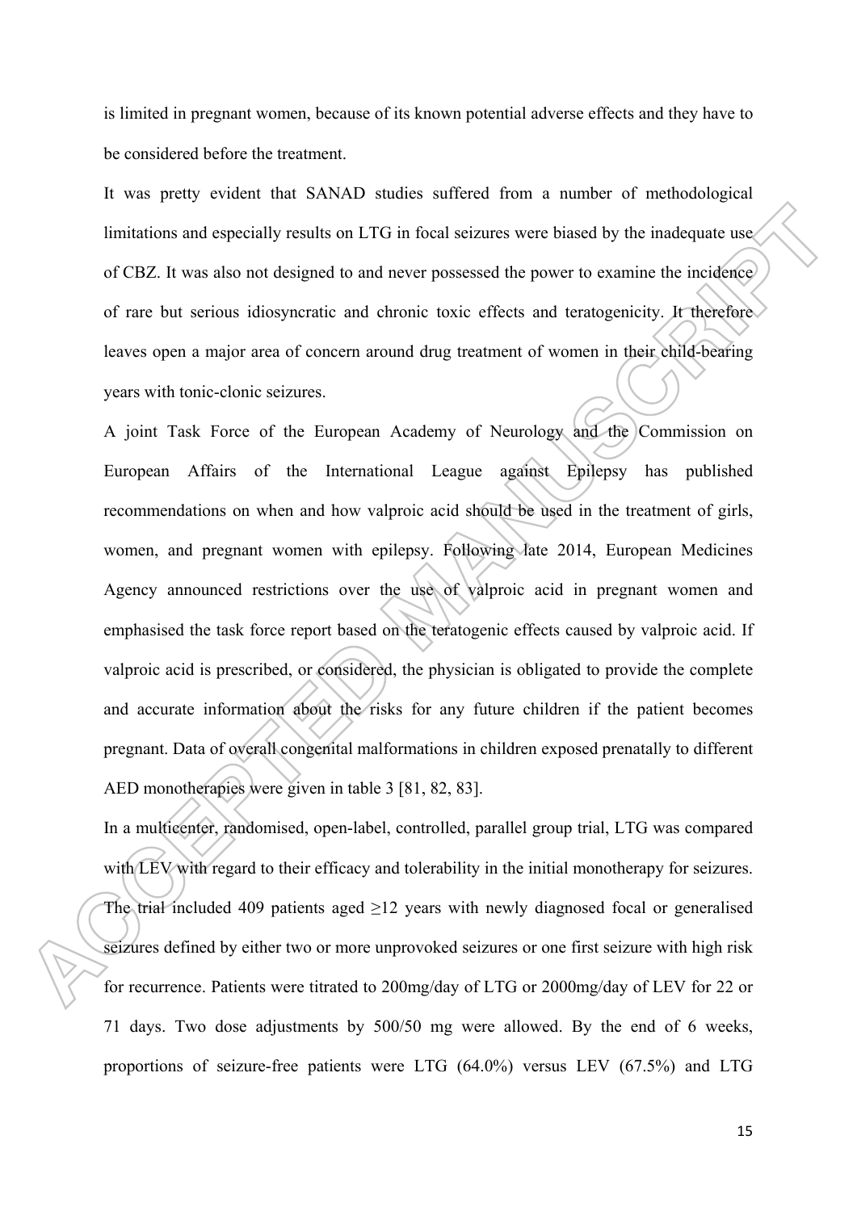is limited in pregnant women, because of its known potential adverse effects and they have to be considered before the treatment.

It was pretty evident that SANAD studies suffered from a number of methodological limitations and especially results on LTG in focal seizures were biased by the inadequate use of CBZ. It was also not designed to and never possessed the power to examine the incidence of rare but serious idiosyncratic and chronic toxic effects and teratogenicity. It therefore leaves open a major area of concern around drug treatment of women in their child-bearing years with tonic-clonic seizures.

A joint Task Force of the European Academy of Neurology and the Commission on European Affairs of the International League against Epilepsy has published recommendations on when and how valproic acid should be used in the treatment of girls, women, and pregnant women with epilepsy. Following late 2014, European Medicines Agency announced restrictions over the use of valproic acid in pregnant women and emphasised the task force report based on the teratogenic effects caused by valproic acid. If valproic acid is prescribed, or considered, the physician is obligated to provide the complete and accurate information about the risks for any future children if the patient becomes pregnant. Data of overall congenital malformations in children exposed prenatally to different AED monotherapies were given in table 3 [81, 82, 83].

In a multicenter, randomised, open-label, controlled, parallel group trial, LTG was compared with LEV with regard to their efficacy and tolerability in the initial monotherapy for seizures. The trial included 409 patients aged ≥12 years with newly diagnosed focal or generalised seizures defined by either two or more unprovoked seizures or one first seizure with high risk for recurrence. Patients were titrated to 200mg/day of LTG or 2000mg/day of LEV for 22 or 71 days. Two dose adjustments by 500/50 mg were allowed. By the end of 6 weeks, proportions of seizure-free patients were LTG (64.0%) versus LEV (67.5%) and LTG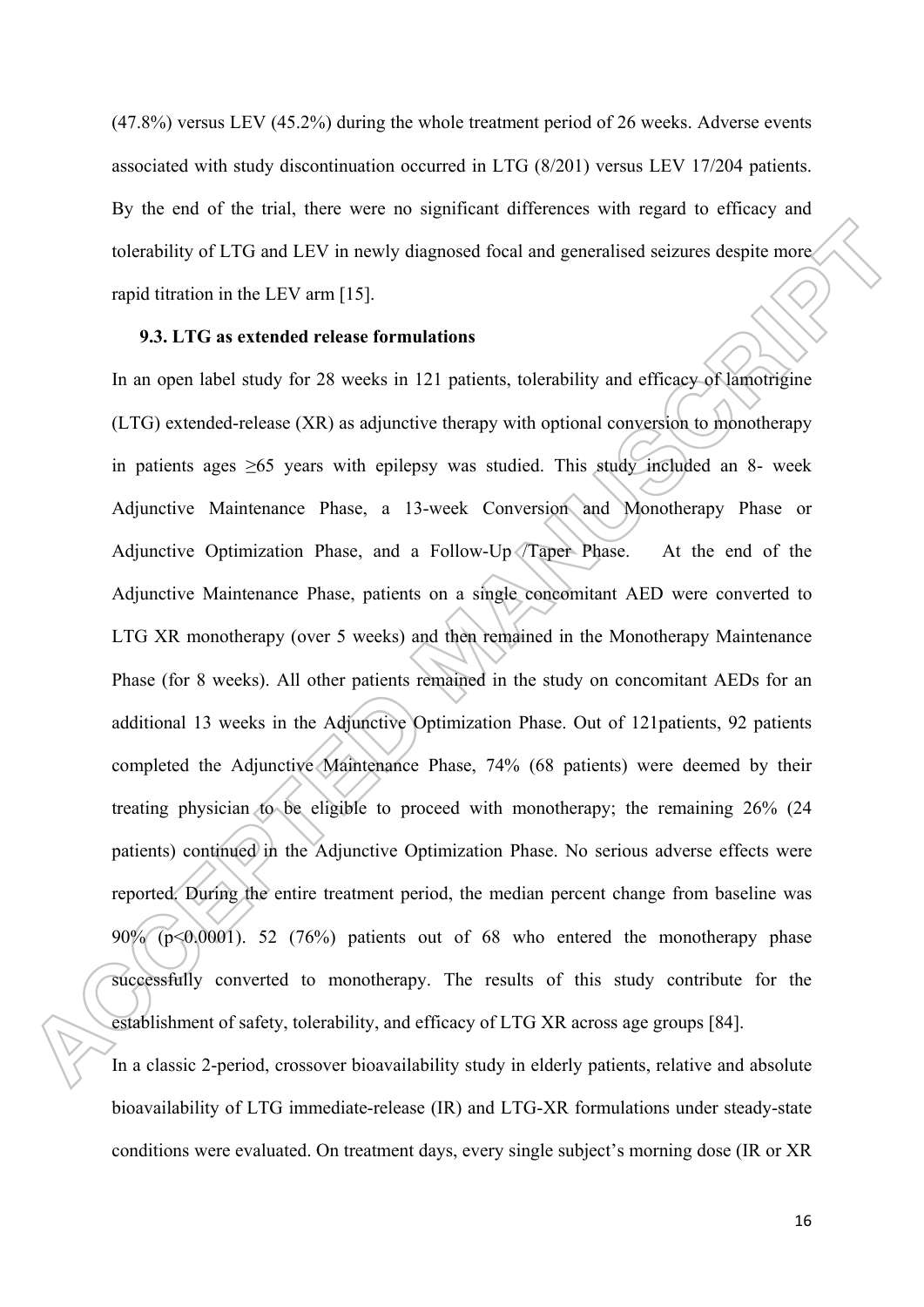(47.8%) versus LEV (45.2%) during the whole treatment period of 26 weeks. Adverse events associated with study discontinuation occurred in LTG (8/201) versus LEV 17/204 patients. By the end of the trial, there were no significant differences with regard to efficacy and tolerability of LTG and LEV in newly diagnosed focal and generalised seizures despite more rapid titration in the LEV arm [15].

### 9.3. LTG as extended release formulations

In an open label study for 28 weeks in 121 patients, tolerability and efficacy of lamotrigine (LTG) extended-release (XR) as adjunctive therapy with optional conversion to monotherapy in patients ages ≥65 years with epilepsy was studied. This study included an 8- week Adjunctive Maintenance Phase, a 13-week Conversion and Monotherapy Phase or Adjunctive Optimization Phase, and a Follow-Up /Taper Phase. At the end of the Adjunctive Maintenance Phase, patients on a single concomitant AED were converted to LTG XR monotherapy (over 5 weeks) and then remained in the Monotherapy Maintenance Phase (for 8 weeks). All other patients remained in the study on concomitant AEDs for an additional 13 weeks in the Adjunctive Optimization Phase. Out of 121patients, 92 patients completed the Adjunctive Maintenance Phase, 74% (68 patients) were deemed by their treating physician to be eligible to proceed with monotherapy; the remaining 26% (24 patients) continued in the Adjunctive Optimization Phase. No serious adverse effects were reported. During the entire treatment period, the median percent change from baseline was 90% ($p<0.0001$). 52 (76%) patients out of 68 who entered the monotherapy phase successfully converted to monotherapy. The results of this study contribute for the establishment of safety, tolerability, and efficacy of LTG XR across age groups [84].

In a classic 2-period, crossover bioavailability study in elderly patients, relative and absolute bioavailability of LTG immediate-release (IR) and LTG-XR formulations under steady-state conditions were evaluated. On treatment days, every single subject's morning dose (IR or XR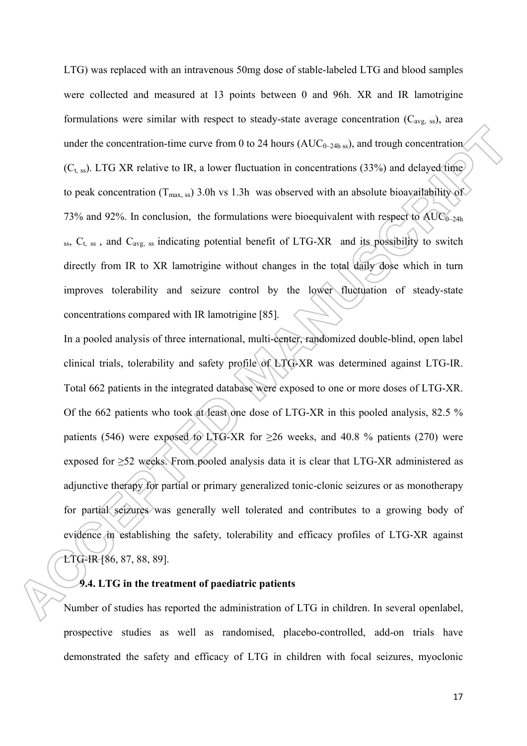LTG) was replaced with an intravenous 50mg dose of stable-labeled LTG and blood samples were collected and measured at 13 points between 0 and 96h. XR and IR lamotrigine formulations were similar with respect to steady-state average concentration ($C_{avg,\ ss}$), area under the concentration-time curve from 0 to 24 hours ($AUC_{0–24h\ ss}$), and trough concentration ($C_{t,\ ss}$). LTG XR relative to IR, a lower fluctuation in concentrations (33%) and delayed time to peak concentration ($T_{max,\ ss}$) 3.0h vs 1.3h was observed with an absolute bioavailability of 73% and 92%. In conclusion, the formulations were bioequivalent with respect to $AUC_{0–24h\ ss}$, $C_{t,\ ss}$, and $C_{avg,\ ss}$ indicating potential benefit of LTG-XR and its possibility to switch directly from IR to XR lamotrigine without changes in the total daily dose which in turn improves tolerability and seizure control by the lower fluctuation of steady-state concentrations compared with IR lamotrigine [85].

In a pooled analysis of three international, multi-center, randomized double-blind, open label clinical trials, tolerability and safety profile of LTG-XR was determined against LTG-IR. Total 662 patients in the integrated database were exposed to one or more doses of LTG-XR. Of the 662 patients who took at least one dose of LTG-XR in this pooled analysis, 82.5 % patients (546) were exposed to LTG-XR for ≥26 weeks, and 40.8 % patients (270) were exposed for ≥52 weeks. From pooled analysis data it is clear that LTG-XR administered as adjunctive therapy for partial or primary generalized tonic-clonic seizures or as monotherapy for partial seizures was generally well tolerated and contributes to a growing body of evidence in establishing the safety, tolerability and efficacy profiles of LTG-XR against LTG-IR [86, 87, 88, 89].

### 9.4. LTG in the treatment of paediatric patients

Number of studies has reported the administration of LTG in children. In several openlabel, prospective studies as well as randomised, placebo-controlled, add-on trials have demonstrated the safety and efficacy of LTG in children with focal seizures, myoclonic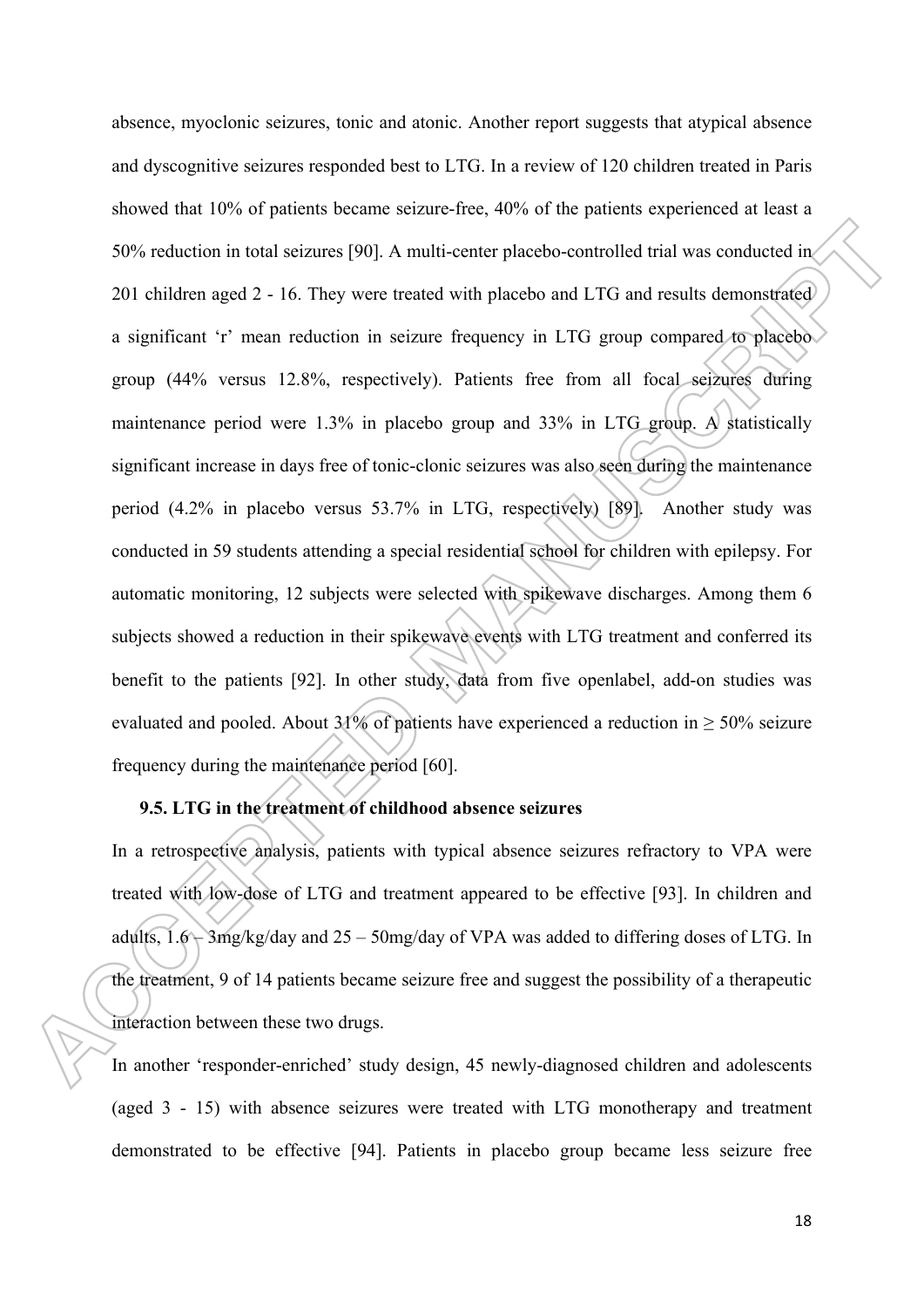absence, myoclonic seizures, tonic and atonic. Another report suggests that atypical absence and dyscognitive seizures responded best to LTG. In a review of 120 children treated in Paris showed that 10% of patients became seizure-free, 40% of the patients experienced at least a 50% reduction in total seizures [90]. A multi-center placebo-controlled trial was conducted in 201 children aged 2 - 16. They were treated with placebo and LTG and results demonstrated a significant 'r' mean reduction in seizure frequency in LTG group compared to placebo group (44% versus 12.8%, respectively). Patients free from all focal seizures during maintenance period were 1.3% in placebo group and 33% in LTG group. A statistically significant increase in days free of tonic-clonic seizures was also seen during the maintenance period (4.2% in placebo versus 53.7% in LTG, respectively) [89]. Another study was conducted in 59 students attending a special residential school for children with epilepsy. For automatic monitoring, 12 subjects were selected with spikewave discharges. Among them 6 subjects showed a reduction in their spikewave events with LTG treatment and conferred its benefit to the patients [92]. In other study, data from five openlabel, add-on studies was evaluated and pooled. About 31% of patients have experienced a reduction in ≥ 50% seizure frequency during the maintenance period [60].

### 9.5. LTG in the treatment of childhood absence seizures

In a retrospective analysis, patients with typical absence seizures refractory to VPA were treated with low-dose of LTG and treatment appeared to be effective [93]. In children and adults, 1.6 – 3mg/kg/day and 25 – 50mg/day of VPA was added to differing doses of LTG. In the treatment, 9 of 14 patients became seizure free and suggest the possibility of a therapeutic interaction between these two drugs.

In another 'responder-enriched' study design, 45 newly-diagnosed children and adolescents (aged 3 - 15) with absence seizures were treated with LTG monotherapy and treatment demonstrated to be effective [94]. Patients in placebo group became less seizure free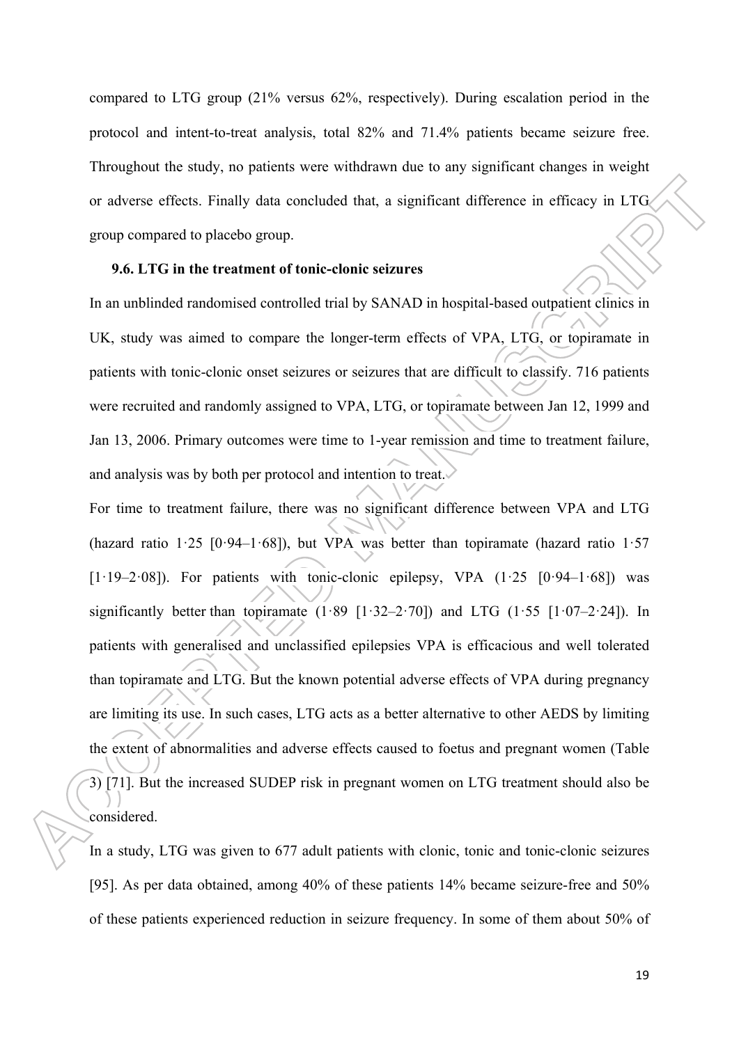compared to LTG group (21% versus 62%, respectively). During escalation period in the protocol and intent-to-treat analysis, total 82% and 71.4% patients became seizure free. Throughout the study, no patients were withdrawn due to any significant changes in weight or adverse effects. Finally data concluded that, a significant difference in efficacy in LTG group compared to placebo group.

### 9.6. LTG in the treatment of tonic-clonic seizures

In an unblinded randomised controlled trial by SANAD in hospital-based outpatient clinics in UK, study was aimed to compare the longer-term effects of VPA, LTG, or topiramate in patients with tonic-clonic onset seizures or seizures that are difficult to classify. 716 patients were recruited and randomly assigned to VPA, LTG, or topiramate between Jan 12, 1999 and Jan 13, 2006. Primary outcomes were time to 1-year remission and time to treatment failure, and analysis was by both per protocol and intention to treat.

For time to treatment failure, there was no significant difference between VPA and LTG (hazard ratio 1·25 [0·94–1·68]), but VPA was better than topiramate (hazard ratio 1·57 [1·19–2·08]). For patients with tonic-clonic epilepsy, VPA (1·25 [0·94–1·68]) was significantly better than topiramate (1·89 [1·32–2·70]) and LTG (1·55 [1·07–2·24]). In patients with generalised and unclassified epilepsies VPA is efficacious and well tolerated than topiramate and LTG. But the known potential adverse effects of VPA during pregnancy are limiting its use. In such cases, LTG acts as a better alternative to other AEDS by limiting the extent of abnormalities and adverse effects caused to foetus and pregnant women (Table 3) [71]. But the increased SUDEP risk in pregnant women on LTG treatment should also be considered.

In a study, LTG was given to 677 adult patients with clonic, tonic and tonic-clonic seizures [95]. As per data obtained, among 40% of these patients 14% became seizure-free and 50% of these patients experienced reduction in seizure frequency. In some of them about 50% of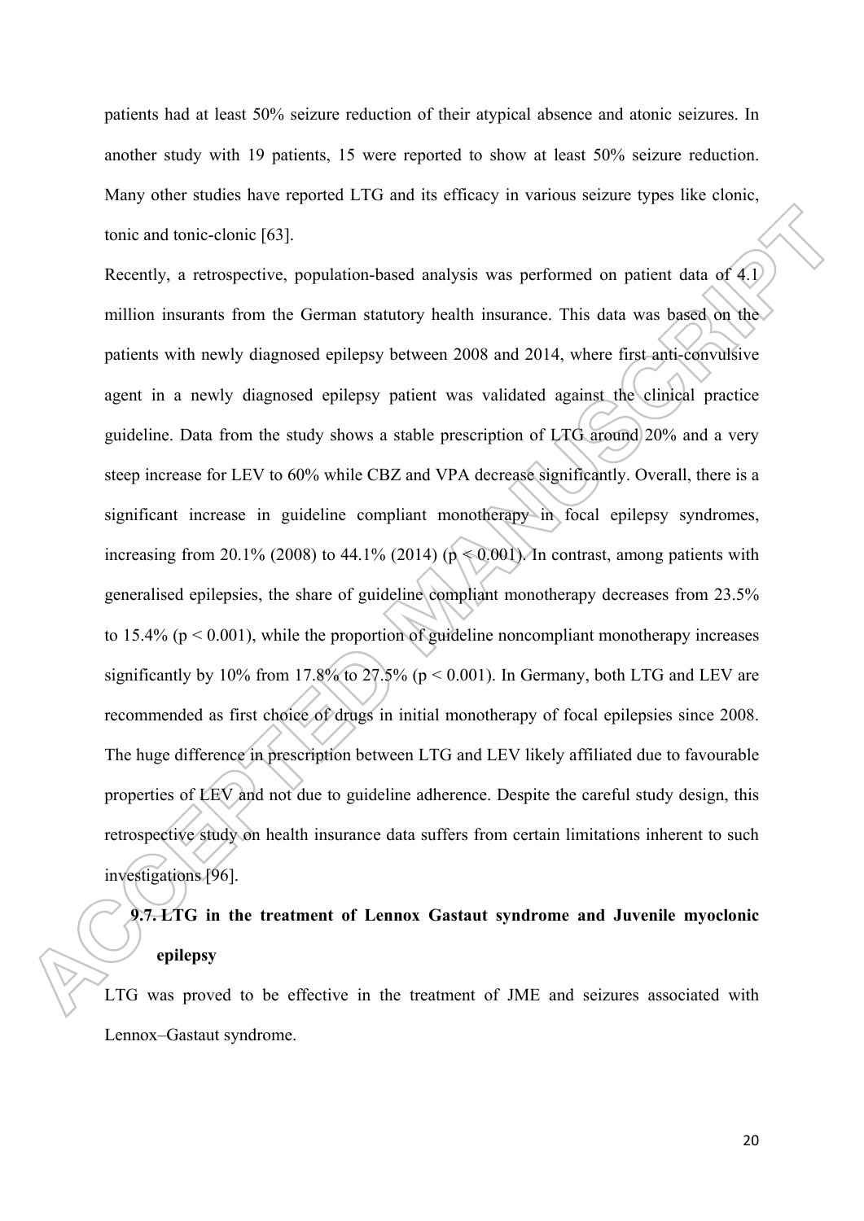patients had at least 50% seizure reduction of their atypical absence and atonic seizures. In another study with 19 patients, 15 were reported to show at least 50% seizure reduction. Many other studies have reported LTG and its efficacy in various seizure types like clonic, tonic and tonic-clonic [63].

Recently, a retrospective, population-based analysis was performed on patient data of 4.1 million insurants from the German statutory health insurance. This data was based on the patients with newly diagnosed epilepsy between 2008 and 2014, where first anti-convulsive agent in a newly diagnosed epilepsy patient was validated against the clinical practice guideline. Data from the study shows a stable prescription of LTG around 20% and a very steep increase for LEV to 60% while CBZ and VPA decrease significantly. Overall, there is a significant increase in guideline compliant monotherapy in focal epilepsy syndromes, increasing from 20.1% (2008) to 44.1% (2014) ($p < 0.001$). In contrast, among patients with generalised epilepsies, the share of guideline compliant monotherapy decreases from 23.5% to 15.4% ($p < 0.001$), while the proportion of guideline noncompliant monotherapy increases significantly by 10% from 17.8% to 27.5% ($p < 0.001$). In Germany, both LTG and LEV are recommended as first choice of drugs in initial monotherapy of focal epilepsies since 2008. The huge difference in prescription between LTG and LEV likely affiliated due to favourable properties of LEV and not due to guideline adherence. Despite the careful study design, this retrospective study on health insurance data suffers from certain limitations inherent to such investigations [96].

### 9.7. LTG in the treatment of Lennox Gastaut syndrome and Juvenile myoclonic epilepsy

LTG was proved to be effective in the treatment of JME and seizures associated with Lennox–Gastaut syndrome.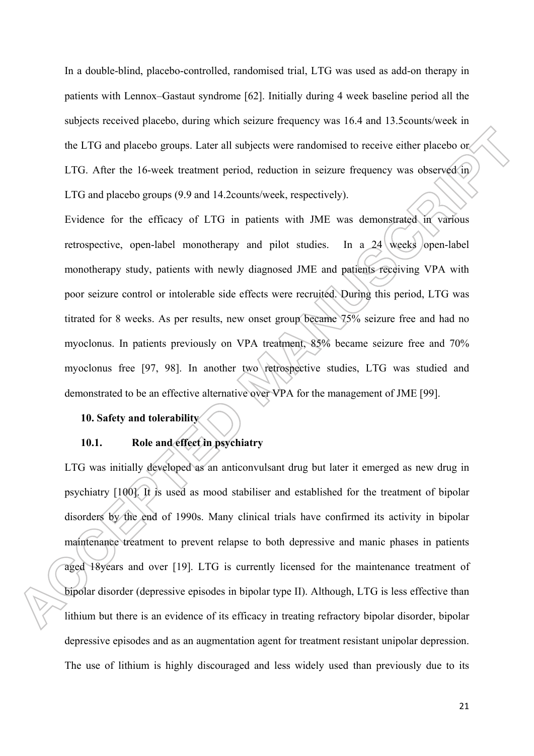In a double-blind, placebo-controlled, randomised trial, LTG was used as add-on therapy in patients with Lennox–Gastaut syndrome [62]. Initially during 4 week baseline period all the subjects received placebo, during which seizure frequency was 16.4 and 13.5counts/week in the LTG and placebo groups. Later all subjects were randomised to receive either placebo or LTG. After the 16-week treatment period, reduction in seizure frequency was observed in LTG and placebo groups (9.9 and 14.2counts/week, respectively).

Evidence for the efficacy of LTG in patients with JME was demonstrated in various retrospective, open-label monotherapy and pilot studies. In a 24 weeks open-label monotherapy study, patients with newly diagnosed JME and patients receiving VPA with poor seizure control or intolerable side effects were recruited. During this period, LTG was titrated for 8 weeks. As per results, new onset group became 75% seizure free and had no myoclonus. In patients previously on VPA treatment, 85% became seizure free and 70% myoclonus free [97, 98]. In another two retrospective studies, LTG was studied and demonstrated to be an effective alternative over VPA for the management of JME [99].

## 10. Safety and tolerability

### 10.1. Role and effect in psychiatry

LTG was initially developed as an anticonvulsant drug but later it emerged as new drug in psychiatry [100]. It is used as mood stabiliser and established for the treatment of bipolar disorders by the end of 1990s. Many clinical trials have confirmed its activity in bipolar maintenance treatment to prevent relapse to both depressive and manic phases in patients aged 18years and over [19]. LTG is currently licensed for the maintenance treatment of bipolar disorder (depressive episodes in bipolar type II). Although, LTG is less effective than lithium but there is an evidence of its efficacy in treating refractory bipolar disorder, bipolar depressive episodes and as an augmentation agent for treatment resistant unipolar depression. The use of lithium is highly discouraged and less widely used than previously due to its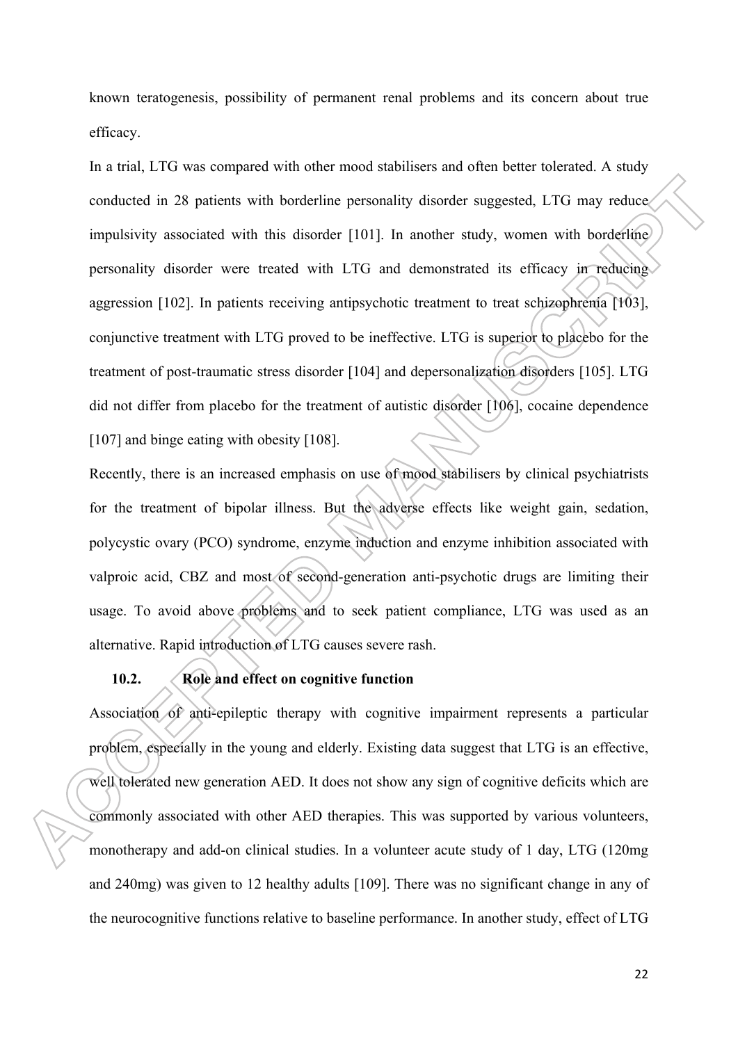known teratogenesis, possibility of permanent renal problems and its concern about true efficacy.

In a trial, LTG was compared with other mood stabilisers and often better tolerated. A study conducted in 28 patients with borderline personality disorder suggested, LTG may reduce impulsivity associated with this disorder [101]. In another study, women with borderline personality disorder were treated with LTG and demonstrated its efficacy in reducing aggression [102]. In patients receiving antipsychotic treatment to treat schizophrenia [103], conjunctive treatment with LTG proved to be ineffective. LTG is superior to placebo for the treatment of post-traumatic stress disorder [104] and depersonalization disorders [105]. LTG did not differ from placebo for the treatment of autistic disorder [106], cocaine dependence [107] and binge eating with obesity [108].

Recently, there is an increased emphasis on use of mood stabilisers by clinical psychiatrists for the treatment of bipolar illness. But the adverse effects like weight gain, sedation, polycystic ovary (PCO) syndrome, enzyme induction and enzyme inhibition associated with valproic acid, CBZ and most of second-generation anti-psychotic drugs are limiting their usage. To avoid above problems and to seek patient compliance, LTG was used as an alternative. Rapid introduction of LTG causes severe rash.

### 10.2. Role and effect on cognitive function

Association of anti-epileptic therapy with cognitive impairment represents a particular problem, especially in the young and elderly. Existing data suggest that LTG is an effective, well tolerated new generation AED. It does not show any sign of cognitive deficits which are commonly associated with other AED therapies. This was supported by various volunteers, monotherapy and add-on clinical studies. In a volunteer acute study of 1 day, LTG (120mg and 240mg) was given to 12 healthy adults [109]. There was no significant change in any of the neurocognitive functions relative to baseline performance. In another study, effect of LTG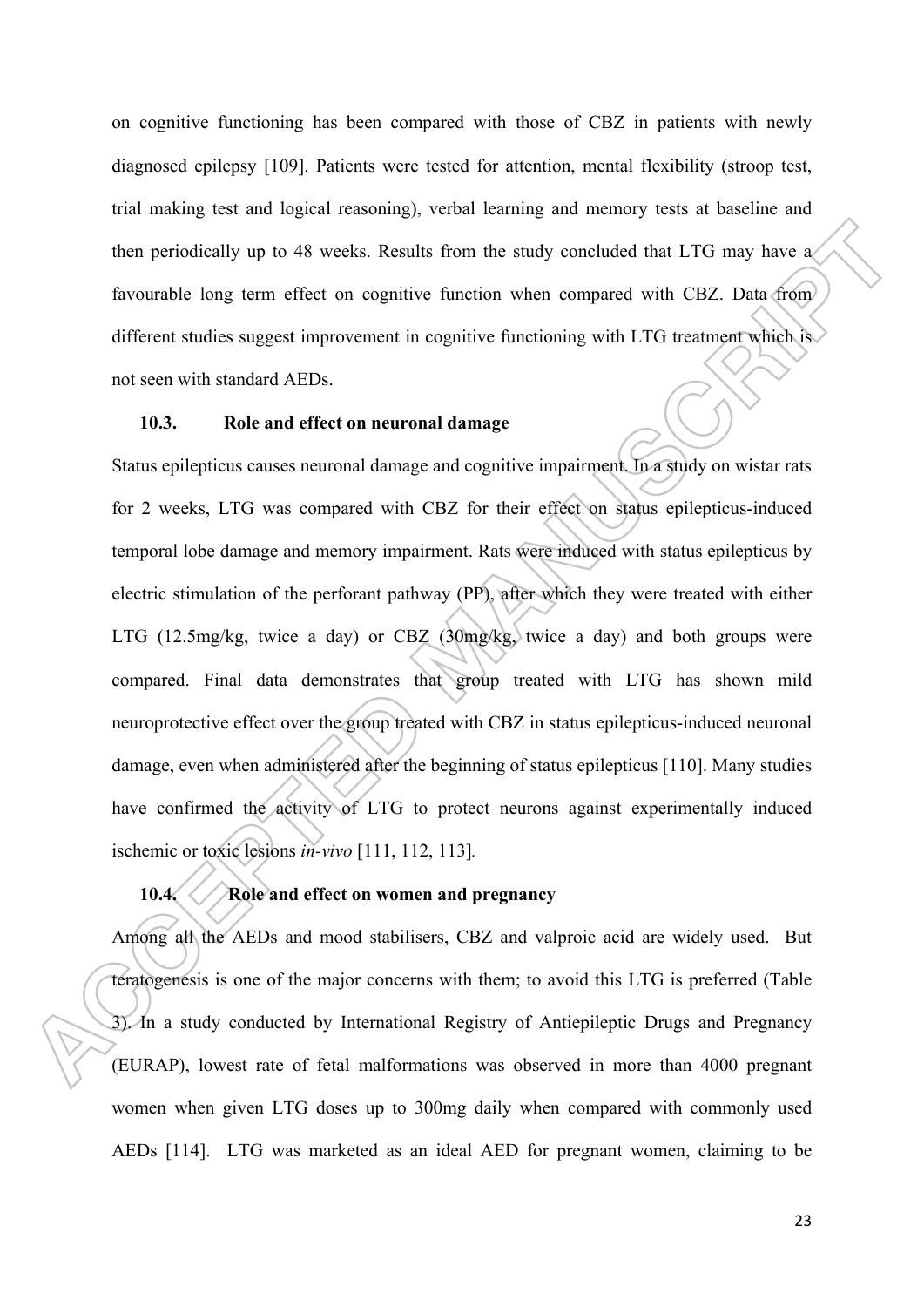on cognitive functioning has been compared with those of CBZ in patients with newly diagnosed epilepsy [109]. Patients were tested for attention, mental flexibility (stroop test, trial making test and logical reasoning), verbal learning and memory tests at baseline and then periodically up to 48 weeks. Results from the study concluded that LTG may have a favourable long term effect on cognitive function when compared with CBZ. Data from different studies suggest improvement in cognitive functioning with LTG treatment which is not seen with standard AEDs.

### 10.3. Role and effect on neuronal damage

Status epilepticus causes neuronal damage and cognitive impairment. In a study on wistar rats for 2 weeks, LTG was compared with CBZ for their effect on status epilepticus-induced temporal lobe damage and memory impairment. Rats were induced with status epilepticus by electric stimulation of the perforant pathway (PP), after which they were treated with either LTG (12.5mg/kg, twice a day) or CBZ (30mg/kg, twice a day) and both groups were compared. Final data demonstrates that group treated with LTG has shown mild neuroprotective effect over the group treated with CBZ in status epilepticus-induced neuronal damage, even when administered after the beginning of status epilepticus [110]. Many studies have confirmed the activity of LTG to protect neurons against experimentally induced ischemic or toxic lesions *in-vivo* [111, 112, 113].

### 10.4. Role and effect on women and pregnancy

Among all the AEDs and mood stabilisers, CBZ and valproic acid are widely used. But teratogenesis is one of the major concerns with them; to avoid this LTG is preferred (Table 3). In a study conducted by International Registry of Antiepileptic Drugs and Pregnancy (EURAP), lowest rate of fetal malformations was observed in more than 4000 pregnant women when given LTG doses up to 300mg daily when compared with commonly used AEDs [114]. LTG was marketed as an ideal AED for pregnant women, claiming to be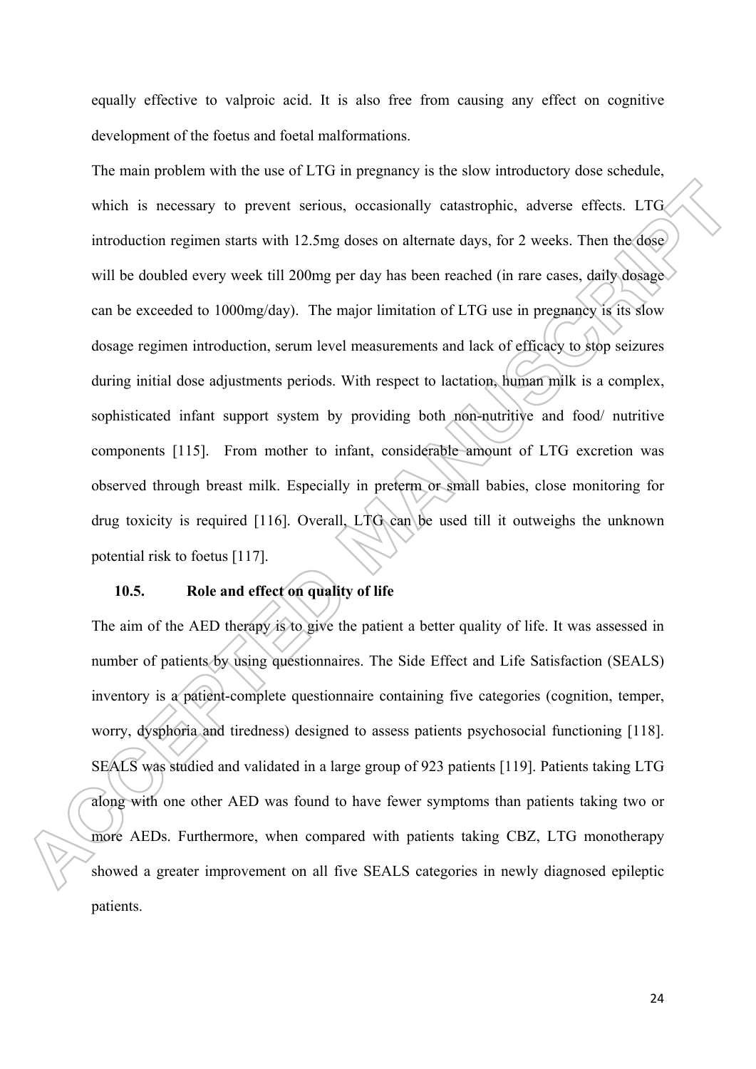equally effective to valproic acid. It is also free from causing any effect on cognitive development of the foetus and foetal malformations.

The main problem with the use of LTG in pregnancy is the slow introductory dose schedule, which is necessary to prevent serious, occasionally catastrophic, adverse effects. LTG introduction regimen starts with 12.5mg doses on alternate days, for 2 weeks. Then the dose will be doubled every week till 200mg per day has been reached (in rare cases, daily dosage can be exceeded to 1000mg/day). The major limitation of LTG use in pregnancy is its slow dosage regimen introduction, serum level measurements and lack of efficacy to stop seizures during initial dose adjustments periods. With respect to lactation, human milk is a complex, sophisticated infant support system by providing both non-nutritive and food/ nutritive components [115]. From mother to infant, considerable amount of LTG excretion was observed through breast milk. Especially in preterm or small babies, close monitoring for drug toxicity is required [116]. Overall, LTG can be used till it outweighs the unknown potential risk to foetus [117].

### 10.5. Role and effect on quality of life

The aim of the AED therapy is to give the patient a better quality of life. It was assessed in number of patients by using questionnaires. The Side Effect and Life Satisfaction (SEALS) inventory is a patient-complete questionnaire containing five categories (cognition, temper, worry, dysphoria and tiredness) designed to assess patients psychosocial functioning [118]. SEALS was studied and validated in a large group of 923 patients [119]. Patients taking LTG along with one other AED was found to have fewer symptoms than patients taking two or more AEDs. Furthermore, when compared with patients taking CBZ, LTG monotherapy showed a greater improvement on all five SEALS categories in newly diagnosed epileptic patients.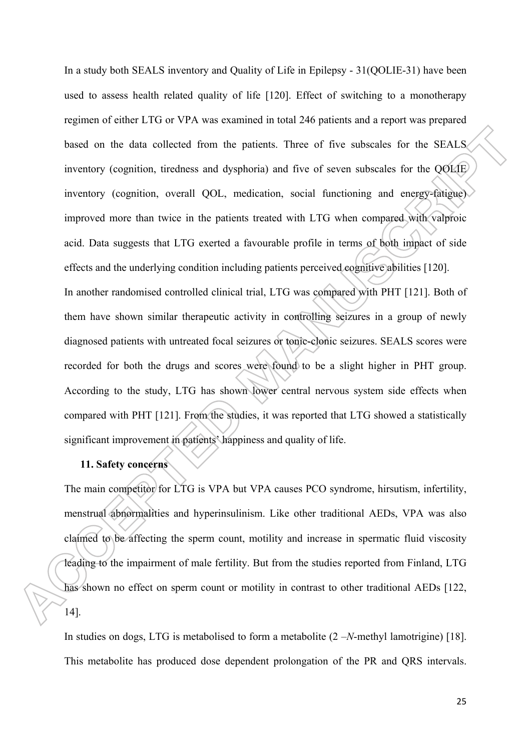In a study both SEALS inventory and Quality of Life in Epilepsy - 31(QOLIE-31) have been used to assess health related quality of life [120]. Effect of switching to a monotherapy regimen of either LTG or VPA was examined in total 246 patients and a report was prepared based on the data collected from the patients. Three of five subscales for the SEALS inventory (cognition, tiredness and dysphoria) and five of seven subscales for the QOLIE inventory (cognition, overall QOL, medication, social functioning and energy-fatigue) improved more than twice in the patients treated with LTG when compared with valproic acid. Data suggests that LTG exerted a favourable profile in terms of both impact of side effects and the underlying condition including patients perceived cognitive abilities [120].

In another randomised controlled clinical trial, LTG was compared with PHT [121]. Both of them have shown similar therapeutic activity in controlling seizures in a group of newly diagnosed patients with untreated focal seizures or tonic-clonic seizures. SEALS scores were recorded for both the drugs and scores were found to be a slight higher in PHT group. According to the study, LTG has shown lower central nervous system side effects when compared with PHT [121]. From the studies, it was reported that LTG showed a statistically significant improvement in patients' happiness and quality of life.

## 11. Safety concerns

The main competitor for LTG is VPA but VPA causes PCO syndrome, hirsutism, infertility, menstrual abnormalities and hyperinsulinism. Like other traditional AEDs, VPA was also claimed to be affecting the sperm count, motility and increase in spermatic fluid viscosity leading to the impairment of male fertility. But from the studies reported from Finland, LTG has shown no effect on sperm count or motility in contrast to other traditional AEDs [122, 14].

In studies on dogs, LTG is metabolised to form a metabolite (2 –*N*-methyl lamotrigine) [18]. This metabolite has produced dose dependent prolongation of the PR and QRS intervals.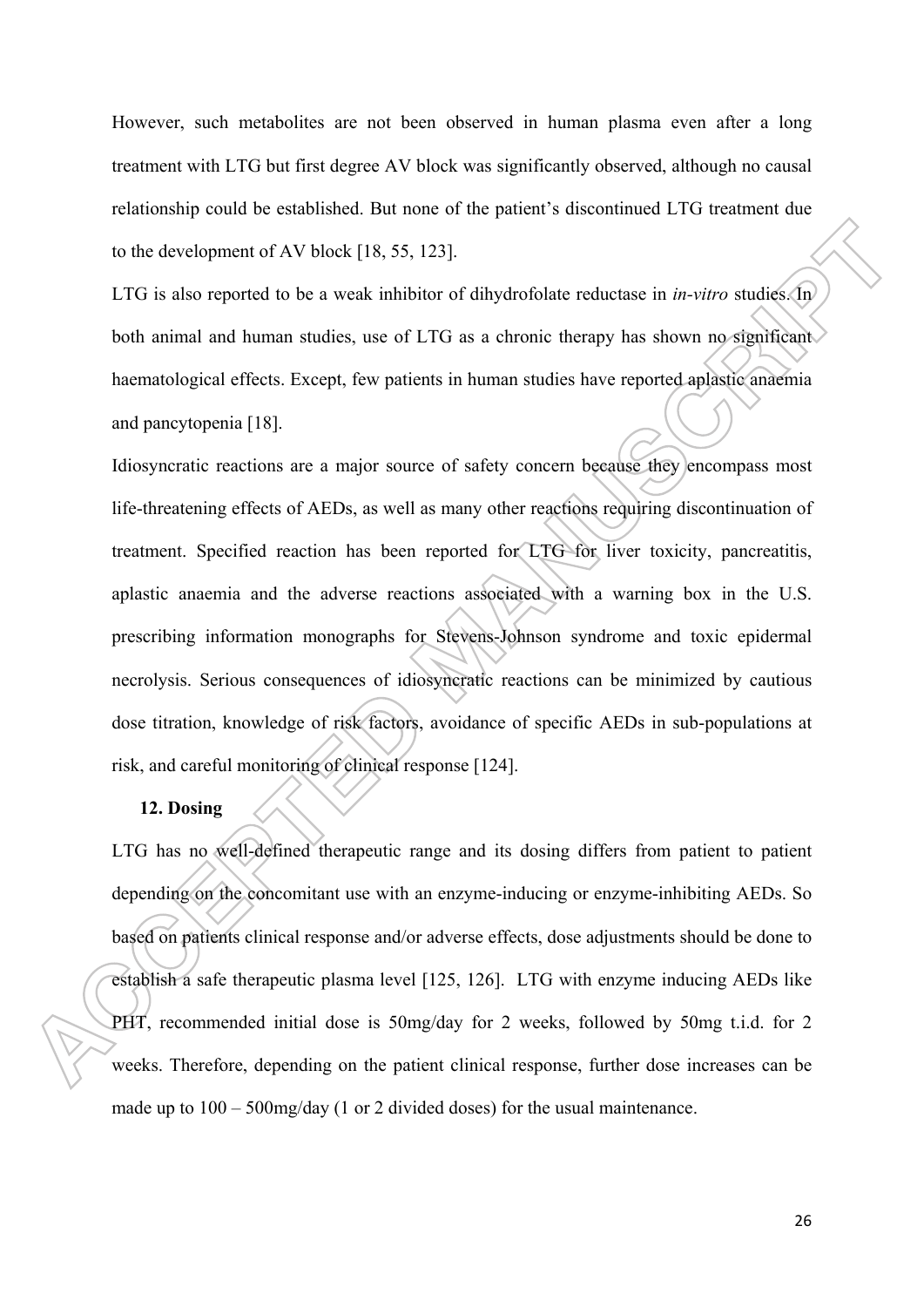However, such metabolites are not been observed in human plasma even after a long treatment with LTG but first degree AV block was significantly observed, although no causal relationship could be established. But none of the patient's discontinued LTG treatment due to the development of AV block [18, 55, 123].

LTG is also reported to be a weak inhibitor of dihydrofolate reductase in *in-vitro* studies. In both animal and human studies, use of LTG as a chronic therapy has shown no significant haematological effects. Except, few patients in human studies have reported aplastic anaemia and pancytopenia [18].

Idiosyncratic reactions are a major source of safety concern because they encompass most life-threatening effects of AEDs, as well as many other reactions requiring discontinuation of treatment. Specified reaction has been reported for LTG for liver toxicity, pancreatitis, aplastic anaemia and the adverse reactions associated with a warning box in the U.S. prescribing information monographs for Stevens-Johnson syndrome and toxic epidermal necrolysis. Serious consequences of idiosyncratic reactions can be minimized by cautious dose titration, knowledge of risk factors, avoidance of specific AEDs in sub-populations at risk, and careful monitoring of clinical response [124].

## 12. Dosing

LTG has no well-defined therapeutic range and its dosing differs from patient to patient depending on the concomitant use with an enzyme-inducing or enzyme-inhibiting AEDs. So based on patients clinical response and/or adverse effects, dose adjustments should be done to establish a safe therapeutic plasma level [125, 126]. LTG with enzyme inducing AEDs like PHT, recommended initial dose is 50mg/day for 2 weeks, followed by 50mg t.i.d. for 2 weeks. Therefore, depending on the patient clinical response, further dose increases can be made up to 100 – 500mg/day (1 or 2 divided doses) for the usual maintenance.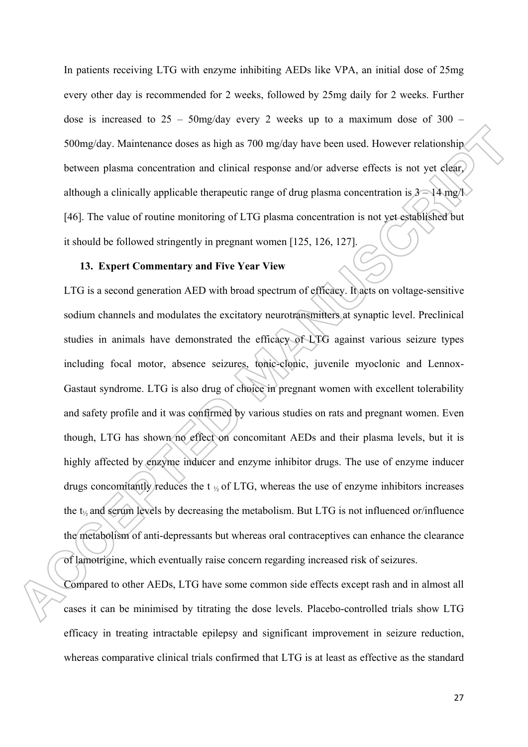In patients receiving LTG with enzyme inhibiting AEDs like VPA, an initial dose of 25mg every other day is recommended for 2 weeks, followed by 25mg daily for 2 weeks. Further dose is increased to 25 – 50mg/day every 2 weeks up to a maximum dose of 300 – 500mg/day. Maintenance doses as high as 700 mg/day have been used. However relationship between plasma concentration and clinical response and/or adverse effects is not yet clear, although a clinically applicable therapeutic range of drug plasma concentration is 3 – 14 mg/l [46]. The value of routine monitoring of LTG plasma concentration is not yet established but it should be followed stringently in pregnant women [125, 126, 127].

### 13. Expert Commentary and Five Year View

LTG is a second generation AED with broad spectrum of efficacy. It acts on voltage-sensitive sodium channels and modulates the excitatory neurotransmitters at synaptic level. Preclinical studies in animals have demonstrated the efficacy of LTG against various seizure types including focal motor, absence seizures, tonic-clonic, juvenile myoclonic and Lennox-Gastaut syndrome. LTG is also drug of choice in pregnant women with excellent tolerability and safety profile and it was confirmed by various studies on rats and pregnant women. Even though, LTG has shown no effect on concomitant AEDs and their plasma levels, but it is highly affected by enzyme inducer and enzyme inhibitor drugs. The use of enzyme inducer drugs concomitantly reduces the $t_{½}$ of LTG, whereas the use of enzyme inhibitors increases the $t_{½}$ and serum levels by decreasing the metabolism. But LTG is not influenced or/influence the metabolism of anti-depressants but whereas oral contraceptives can enhance the clearance of lamotrigine, which eventually raise concern regarding increased risk of seizures.

Compared to other AEDs, LTG have some common side effects except rash and in almost all cases it can be minimised by titrating the dose levels. Placebo-controlled trials show LTG efficacy in treating intractable epilepsy and significant improvement in seizure reduction, whereas comparative clinical trials confirmed that LTG is at least as effective as the standard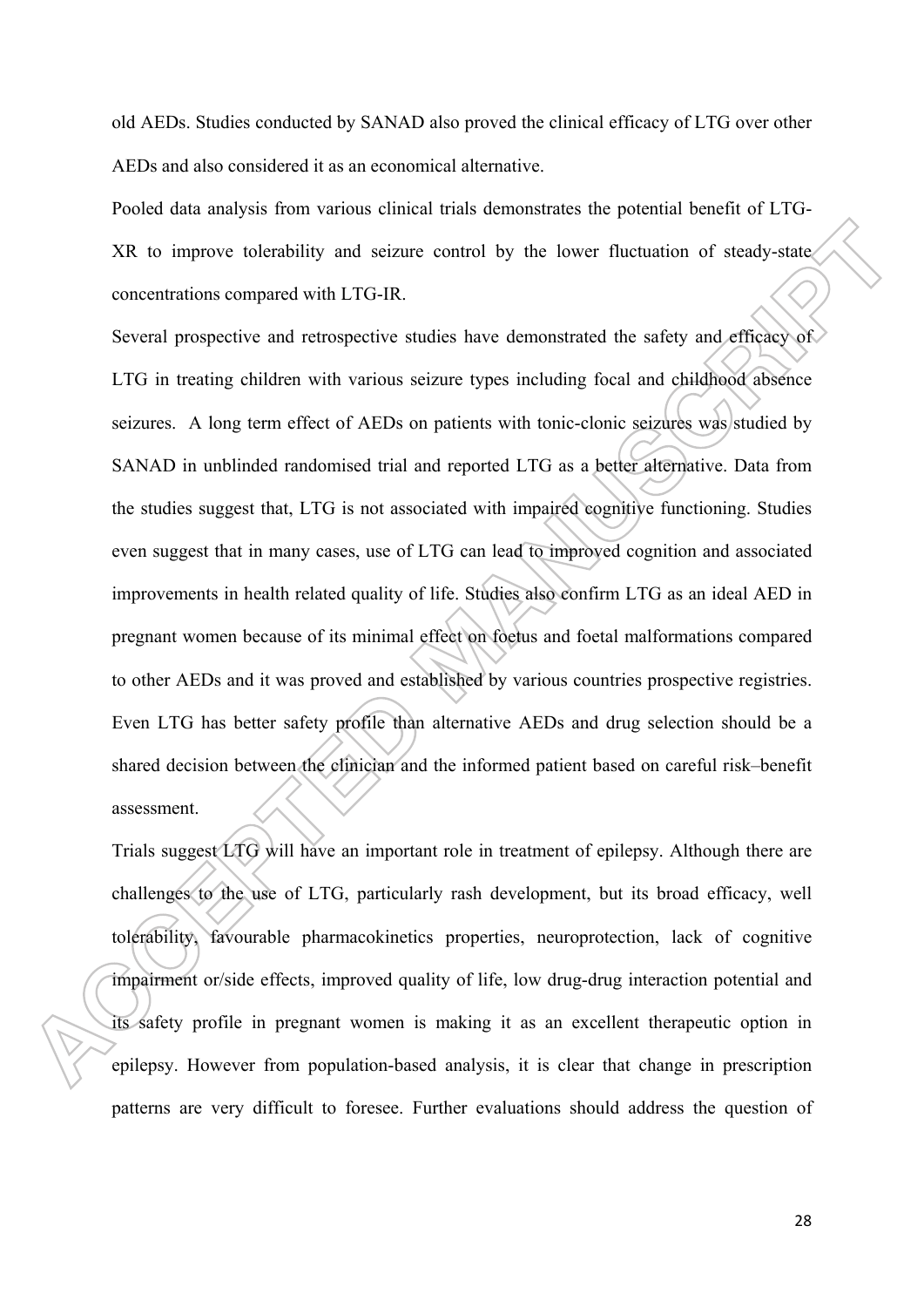old AEDs. Studies conducted by SANAD also proved the clinical efficacy of LTG over other AEDs and also considered it as an economical alternative.

Pooled data analysis from various clinical trials demonstrates the potential benefit of LTG-XR to improve tolerability and seizure control by the lower fluctuation of steady-state concentrations compared with LTG-IR.

Several prospective and retrospective studies have demonstrated the safety and efficacy of LTG in treating children with various seizure types including focal and childhood absence seizures. A long term effect of AEDs on patients with tonic-clonic seizures was studied by SANAD in unblinded randomised trial and reported LTG as a better alternative. Data from the studies suggest that, LTG is not associated with impaired cognitive functioning. Studies even suggest that in many cases, use of LTG can lead to improved cognition and associated improvements in health related quality of life. Studies also confirm LTG as an ideal AED in pregnant women because of its minimal effect on foetus and foetal malformations compared to other AEDs and it was proved and established by various countries prospective registries. Even LTG has better safety profile than alternative AEDs and drug selection should be a shared decision between the clinician and the informed patient based on careful risk–benefit assessment.

Trials suggest LTG will have an important role in treatment of epilepsy. Although there are challenges to the use of LTG, particularly rash development, but its broad efficacy, well tolerability, favourable pharmacokinetics properties, neuroprotection, lack of cognitive impairment or/side effects, improved quality of life, low drug-drug interaction potential and its safety profile in pregnant women is making it as an excellent therapeutic option in epilepsy. However from population-based analysis, it is clear that change in prescription patterns are very difficult to foresee. Further evaluations should address the question of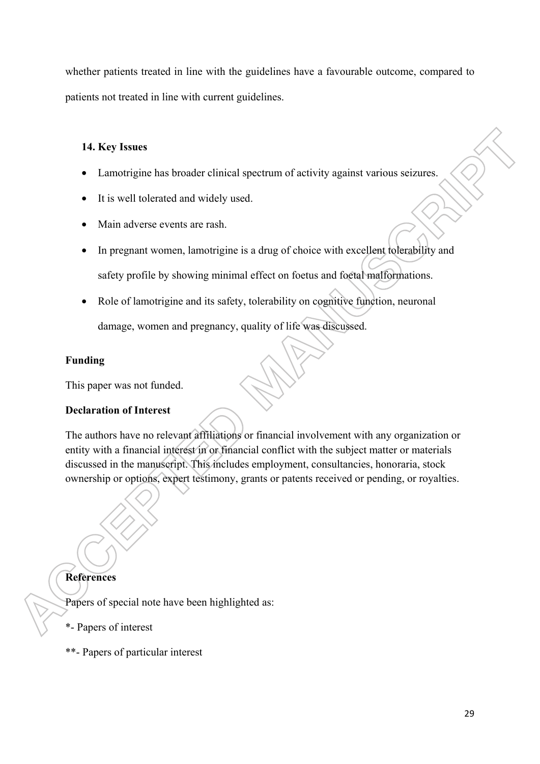whether patients treated in line with the guidelines have a favourable outcome, compared to patients not treated in line with current guidelines.

### 14. Key Issues

- Lamotrigine has broader clinical spectrum of activity against various seizures.
- It is well tolerated and widely used.
- Main adverse events are rash.
- In pregnant women, lamotrigine is a drug of choice with excellent tolerability and safety profile by showing minimal effect on foetus and foetal malformations.
- Role of lamotrigine and its safety, tolerability on cognitive function, neuronal damage, women and pregnancy, quality of life was discussed.

### Funding

This paper was not funded.

### Declaration of Interest

The authors have no relevant affiliations or financial involvement with any organization or entity with a financial interest in or financial conflict with the subject matter or materials discussed in the manuscript. This includes employment, consultancies, honoraria, stock ownership or options, expert testimony, grants or patents received or pending, or royalties.

### References

Papers of special note have been highlighted as:

*- Papers of interest

**- Papers of particular interest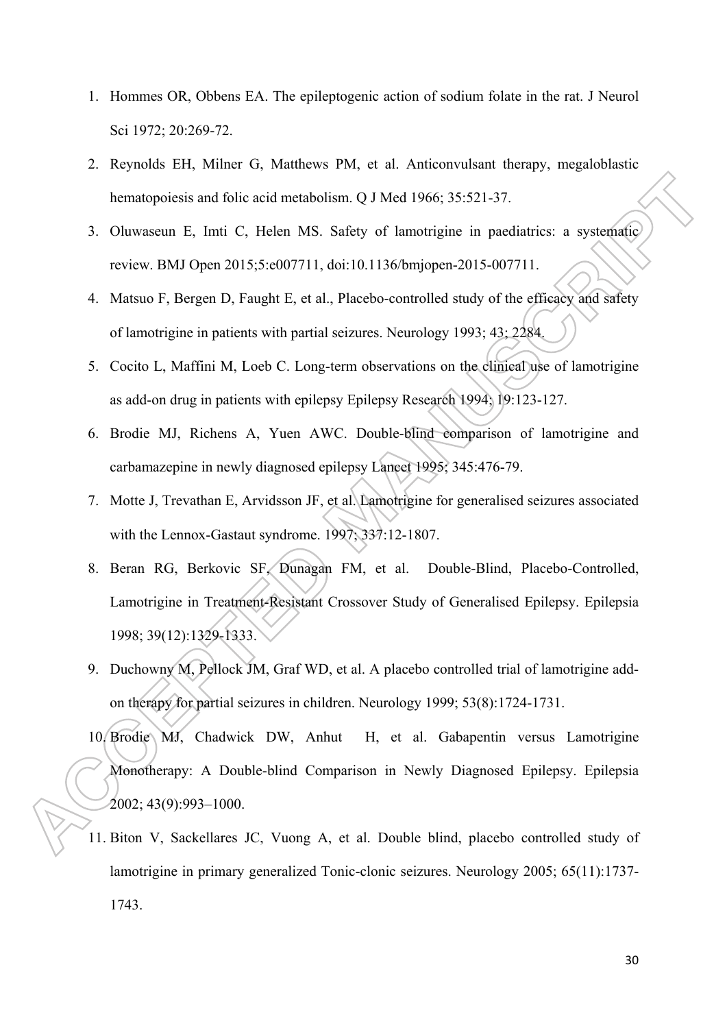1. Hommes OR, Obbens EA. The epileptogenic action of sodium folate in the rat. J Neurol Sci 1972; 20:269-72.
2. Reynolds EH, Milner G, Matthews PM, et al. Anticonvulsant therapy, megaloblastic hematopoiesis and folic acid metabolism. Q J Med 1966; 35:521-37.
3. Oluwaseun E, Imti C, Helen MS. Safety of lamotrigine in paediatrics: a systematic review. BMJ Open 2015;5:e007711, doi:10.1136/bmjopen-2015-007711.
4. Matsuo F, Bergen D, Faught E, et al., Placebo-controlled study of the efficacy and safety of lamotrigine in patients with partial seizures. Neurology 1993; 43; 2284.
5. Cocito L, Maffini M, Loeb C. Long-term observations on the clinical use of lamotrigine as add-on drug in patients with epilepsy Epilepsy Research 1994; 19:123-127.
6. Brodie MJ, Richens A, Yuen AWC. Double-blind comparison of lamotrigine and carbamazepine in newly diagnosed epilepsy Lancet 1995; 345:476-79.
7. Motte J, Trevathan E, Arvidsson JF, et al. Lamotrigine for generalised seizures associated with the Lennox-Gastaut syndrome. 1997; 337:12-1807.
8. Beran RG, Berkovic SF, Dunagan FM, et al. Double-Blind, Placebo-Controlled, Lamotrigine in Treatment-Resistant Crossover Study of Generalised Epilepsy. Epilepsia 1998; 39(12):1329-1333.
9. Duchowny M, Pellock JM, Graf WD, et al. A placebo controlled trial of lamotrigine add-on therapy for partial seizures in children. Neurology 1999; 53(8):1724-1731.
10. Brodie MJ, Chadwick DW, Anhut H, et al. Gabapentin versus Lamotrigine Monotherapy: A Double-blind Comparison in Newly Diagnosed Epilepsy. Epilepsia 2002; 43(9):993–1000.
11. Biton V, Sackellares JC, Vuong A, et al. Double blind, placebo controlled study of lamotrigine in primary generalized Tonic-clonic seizures. Neurology 2005; 65(11):1737-1743.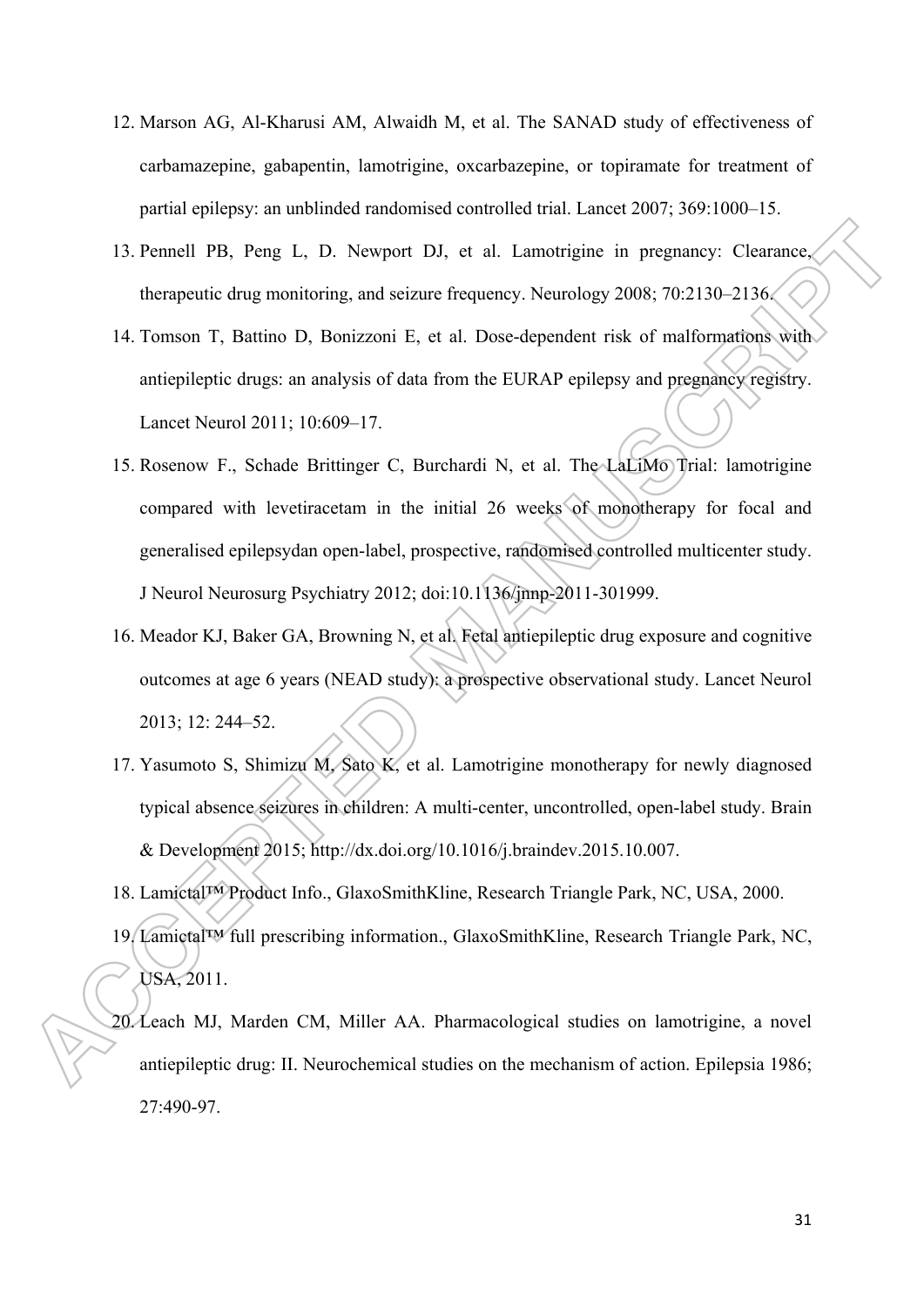12. Marson AG, Al-Kharusi AM, Alwaidh M, et al. The SANAD study of effectiveness of carbamazepine, gabapentin, lamotrigine, oxcarbazepine, or topiramate for treatment of partial epilepsy: an unblinded randomised controlled trial. Lancet 2007; 369:1000–15.
13. Pennell PB, Peng L, D. Newport DJ, et al. Lamotrigine in pregnancy: Clearance, therapeutic drug monitoring, and seizure frequency. Neurology 2008; 70:2130–2136.
14. Tomson T, Battino D, Bonizzoni E, et al. Dose-dependent risk of malformations with antiepileptic drugs: an analysis of data from the EURAP epilepsy and pregnancy registry. Lancet Neurol 2011; 10:609–17.
15. Rosenow F., Schade Brittinger C, Burchardi N, et al. The LaLiMo Trial: lamotrigine compared with levetiracetam in the initial 26 weeks of monotherapy for focal and generalised epilepsydan open-label, prospective, randomised controlled multicenter study. J Neurol Neurosurg Psychiatry 2012; doi:10.1136/jnnp-2011-301999.
16. Meador KJ, Baker GA, Browning N, et al. Fetal antiepileptic drug exposure and cognitive outcomes at age 6 years (NEAD study): a prospective observational study. Lancet Neurol 2013; 12: 244–52.
17. Yasumoto S, Shimizu M, Sato K, et al. Lamotrigine monotherapy for newly diagnosed typical absence seizures in children: A multi-center, uncontrolled, open-label study. Brain & Development 2015; http://dx.doi.org/10.1016/j.braindev.2015.10.007.
18. Lamictal™ Product Info., GlaxoSmithKline, Research Triangle Park, NC, USA, 2000.
19. Lamictal™ full prescribing information., GlaxoSmithKline, Research Triangle Park, NC, USA, 2011.
20. Leach MJ, Marden CM, Miller AA. Pharmacological studies on lamotrigine, a novel antiepileptic drug: II. Neurochemical studies on the mechanism of action. Epilepsia 1986; 27:490-97.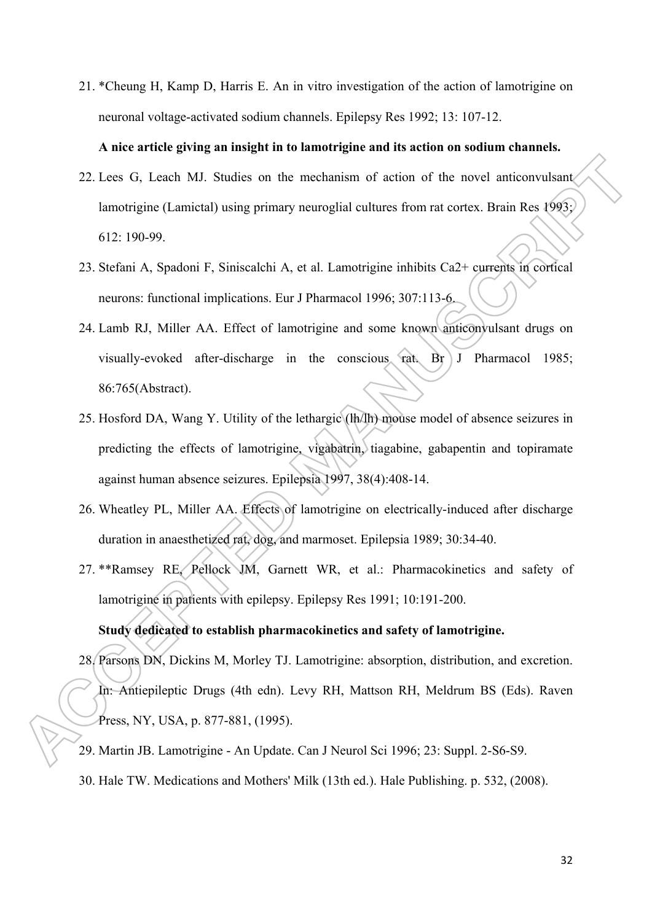21. *Cheung H, Kamp D, Harris E. An in vitro investigation of the action of lamotrigine on neuronal voltage-activated sodium channels. Epilepsy Res 1992; 13: 107-12.

    **A nice article giving an insight in to lamotrigine and its action on sodium channels.**

22. Lees G, Leach MJ. Studies on the mechanism of action of the novel anticonvulsant lamotrigine (Lamictal) using primary neuroglial cultures from rat cortex. Brain Res 1993; 612: 190-99.
23. Stefani A, Spadoni F, Siniscalchi A, et al. Lamotrigine inhibits Ca2+ currents in cortical neurons: functional implications. Eur J Pharmacol 1996; 307:113-6.
24. Lamb RJ, Miller AA. Effect of lamotrigine and some known anticonvulsant drugs on visually-evoked after-discharge in the conscious rat. Br J Pharmacol 1985; 86:765(Abstract).
25. Hosford DA, Wang Y. Utility of the lethargic (lh/lh) mouse model of absence seizures in predicting the effects of lamotrigine, vigabatrin, tiagabine, gabapentin and topiramate against human absence seizures. Epilepsia 1997, 38(4):408-14.
26. Wheatley PL, Miller AA. Effects of lamotrigine on electrically-induced after discharge duration in anaesthetized rat, dog, and marmoset. Epilepsia 1989; 30:34-40.
27. **Ramsey RE, Pellock JM, Garnett WR, et al.: Pharmacokinetics and safety of lamotrigine in patients with epilepsy. Epilepsy Res 1991; 10:191-200.

    **Study dedicated to establish pharmacokinetics and safety of lamotrigine.**

28. Parsons DN, Dickins M, Morley TJ. Lamotrigine: absorption, distribution, and excretion. In: Antiepileptic Drugs (4th edn). Levy RH, Mattson RH, Meldrum BS (Eds). Raven Press, NY, USA, p. 877-881, (1995).
29. Martin JB. Lamotrigine - An Update. Can J Neurol Sci 1996; 23: Suppl. 2-S6-S9.
30. Hale TW. Medications and Mothers' Milk (13th ed.). Hale Publishing. p. 532, (2008).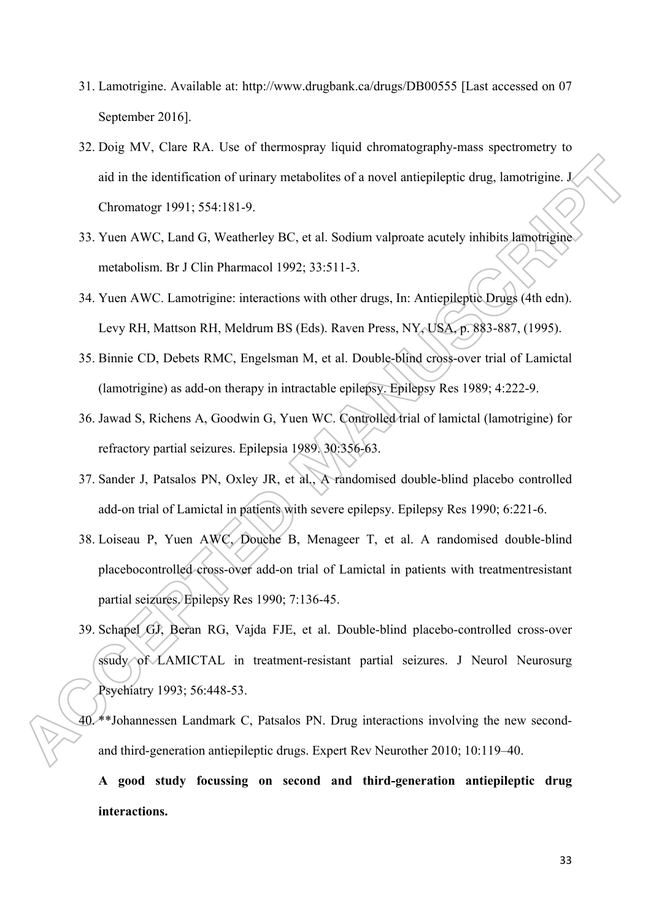31. Lamotrigine. Available at: http://www.drugbank.ca/drugs/DB00555 [Last accessed on 07 September 2016].
32. Doig MV, Clare RA. Use of thermospray liquid chromatography-mass spectrometry to aid in the identification of urinary metabolites of a novel antiepileptic drug, lamotrigine. J Chromatogr 1991; 554:181-9.
33. Yuen AWC, Land G, Weatherley BC, et al. Sodium valproate acutely inhibits lamotrigine metabolism. Br J Clin Pharmacol 1992; 33:511-3.
34. Yuen AWC. Lamotrigine: interactions with other drugs, In: Antiepileptic Drugs (4th edn). Levy RH, Mattson RH, Meldrum BS (Eds). Raven Press, NY, USA, p. 883-887, (1995).
35. Binnie CD, Debets RMC, Engelsman M, et al. Double-blind cross-over trial of Lamictal (lamotrigine) as add-on therapy in intractable epilepsy. Epilepsy Res 1989; 4:222-9.
36. Jawad S, Richens A, Goodwin G, Yuen WC. Controlled trial of lamictal (lamotrigine) for refractory partial seizures. Epilepsia 1989. 30:356-63.
37. Sander J, Patsalos PN, Oxley JR, et al., A randomised double-blind placebo controlled add-on trial of Lamictal in patients with severe epilepsy. Epilepsy Res 1990; 6:221-6.
38. Loiseau P, Yuen AWC, Douche B, Menageer T, et al. A randomised double-blind placebocontrolled cross-over add-on trial of Lamictal in patients with treatmentresistant partial seizures. Epilepsy Res 1990; 7:136-45.
39. Schapel GJ, Beran RG, Vajda FJE, et al. Double-blind placebo-controlled cross-over ssudy of LAMICTAL in treatment-resistant partial seizures. J Neurol Neurosurg Psychiatry 1993; 56:448-53.
40. **Johannessen Landmark C, Patsalos PN. Drug interactions involving the new second- and third-generation antiepileptic drugs. Expert Rev Neurother 2010; 10:119–40.

    **A good study focussing on second and third-generation antiepileptic drug interactions.**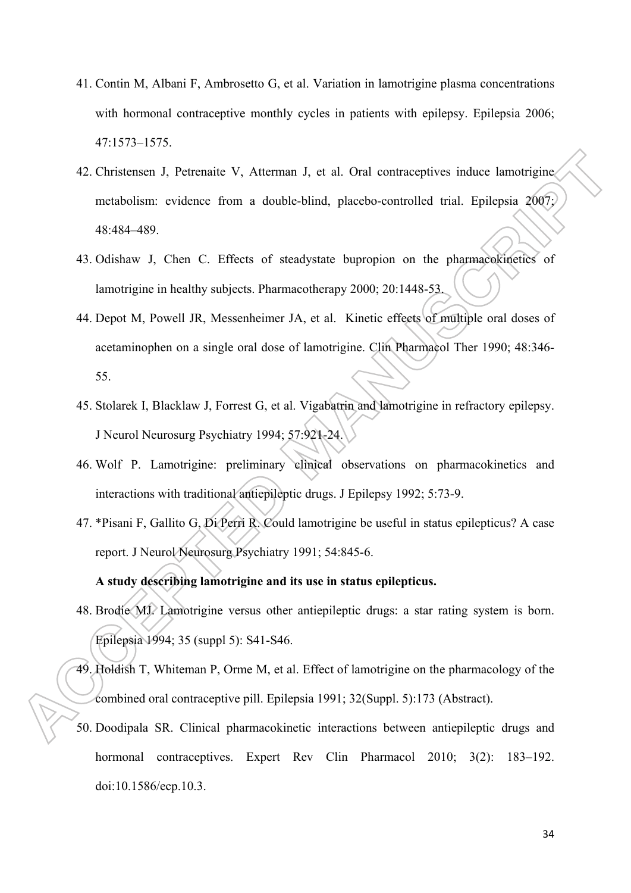41. Contin M, Albani F, Ambrosetto G, et al. Variation in lamotrigine plasma concentrations with hormonal contraceptive monthly cycles in patients with epilepsy. Epilepsia 2006; 47:1573–1575.
42. Christensen J, Petrenaite V, Atterman J, et al. Oral contraceptives induce lamotrigine metabolism: evidence from a double-blind, placebo-controlled trial. Epilepsia 2007; 48:484–489.
43. Odishaw J, Chen C. Effects of steadystate bupropion on the pharmacokinetics of lamotrigine in healthy subjects. Pharmacotherapy 2000; 20:1448-53.
44. Depot M, Powell JR, Messenheimer JA, et al. Kinetic effects of multiple oral doses of acetaminophen on a single oral dose of lamotrigine. Clin Pharmacol Ther 1990; 48:346-55.
45. Stolarek I, Blacklaw J, Forrest G, et al. Vigabatrin and lamotrigine in refractory epilepsy. J Neurol Neurosurg Psychiatry 1994; 57:921-24.
46. Wolf P. Lamotrigine: preliminary clinical observations on pharmacokinetics and interactions with traditional antiepileptic drugs. J Epilepsy 1992; 5:73-9.
47. *Pisani F, Gallito G, Di Perri R. Could lamotrigine be useful in status epilepticus? A case report. J Neurol Neurosurg Psychiatry 1991; 54:845-6.

    **A study describing lamotrigine and its use in status epilepticus.**
48. Brodie MJ. Lamotrigine versus other antiepileptic drugs: a star rating system is born. Epilepsia 1994; 35 (suppl 5): S41-S46.
49. Holdish T, Whiteman P, Orme M, et al. Effect of lamotrigine on the pharmacology of the combined oral contraceptive pill. Epilepsia 1991; 32(Suppl. 5):173 (Abstract).
50. Doodipala SR. Clinical pharmacokinetic interactions between antiepileptic drugs and hormonal contraceptives. Expert Rev Clin Pharmacol 2010; 3(2): 183–192. doi:10.1586/ecp.10.3.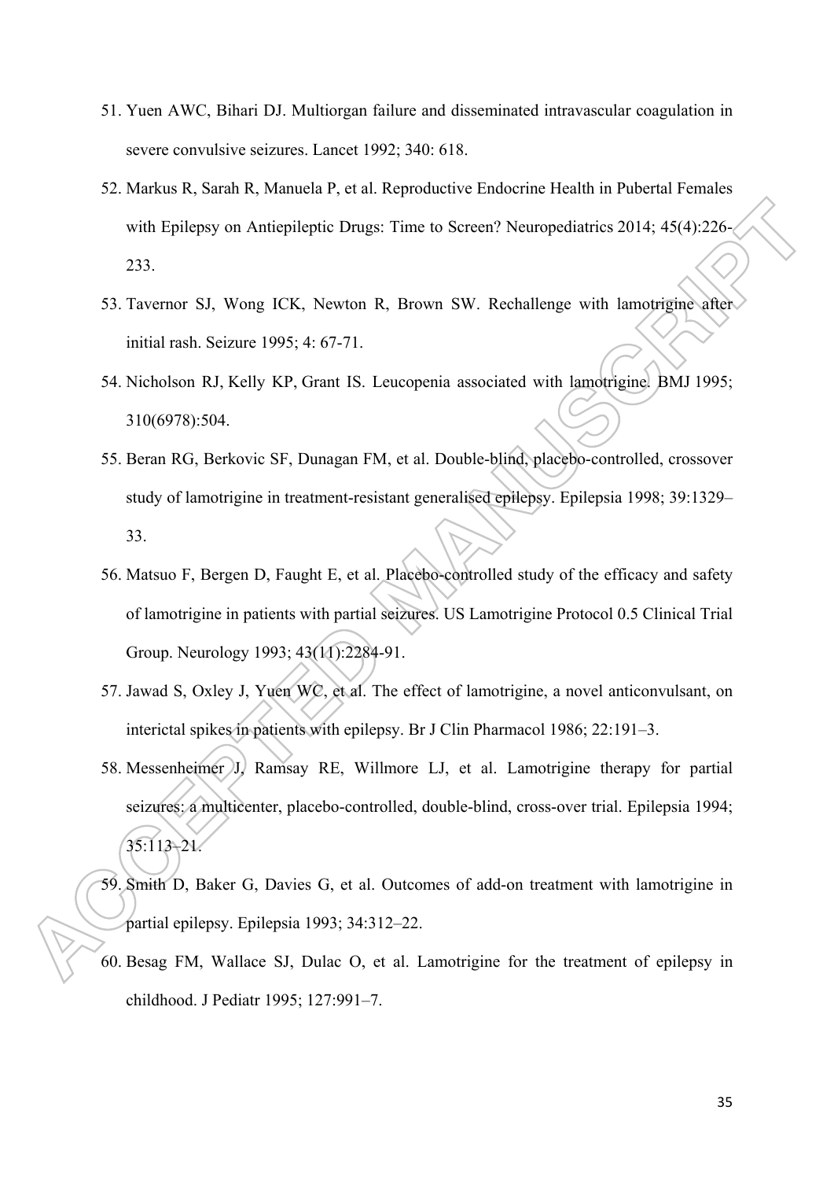51. Yuen AWC, Bihari DJ. Multiorgan failure and disseminated intravascular coagulation in severe convulsive seizures. Lancet 1992; 340: 618.
52. Markus R, Sarah R, Manuela P, et al. Reproductive Endocrine Health in Pubertal Females with Epilepsy on Antiepileptic Drugs: Time to Screen? Neuropediatrics 2014; 45(4):226-233.
53. Tavernor SJ, Wong ICK, Newton R, Brown SW. Rechallenge with lamotrigine after initial rash. Seizure 1995; 4: 67-71.
54. Nicholson RJ, Kelly KP, Grant IS. Leucopenia associated with lamotrigine. BMJ 1995; 310(6978):504.
55. Beran RG, Berkovic SF, Dunagan FM, et al. Double-blind, placebo-controlled, crossover study of lamotrigine in treatment-resistant generalised epilepsy. Epilepsia 1998; 39:1329–33.
56. Matsuo F, Bergen D, Faught E, et al. Placebo-controlled study of the efficacy and safety of lamotrigine in patients with partial seizures. US Lamotrigine Protocol 0.5 Clinical Trial Group. Neurology 1993; 43(11):2284-91.
57. Jawad S, Oxley J, Yuen WC, et al. The effect of lamotrigine, a novel anticonvulsant, on interictal spikes in patients with epilepsy. Br J Clin Pharmacol 1986; 22:191–3.
58. Messenheimer J, Ramsay RE, Willmore LJ, et al. Lamotrigine therapy for partial seizures: a multicenter, placebo-controlled, double-blind, cross-over trial. Epilepsia 1994; 35:113–21.
59. Smith D, Baker G, Davies G, et al. Outcomes of add-on treatment with lamotrigine in partial epilepsy. Epilepsia 1993; 34:312–22.
60. Besag FM, Wallace SJ, Dulac O, et al. Lamotrigine for the treatment of epilepsy in childhood. J Pediatr 1995; 127:991–7.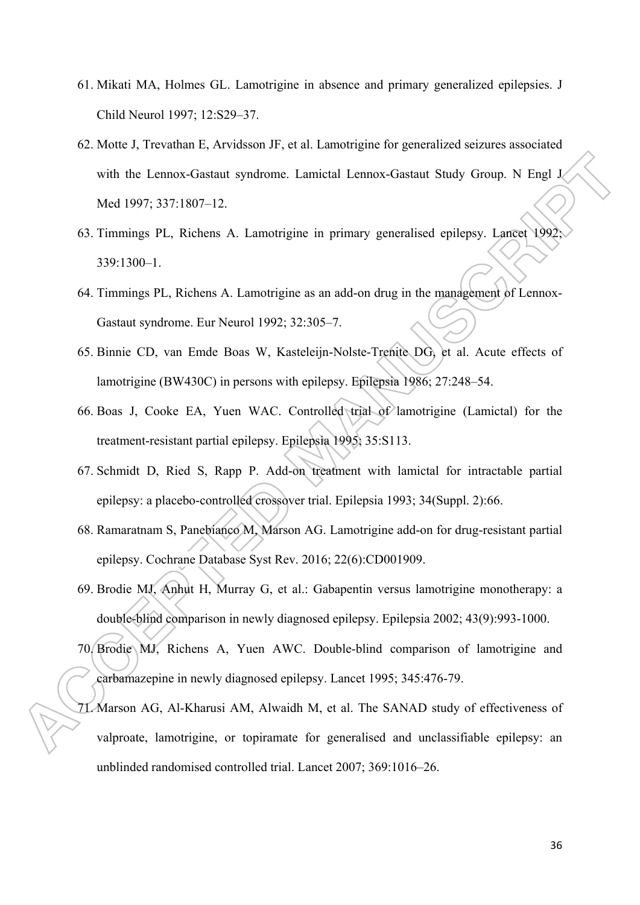61. Mikati MA, Holmes GL. Lamotrigine in absence and primary generalized epilepsies. J Child Neurol 1997; 12:S29–37.
62. Motte J, Trevathan E, Arvidsson JF, et al. Lamotrigine for generalized seizures associated with the Lennox-Gastaut syndrome. Lamictal Lennox-Gastaut Study Group. N Engl J Med 1997; 337:1807–12.
63. Timmings PL, Richens A. Lamotrigine in primary generalised epilepsy. Lancet 1992; 339:1300–1.
64. Timmings PL, Richens A. Lamotrigine as an add-on drug in the management of Lennox-Gastaut syndrome. Eur Neurol 1992; 32:305–7.
65. Binnie CD, van Emde Boas W, Kasteleijn-Nolste-Trenite DG, et al. Acute effects of lamotrigine (BW430C) in persons with epilepsy. Epilepsia 1986; 27:248–54.
66. Boas J, Cooke EA, Yuen WAC. Controlled trial of lamotrigine (Lamictal) for the treatment-resistant partial epilepsy. Epilepsia 1995; 35:S113.
67. Schmidt D, Ried S, Rapp P. Add-on treatment with lamictal for intractable partial epilepsy: a placebo-controlled crossover trial. Epilepsia 1993; 34(Suppl. 2):66.
68. Ramaratnam S, Panebianco M, Marson AG. Lamotrigine add-on for drug-resistant partial epilepsy. Cochrane Database Syst Rev. 2016; 22(6):CD001909.
69. Brodie MJ, Anhut H, Murray G, et al.: Gabapentin versus lamotrigine monotherapy: a double-blind comparison in newly diagnosed epilepsy. Epilepsia 2002; 43(9):993-1000.
70. Brodie MJ, Richens A, Yuen AWC. Double-blind comparison of lamotrigine and carbamazepine in newly diagnosed epilepsy. Lancet 1995; 345:476-79.
71. Marson AG, Al-Kharusi AM, Alwaidh M, et al. The SANAD study of effectiveness of valproate, lamotrigine, or topiramate for generalised and unclassifiable epilepsy: an unblinded randomised controlled trial. Lancet 2007; 369:1016–26.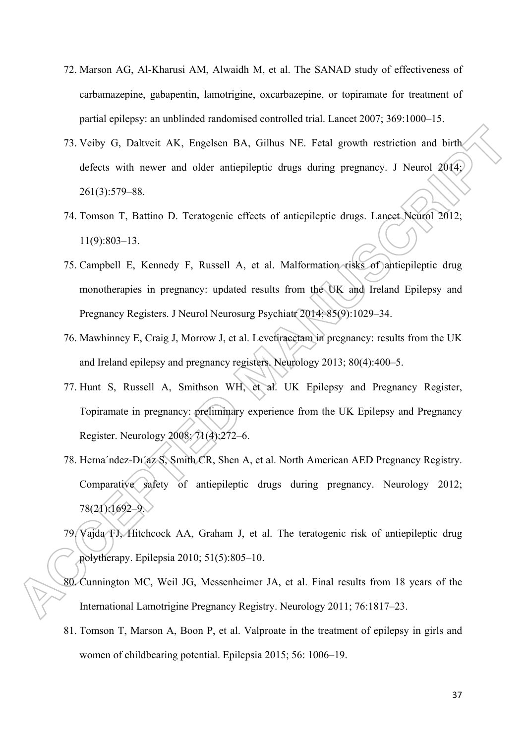72. Marson AG, Al-Kharusi AM, Alwaidh M, et al. The SANAD study of effectiveness of carbamazepine, gabapentin, lamotrigine, oxcarbazepine, or topiramate for treatment of partial epilepsy: an unblinded randomised controlled trial. Lancet 2007; 369:1000–15.
73. Veiby G, Daltveit AK, Engelsen BA, Gilhus NE. Fetal growth restriction and birth defects with newer and older antiepileptic drugs during pregnancy. J Neurol 2014; 261(3):579–88.
74. Tomson T, Battino D. Teratogenic effects of antiepileptic drugs. Lancet Neurol 2012; 11(9):803–13.
75. Campbell E, Kennedy F, Russell A, et al. Malformation risks of antiepileptic drug monotherapies in pregnancy: updated results from the UK and Ireland Epilepsy and Pregnancy Registers. J Neurol Neurosurg Psychiatr 2014; 85(9):1029–34.
76. Mawhinney E, Craig J, Morrow J, et al. Levetiracetam in pregnancy: results from the UK and Ireland epilepsy and pregnancy registers. Neurology 2013; 80(4):400–5.
77. Hunt S, Russell A, Smithson WH, et al. UK Epilepsy and Pregnancy Register, Topiramate in pregnancy: preliminary experience from the UK Epilepsy and Pregnancy Register. Neurology 2008; 71(4):272–6.
78. Herna´ndez-Dı´az S, Smith CR, Shen A, et al. North American AED Pregnancy Registry. Comparative safety of antiepileptic drugs during pregnancy. Neurology 2012; 78(21):1692–9.
79. Vajda FJ, Hitchcock AA, Graham J, et al. The teratogenic risk of antiepileptic drug polytherapy. Epilepsia 2010; 51(5):805–10.
80. Cunnington MC, Weil JG, Messenheimer JA, et al. Final results from 18 years of the International Lamotrigine Pregnancy Registry. Neurology 2011; 76:1817–23.
81. Tomson T, Marson A, Boon P, et al. Valproate in the treatment of epilepsy in girls and women of childbearing potential. Epilepsia 2015; 56: 1006–19.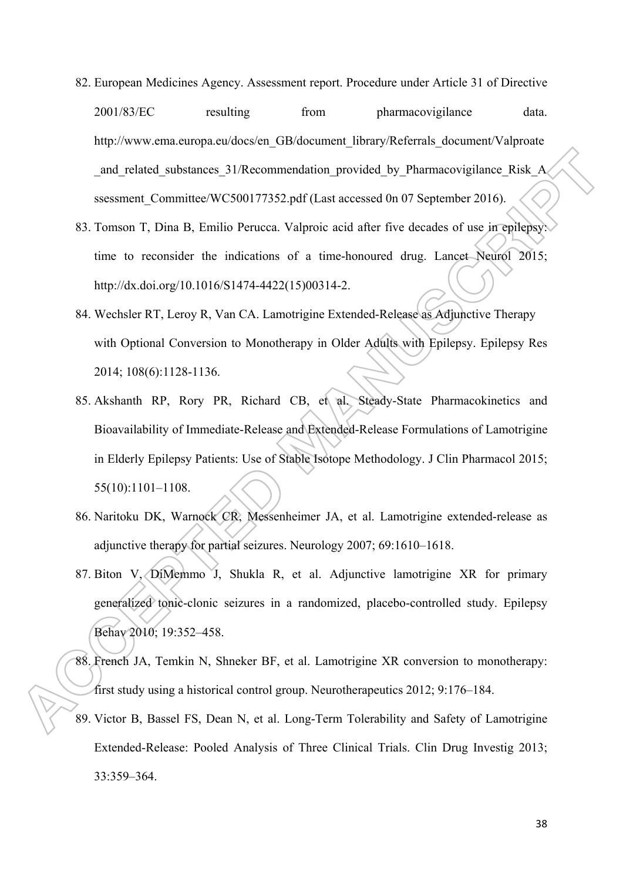82. European Medicines Agency. Assessment report. Procedure under Article 31 of Directive 2001/83/EC resulting from pharmacovigilance data. http://www.ema.europa.eu/docs/en_GB/document_library/Referrals_document/Valproate_and_related_substances_31/Recommendation_provided_by_Pharmacovigilance_Risk_Assessment_Committee/WC500177352.pdf (Last accessed 0n 07 September 2016).

83. Tomson T, Dina B, Emilio Perucca. Valproic acid after five decades of use in epilepsy: time to reconsider the indications of a time-honoured drug. Lancet Neurol 2015; http://dx.doi.org/10.1016/S1474-4422(15)00314-2.

84. Wechsler RT, Leroy R, Van CA. Lamotrigine Extended-Release as Adjunctive Therapy with Optional Conversion to Monotherapy in Older Adults with Epilepsy. Epilepsy Res 2014; 108(6):1128-1136.

85. Akshanth RP, Rory PR, Richard CB, et al. Steady-State Pharmacokinetics and Bioavailability of Immediate-Release and Extended-Release Formulations of Lamotrigine in Elderly Epilepsy Patients: Use of Stable Isotope Methodology. J Clin Pharmacol 2015; 55(10):1101–1108.

86. Naritoku DK, Warnock CR, Messenheimer JA, et al. Lamotrigine extended-release as adjunctive therapy for partial seizures. Neurology 2007; 69:1610–1618.

87. Biton V, DiMemmo J, Shukla R, et al. Adjunctive lamotrigine XR for primary generalized tonic-clonic seizures in a randomized, placebo-controlled study. Epilepsy Behav 2010; 19:352–458.

88. French JA, Temkin N, Shneker BF, et al. Lamotrigine XR conversion to monotherapy: first study using a historical control group. Neurotherapeutics 2012; 9:176–184.

89. Victor B, Bassel FS, Dean N, et al. Long-Term Tolerability and Safety of Lamotrigine Extended-Release: Pooled Analysis of Three Clinical Trials. Clin Drug Investig 2013; 33:359–364.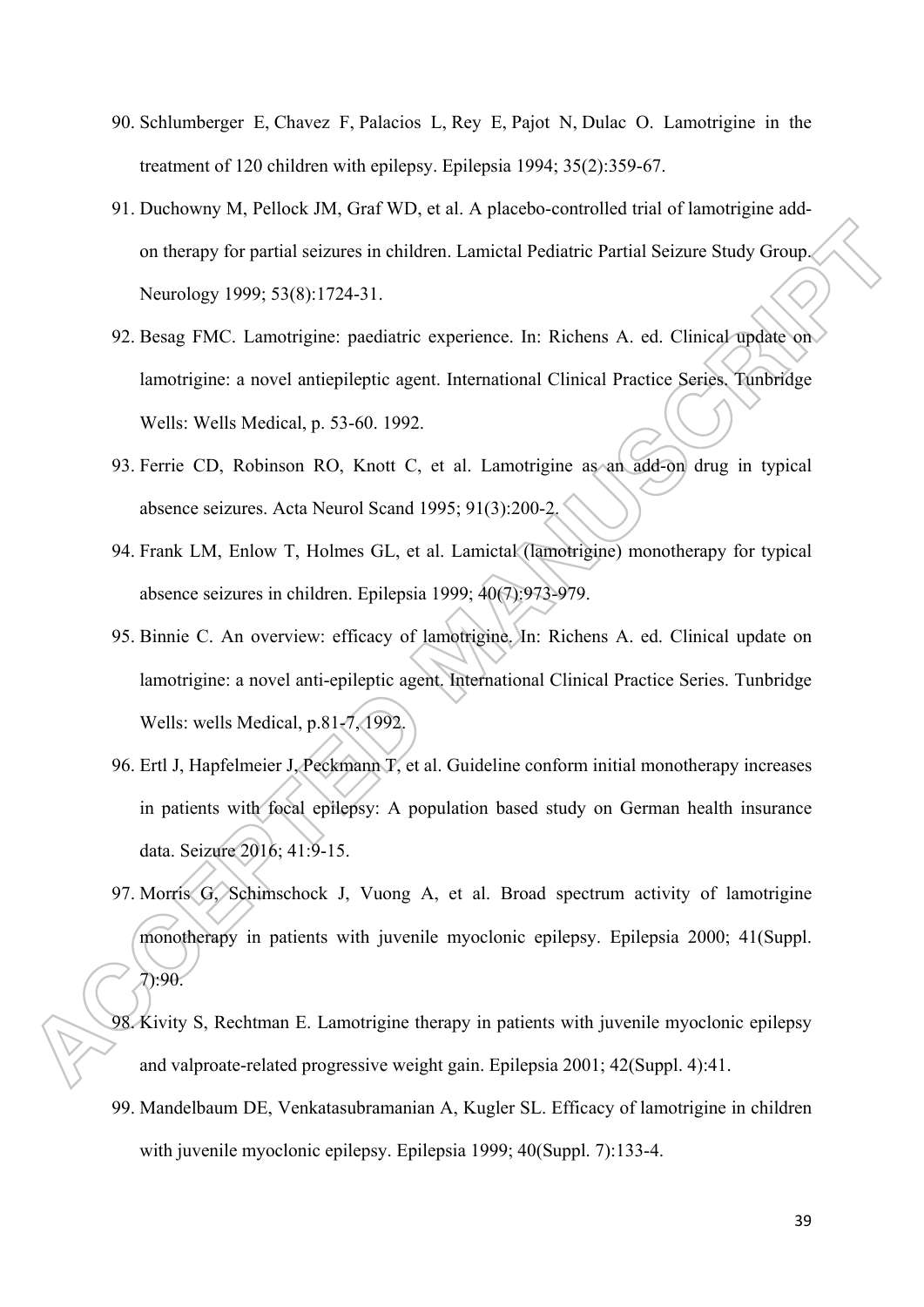90. Schlumberger E, Chavez F, Palacios L, Rey E, Pajot N, Dulac O. Lamotrigine in the treatment of 120 children with epilepsy. Epilepsia 1994; 35(2):359-67.
91. Duchowny M, Pellock JM, Graf WD, et al. A placebo-controlled trial of lamotrigine add-on therapy for partial seizures in children. Lamictal Pediatric Partial Seizure Study Group. Neurology 1999; 53(8):1724-31.
92. Besag FMC. Lamotrigine: paediatric experience. In: Richens A. ed. Clinical update on lamotrigine: a novel antiepileptic agent. International Clinical Practice Series. Tunbridge Wells: Wells Medical, p. 53-60. 1992.
93. Ferrie CD, Robinson RO, Knott C, et al. Lamotrigine as an add-on drug in typical absence seizures. Acta Neurol Scand 1995; 91(3):200-2.
94. Frank LM, Enlow T, Holmes GL, et al. Lamictal (lamotrigine) monotherapy for typical absence seizures in children. Epilepsia 1999; 40(7):973-979.
95. Binnie C. An overview: efficacy of lamotrigine. In: Richens A. ed. Clinical update on lamotrigine: a novel anti-epileptic agent. International Clinical Practice Series. Tunbridge Wells: wells Medical, p.81-7, 1992.
96. Ertl J, Hapfelmeier J, Peckmann T, et al. Guideline conform initial monotherapy increases in patients with focal epilepsy: A population based study on German health insurance data. Seizure 2016; 41:9-15.
97. Morris G, Schimschock J, Vuong A, et al. Broad spectrum activity of lamotrigine monotherapy in patients with juvenile myoclonic epilepsy. Epilepsia 2000; 41(Suppl. 7):90.
98. Kivity S, Rechtman E. Lamotrigine therapy in patients with juvenile myoclonic epilepsy and valproate-related progressive weight gain. Epilepsia 2001; 42(Suppl. 4):41.
99. Mandelbaum DE, Venkatasubramanian A, Kugler SL. Efficacy of lamotrigine in children with juvenile myoclonic epilepsy. Epilepsia 1999; 40(Suppl. 7):133-4.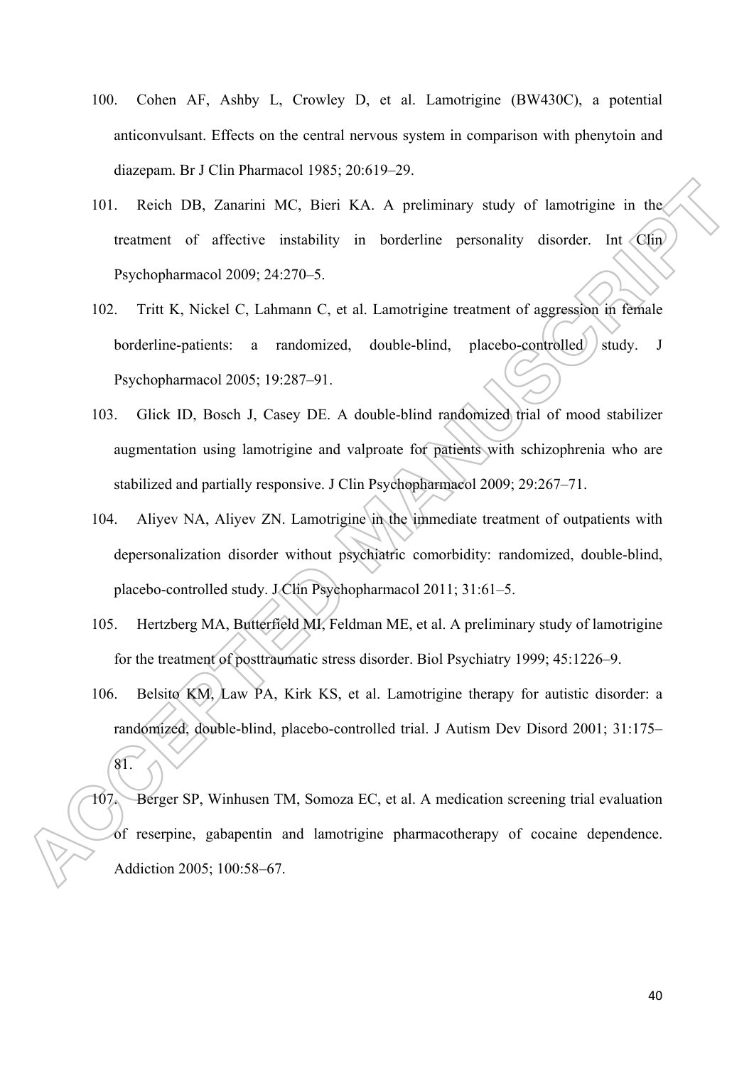100. Cohen AF, Ashby L, Crowley D, et al. Lamotrigine (BW430C), a potential anticonvulsant. Effects on the central nervous system in comparison with phenytoin and diazepam. Br J Clin Pharmacol 1985; 20:619–29.

101. Reich DB, Zanarini MC, Bieri KA. A preliminary study of lamotrigine in the treatment of affective instability in borderline personality disorder. Int Clin Psychopharmacol 2009; 24:270–5.

102. Tritt K, Nickel C, Lahmann C, et al. Lamotrigine treatment of aggression in female borderline-patients: a randomized, double-blind, placebo-controlled study. J Psychopharmacol 2005; 19:287–91.

103. Glick ID, Bosch J, Casey DE. A double-blind randomized trial of mood stabilizer augmentation using lamotrigine and valproate for patients with schizophrenia who are stabilized and partially responsive. J Clin Psychopharmacol 2009; 29:267–71.

104. Aliyev NA, Aliyev ZN. Lamotrigine in the immediate treatment of outpatients with depersonalization disorder without psychiatric comorbidity: randomized, double-blind, placebo-controlled study. J Clin Psychopharmacol 2011; 31:61–5.

105. Hertzberg MA, Butterfield MI, Feldman ME, et al. A preliminary study of lamotrigine for the treatment of posttraumatic stress disorder. Biol Psychiatry 1999; 45:1226–9.

106. Belsito KM, Law PA, Kirk KS, et al. Lamotrigine therapy for autistic disorder: a randomized, double-blind, placebo-controlled trial. J Autism Dev Disord 2001; 31:175–81.

107. Berger SP, Winhusen TM, Somoza EC, et al. A medication screening trial evaluation of reserpine, gabapentin and lamotrigine pharmacotherapy of cocaine dependence. Addiction 2005; 100:58–67.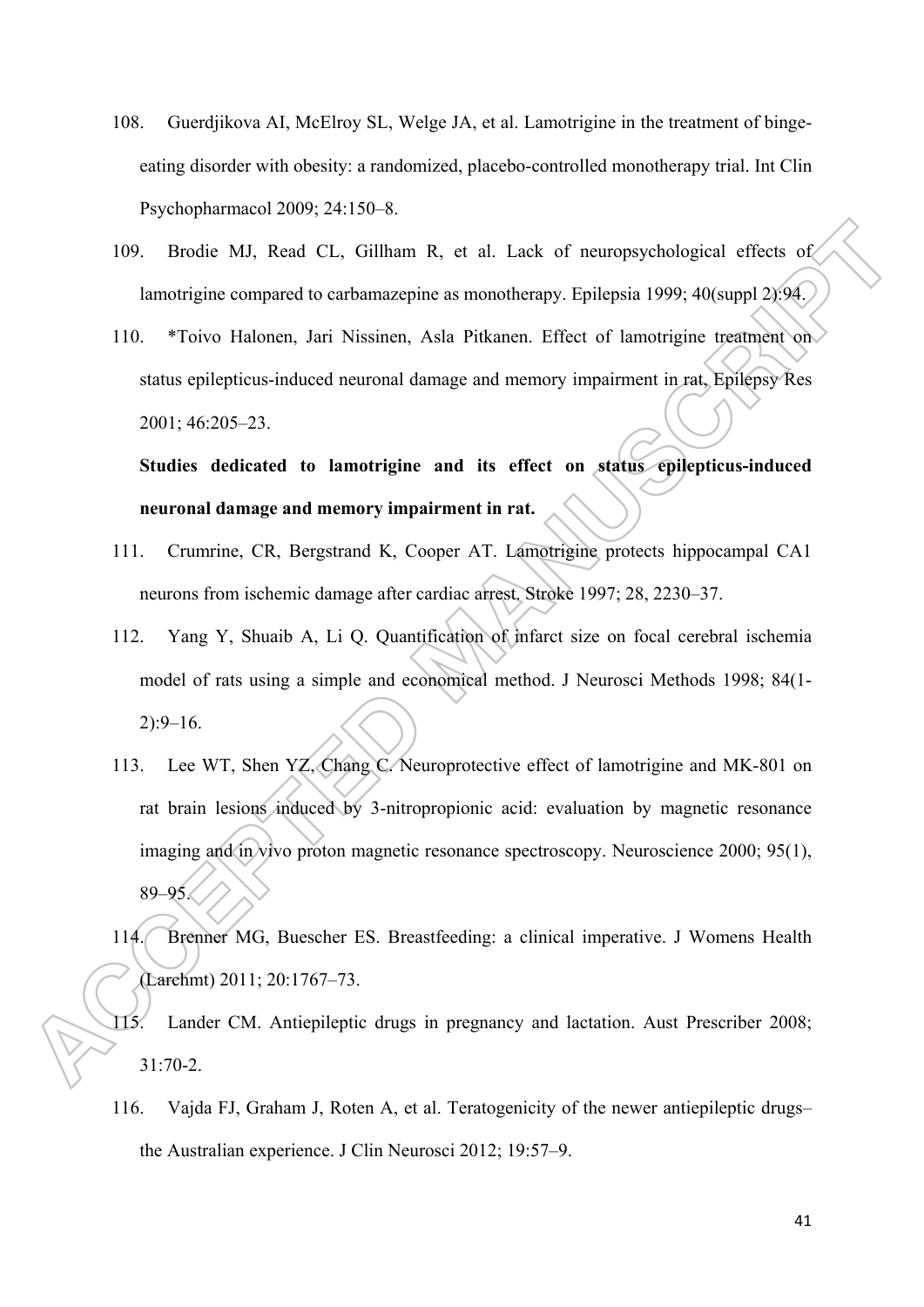108. Guerdjikova AI, McElroy SL, Welge JA, et al. Lamotrigine in the treatment of binge-eating disorder with obesity: a randomized, placebo-controlled monotherapy trial. Int Clin Psychopharmacol 2009; 24:150–8.

109. Brodie MJ, Read CL, Gillham R, et al. Lack of neuropsychological effects of lamotrigine compared to carbamazepine as monotherapy. Epilepsia 1999; 40(suppl 2):94.

110. *Toivo Halonen, Jari Nissinen, Asla Pitkanen. Effect of lamotrigine treatment on status epilepticus-induced neuronal damage and memory impairment in rat. Epilepsy Res 2001; 46:205–23.

**Studies dedicated to lamotrigine and its effect on status epilepticus-induced neuronal damage and memory impairment in rat.**

111. Crumrine, CR, Bergstrand K, Cooper AT. Lamotrigine protects hippocampal CA1 neurons from ischemic damage after cardiac arrest. Stroke 1997; 28, 2230–37.

112. Yang Y, Shuaib A, Li Q. Quantification of infarct size on focal cerebral ischemia model of rats using a simple and economical method. J Neurosci Methods 1998; 84(1-2):9–16.

113. Lee WT, Shen YZ, Chang C. Neuroprotective effect of lamotrigine and MK-801 on rat brain lesions induced by 3-nitropropionic acid: evaluation by magnetic resonance imaging and in vivo proton magnetic resonance spectroscopy. Neuroscience 2000; 95(1), 89–95.

114. Brenner MG, Buescher ES. Breastfeeding: a clinical imperative. J Womens Health (Larchmt) 2011; 20:1767–73.

115. Lander CM. Antiepileptic drugs in pregnancy and lactation. Aust Prescriber 2008; 31:70-2.

116. Vajda FJ, Graham J, Roten A, et al. Teratogenicity of the newer antiepileptic drugs–the Australian experience. J Clin Neurosci 2012; 19:57–9.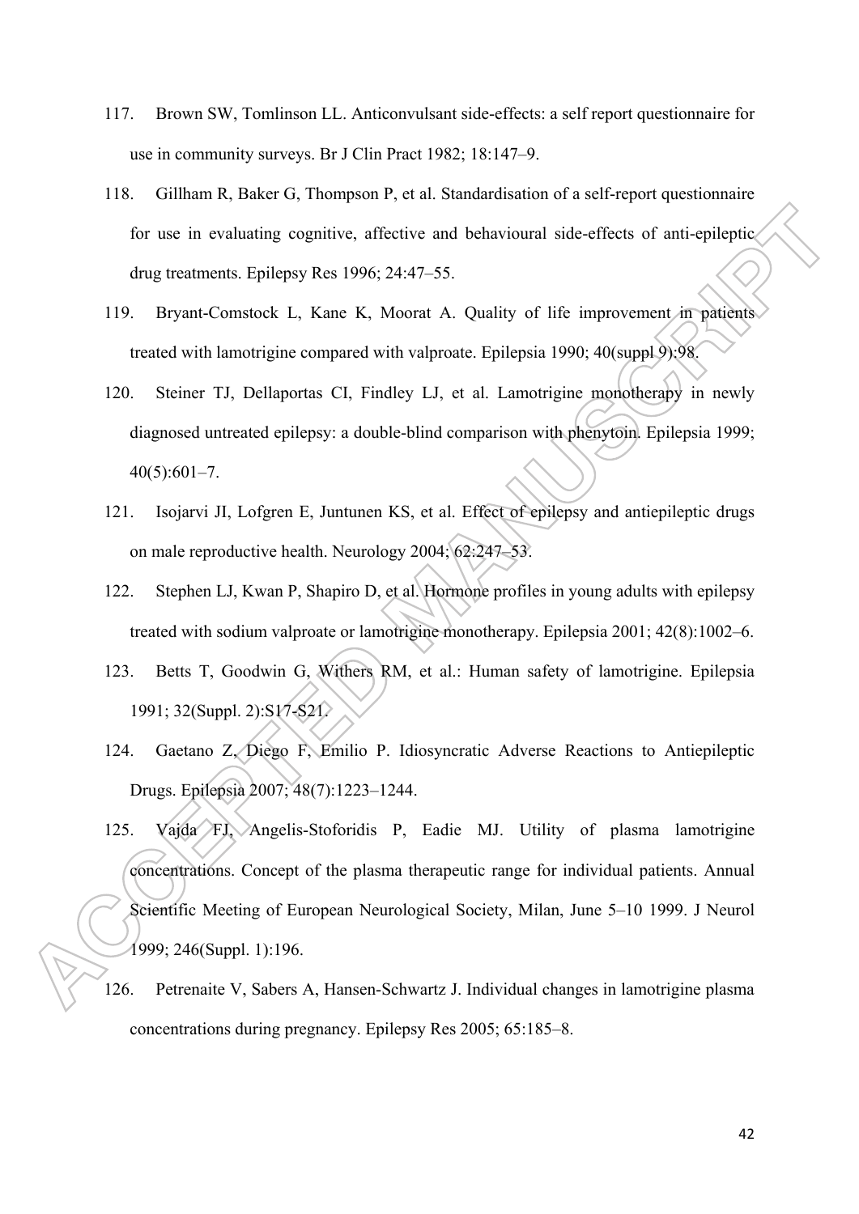117. Brown SW, Tomlinson LL. Anticonvulsant side-effects: a self report questionnaire for use in community surveys. Br J Clin Pract 1982; 18:147–9.

118. Gillham R, Baker G, Thompson P, et al. Standardisation of a self-report questionnaire for use in evaluating cognitive, affective and behavioural side-effects of anti-epileptic drug treatments. Epilepsy Res 1996; 24:47–55.

119. Bryant-Comstock L, Kane K, Moorat A. Quality of life improvement in patients treated with lamotrigine compared with valproate. Epilepsia 1990; 40(suppl 9):98.

120. Steiner TJ, Dellaportas CI, Findley LJ, et al. Lamotrigine monotherapy in newly diagnosed untreated epilepsy: a double-blind comparison with phenytoin. Epilepsia 1999; 40(5):601–7.

121. Isojarvi JI, Lofgren E, Juntunen KS, et al. Effect of epilepsy and antiepileptic drugs on male reproductive health. Neurology 2004; 62:247–53.

122. Stephen LJ, Kwan P, Shapiro D, et al. Hormone profiles in young adults with epilepsy treated with sodium valproate or lamotrigine monotherapy. Epilepsia 2001; 42(8):1002–6.

123. Betts T, Goodwin G, Withers RM, et al.: Human safety of lamotrigine. Epilepsia 1991; 32(Suppl. 2):S17-S21.

124. Gaetano Z, Diego F, Emilio P. Idiosyncratic Adverse Reactions to Antiepileptic Drugs. Epilepsia 2007; 48(7):1223–1244.

125. Vajda FJ, Angelis-Stoforidis P, Eadie MJ. Utility of plasma lamotrigine concentrations. Concept of the plasma therapeutic range for individual patients. Annual Scientific Meeting of European Neurological Society, Milan, June 5–10 1999. J Neurol 1999; 246(Suppl. 1):196.

126. Petrenaite V, Sabers A, Hansen-Schwartz J. Individual changes in lamotrigine plasma concentrations during pregnancy. Epilepsy Res 2005; 65:185–8.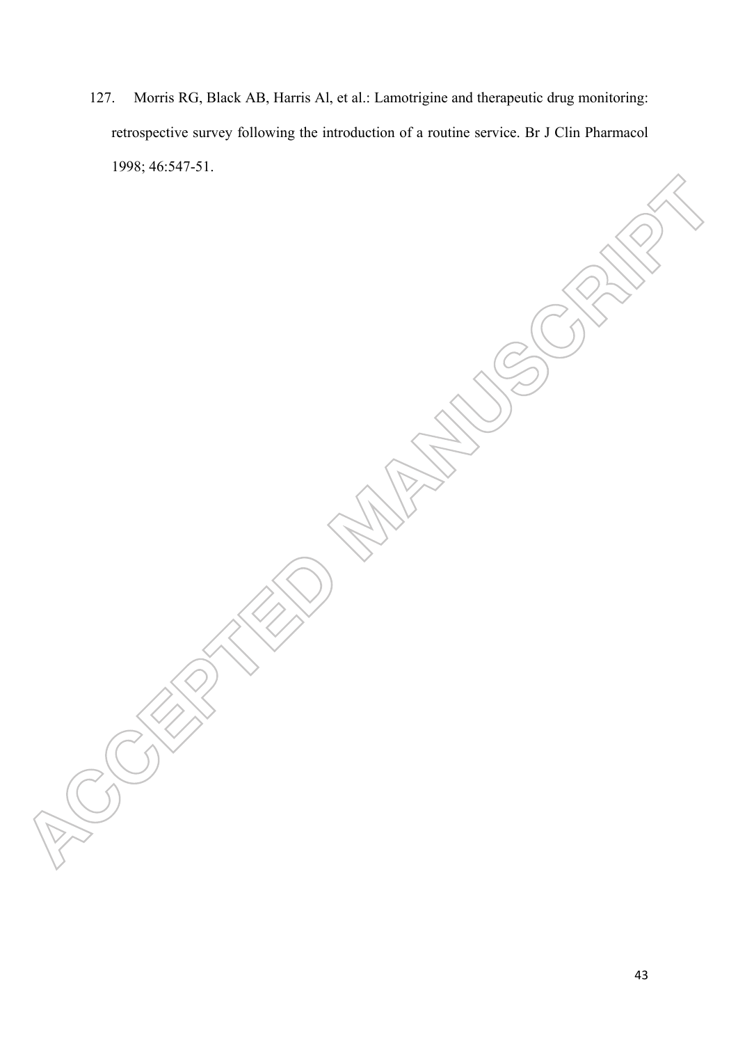127. Morris RG, Black AB, Harris Al, et al.: Lamotrigine and therapeutic drug monitoring: retrospective survey following the introduction of a routine service. Br J Clin Pharmacol 1998; 46:547-51.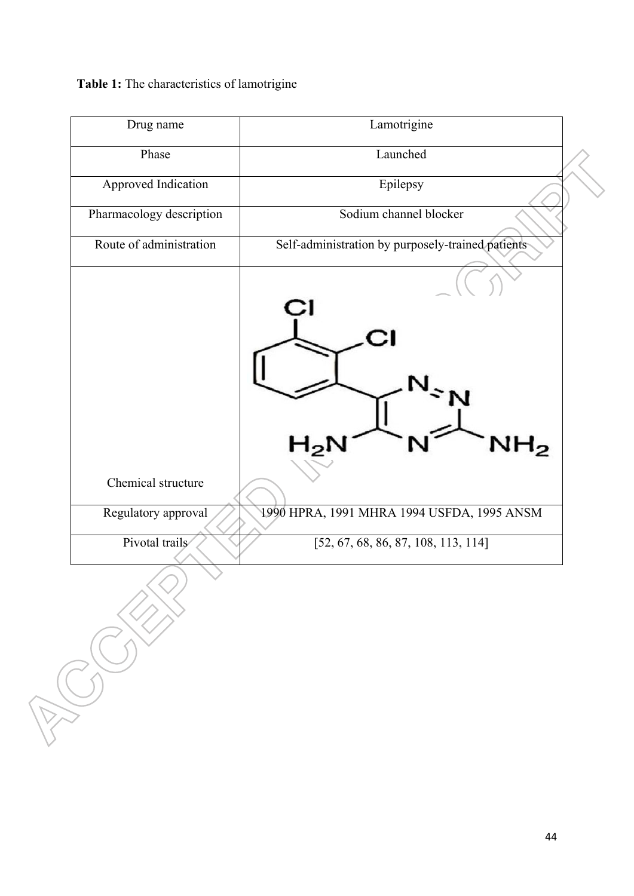**Table 1:** The characteristics of lamotrigine

| Drug name | Lamotrigine |
|---|---|
| Phase | Launched |
| Approved Indication | Epilepsy |
| Pharmacology description | Sodium channel blocker |
| Route of administration | Self-administration by purposely-trained patients |
| Chemical structure | |
| Regulatory approval | 1990 HPRA, 1991 MHRA 1994 USFDA, 1995 ANSM |
| Pivotal trails | [52, 67, 68, 86, 87, 108, 113, 114] |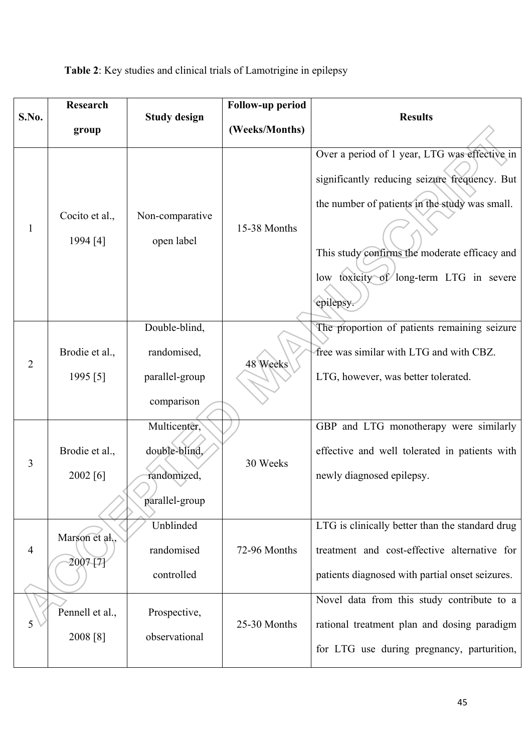**Table 2**: Key studies and clinical trials of Lamotrigine in epilepsy

| S.No. | Research group | Study design | Follow-up period (Weeks/Months) | Results |
|---|---|---|---|---|
| 1 | Cocito et al., 1994 [4] | Non-comparative open label | 15-38 Months | Over a period of 1 year, LTG was effective in significantly reducing seizure frequency. But the number of patients in the study was small. This study confirms the moderate efficacy and low toxicity of long-term LTG in severe epilepsy. |
| 2 | Brodie et al., 1995 [5] | Double-blind, randomised, parallel-group comparison | 48 Weeks | The proportion of patients remaining seizure free was similar with LTG and with CBZ. LTG, however, was better tolerated. |
| 3 | Brodie et al., 2002 [6] | Multicenter, double-blind, randomized, parallel-group | 30 Weeks | GBP and LTG monotherapy were similarly effective and well tolerated in patients with newly diagnosed epilepsy. |
| 4 | Marson et al., 2007 [7] | Unblinded randomised controlled | 72-96 Months | LTG is clinically better than the standard drug treatment and cost-effective alternative for patients diagnosed with partial onset seizures. |
| 5 | Pennell et al., 2008 [8] | Prospective, observational | 25-30 Months | Novel data from this study contribute to a rational treatment plan and dosing paradigm for LTG use during pregnancy, parturition, |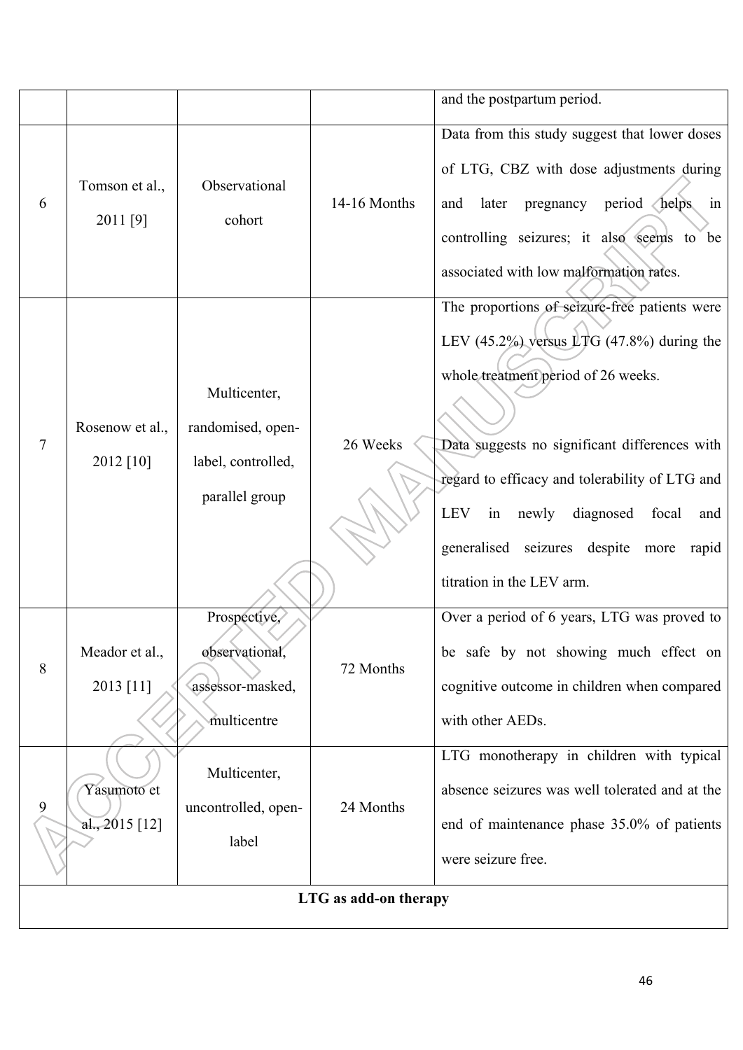| | | | | and the postpartum period. |
|---|---|---|---|---|
| 6 | Tomson et al., 2011 [9] | Observational cohort | 14-16 Months | Data from this study suggest that lower doses of LTG, CBZ with dose adjustments during and later pregnancy period helps in controlling seizures; it also seems to be associated with low malformation rates. |
| 7 | Rosenow et al., 2012 [10] | Multicenter, randomised, open-label, controlled, parallel group | 26 Weeks | The proportions of seizure-free patients were LEV (45.2%) versus LTG (47.8%) during the whole treatment period of 26 weeks.<br><br>Data suggests no significant differences with regard to efficacy and tolerability of LTG and LEV in newly diagnosed focal and generalised seizures despite more rapid titration in the LEV arm. |
| 8 | Meador et al., 2013 [11] | Prospective, observational, assessor-masked, multicentre | 72 Months | Over a period of 6 years, LTG was proved to be safe by not showing much effect on cognitive outcome in children when compared with other AEDs. |
| 9 | Yasumoto et al., 2015 [12] | Multicenter, uncontrolled, open-label | 24 Months | LTG monotherapy in children with typical absence seizures was well tolerated and at the end of maintenance phase 35.0% of patients were seizure free. |
| **LTG as add-on therapy** | | | | |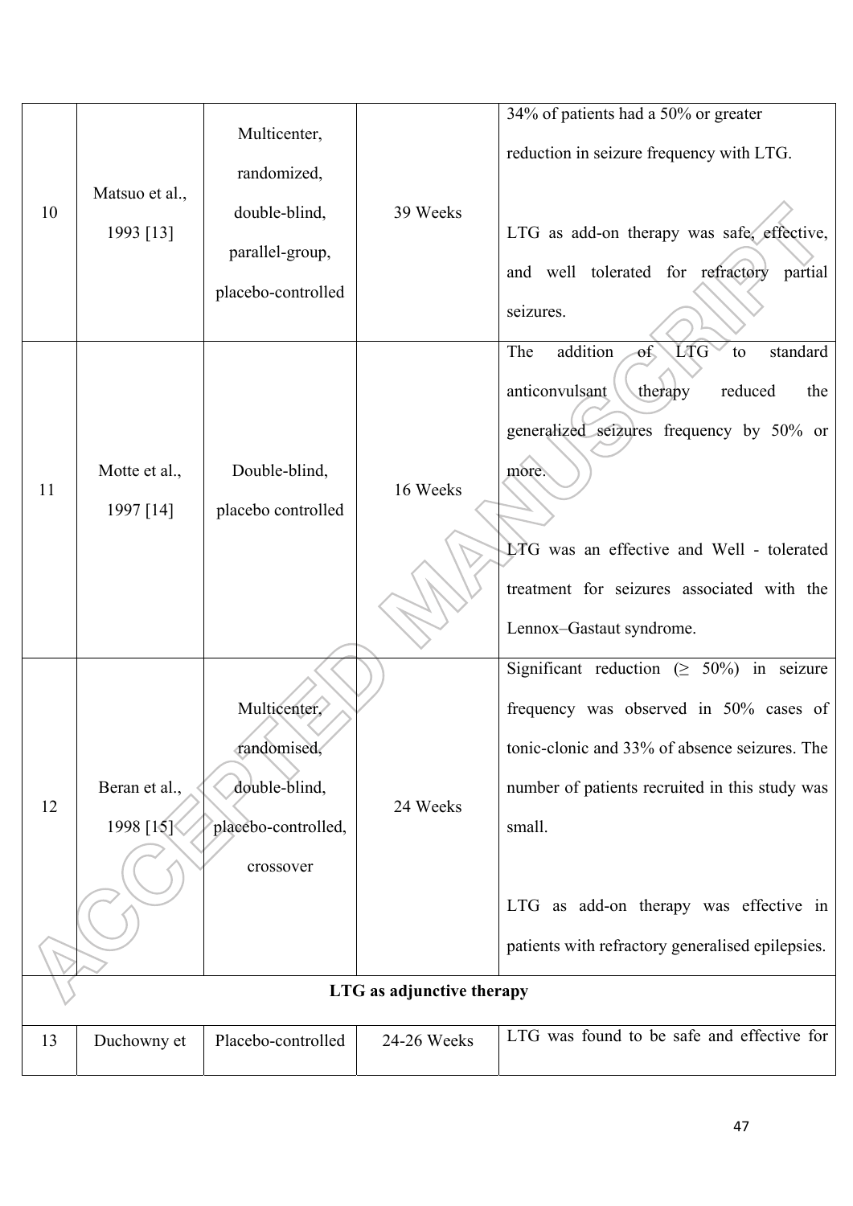| | | | | |
|---|---|---|---|---|
| 10 | Matsuo et al., 1993 [13] | Multicenter, randomized, double-blind, parallel-group, placebo-controlled | 39 Weeks | 34% of patients had a 50% or greater reduction in seizure frequency with LTG.<br><br>LTG as add-on therapy was safe, effective, and well tolerated for refractory partial seizures. |
| 11 | Motte et al., 1997 [14] | Double-blind, placebo controlled | 16 Weeks | The addition of LTG to standard anticonvulsant therapy reduced the generalized seizures frequency by 50% or more.<br><br>LTG was an effective and Well - tolerated treatment for seizures associated with the Lennox–Gastaut syndrome. |
| 12 | Beran et al., 1998 [15] | Multicenter, randomised, double-blind, placebo-controlled, crossover | 24 Weeks | Significant reduction (≥ 50%) in seizure frequency was observed in 50% cases of tonic-clonic and 33% of absence seizures. The number of patients recruited in this study was small.<br><br>LTG as add-on therapy was effective in patients with refractory generalised epilepsies. |
| **LTG as adjunctive therapy** | | | | |
| 13 | Duchowny et | Placebo-controlled | 24-26 Weeks | LTG was found to be safe and effective for |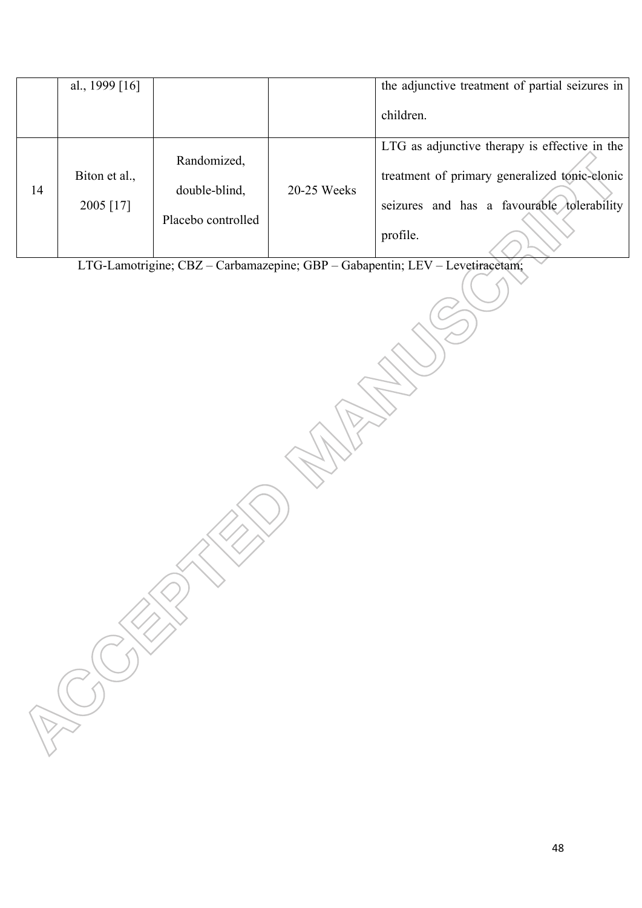| | al., 1999 [16] | | | the adjunctive treatment of partial seizures in children. |
|---|---|---|---|---|
| 14 | Biton et al., 2005 [17] | Randomized, double-blind, Placebo controlled | 20-25 Weeks | LTG as adjunctive therapy is effective in the treatment of primary generalized tonic-clonic seizures and has a favourable tolerability profile. |

LTG-Lamotrigine; CBZ – Carbamazepine; GBP – Gabapentin; LEV – Levetiracetam;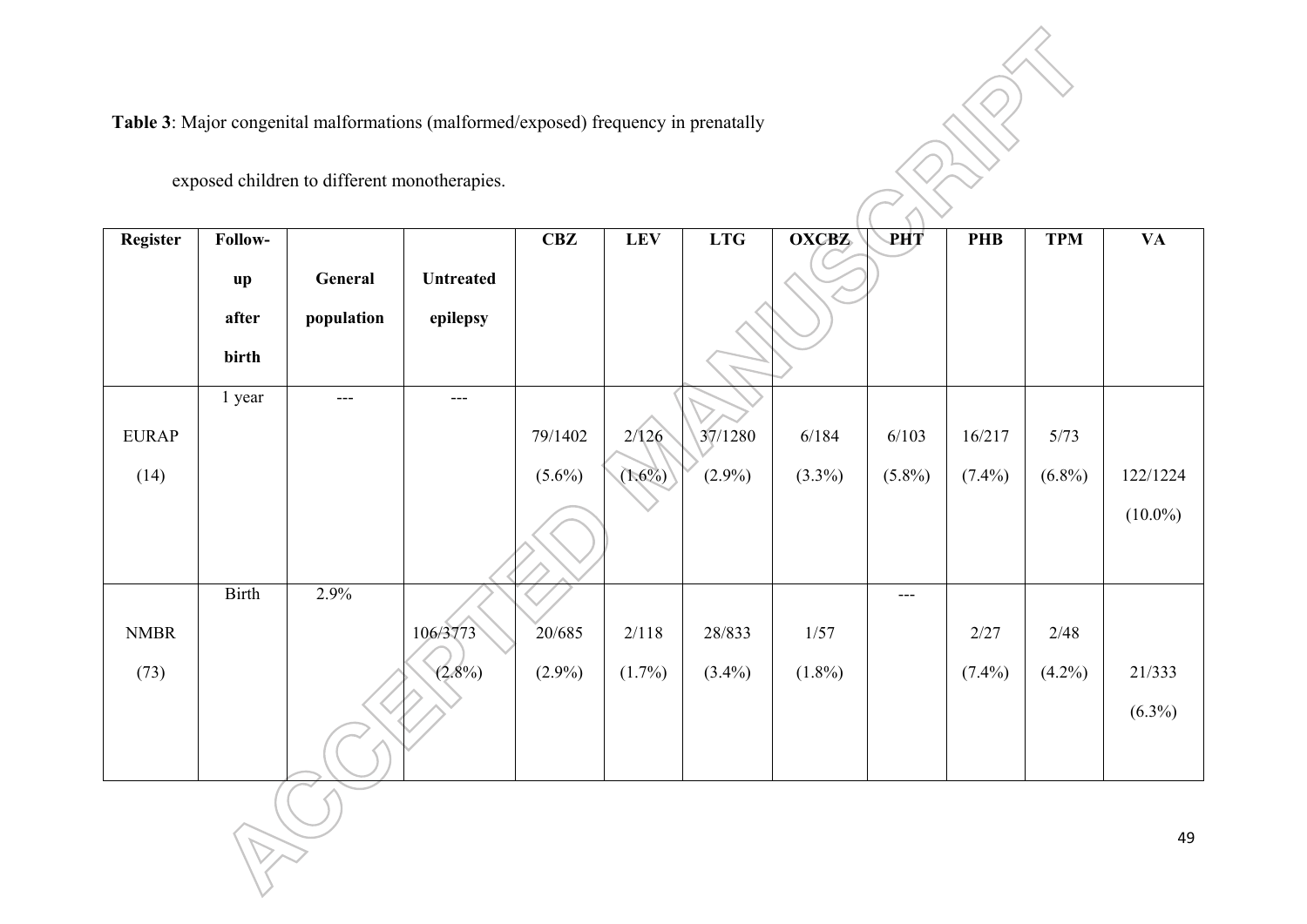**Table 3**: Major congenital malformations (malformed/exposed) frequency in prenatally exposed children to different monotherapies.

| Register | Follow-up after birth | General population | Untreated epilepsy | CBZ | LEV | LTG | OXCBZ | PHT | PHB | TPM | VA |
|---|---|---|---|---|---|---|---|---|---|---|---|
| EURAP (14) | 1 year | --- | --- | 79/1402 (5.6%) | 2/126 (1.6%) | 37/1280 (2.9%) | 6/184 (3.3%) | 6/103 (5.8%) | 16/217 (7.4%) | 5/73 (6.8%) | 122/1224 (10.0%) |
| NMBR (73) | Birth | 2.9% | 106/3773 (2.8%) | 20/685 (2.9%) | 2/118 (1.7%) | 28/833 (3.4%) | 1/57 (1.8%) | --- | 2/27 (7.4%) | 2/48 (4.2%) | 21/333 (6.3%) |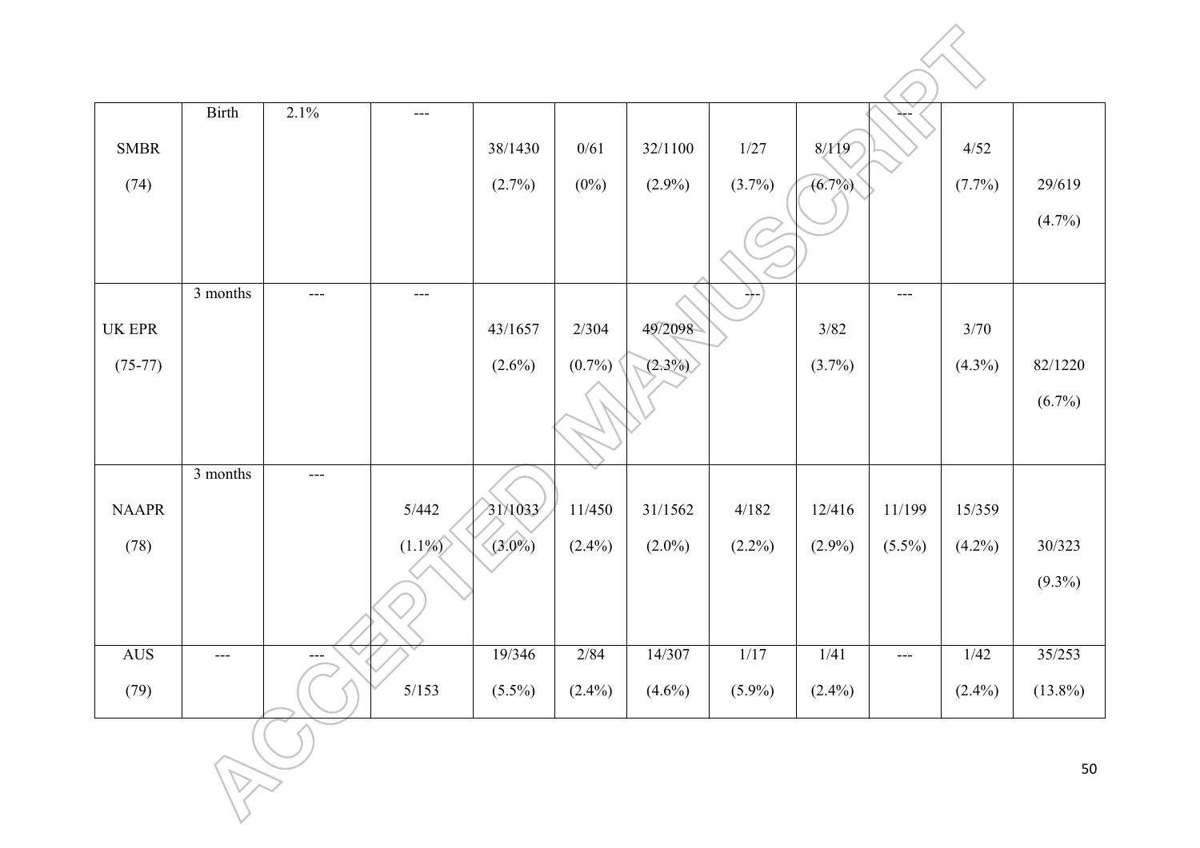| | | | | | | | | | | | |
|---|---|---|---|---|---|---|---|---|---|---|---|
| SMBR (74) | Birth | 2.1% | --- | 38/1430 (2.7%) | 0/61 (0%) | 32/1100 (2.9%) | 1/27 (3.7%) | 8/119 (6.7%) | --- | 4/52 (7.7%) | 29/619 (4.7%) |
| UK EPR (75-77) | 3 months | --- | --- | 43/1657 (2.6%) | 2/304 (0.7%) | 49/2098 (2.3%) | --- | 3/82 (3.7%) | --- | 3/70 (4.3%) | 82/1220 (6.7%) |
| NAAPR (78) | 3 months | --- | 5/442 (1.1%) | 31/1033 (3.0%) | 11/450 (2.4%) | 31/1562 (2.0%) | 4/182 (2.2%) | 12/416 (2.9%) | 11/199 (5.5%) | 15/359 (4.2%) | 30/323 (9.3%) |
| AUS (79) | --- | --- | 5/153 | 19/346 (5.5%) | 2/84 (2.4%) | 14/307 (4.6%) | 1/17 (5.9%) | 1/41 (2.4%) | --- | 1/42 (2.4%) | 35/253 (13.8%) |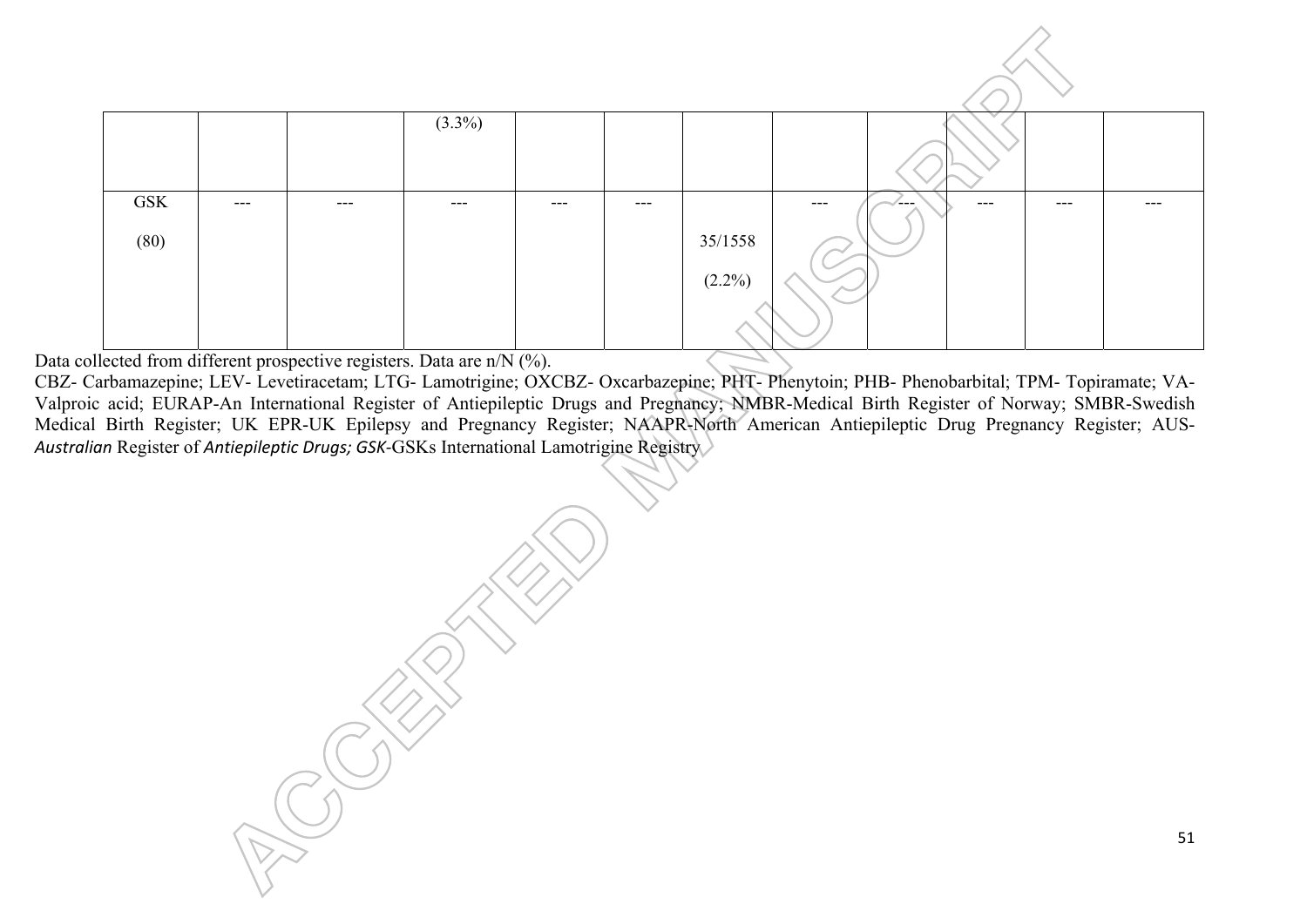| | | | | | | | | | | | |
|---|---|---|---|---|---|---|---|---|---|---|---|
| | | | (3.3%) | | | | | | | | |
| GSK (80) | --- | --- | --- | --- | --- | 35/1558 (2.2%) | --- | --- | --- | --- | --- |

Data collected from different prospective registers. Data are n/N (%).

CBZ- Carbamazepine; LEV- Levetiracetam; LTG- Lamotrigine; OXCBZ- Oxcarbazepine; PHT- Phenytoin; PHB- Phenobarbital; TPM- Topiramate; VA- Valproic acid; EURAP-An International Register of Antiepileptic Drugs and Pregnancy; NMBR-Medical Birth Register of Norway; SMBR-Swedish Medical Birth Register; UK EPR-UK Epilepsy and Pregnancy Register; NAAPR-North American Antiepileptic Drug Pregnancy Register; AUS-*Australian* Register of *Antiepileptic Drugs; GSK*-GSKs International Lamotrigine Registry